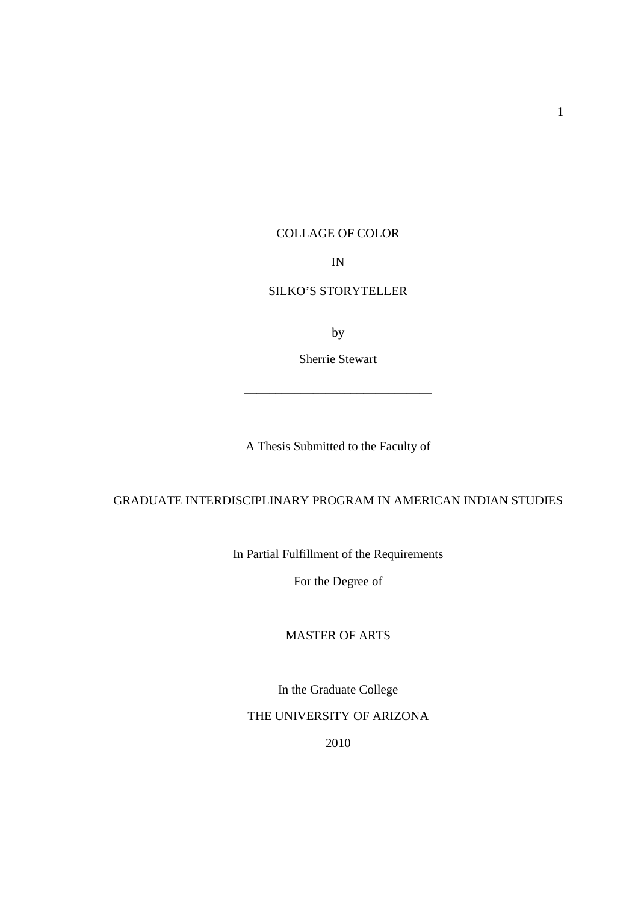# COLLAGE OF COLOR

IN

SILKO'S STORYTELLER

by

Sherrie Stewart

______________________________

A Thesis Submitted to the Faculty of

GRADUATE INTERDISCIPLINARY PROGRAM IN AMERICAN INDIAN STUDIES

In Partial Fulfillment of the Requirements

For the Degree of

MASTER OF ARTS

In the Graduate College

THE UNIVERSITY OF ARIZONA

2010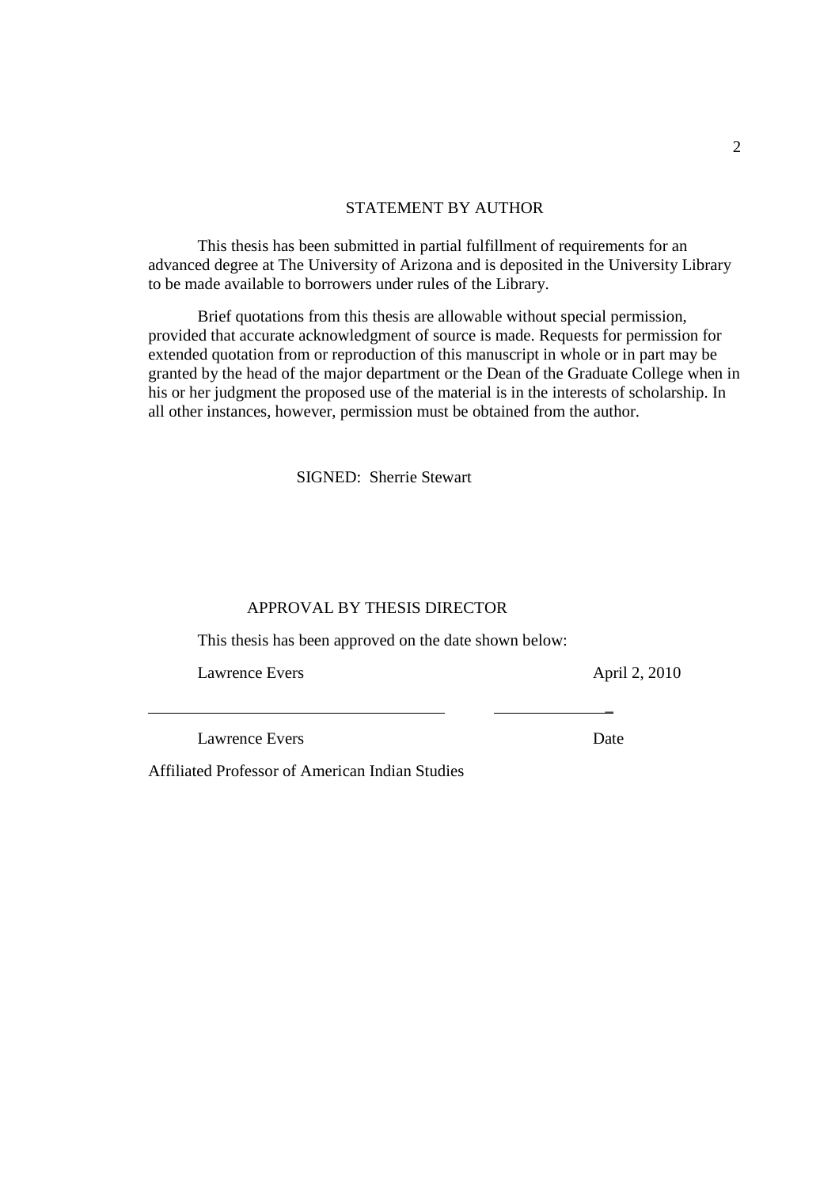## STATEMENT BY AUTHOR

This thesis has been submitted in partial fulfillment of requirements for an advanced degree at The University of Arizona and is deposited in the University Library to be made available to borrowers under rules of the Library.

Brief quotations from this thesis are allowable without special permission, provided that accurate acknowledgment of source is made. Requests for permission for extended quotation from or reproduction of this manuscript in whole or in part may be granted by the head of the major department or the Dean of the Graduate College when in his or her judgment the proposed use of the material is in the interests of scholarship. In all other instances, however, permission must be obtained from the author.

SIGNED: Sherrie Stewart

## APPROVAL BY THESIS DIRECTOR

This thesis has been approved on the date shown below:

Lawrence Evers April 2, 2010

Lawrence Evers Date

Affiliated Professor of American Indian Studies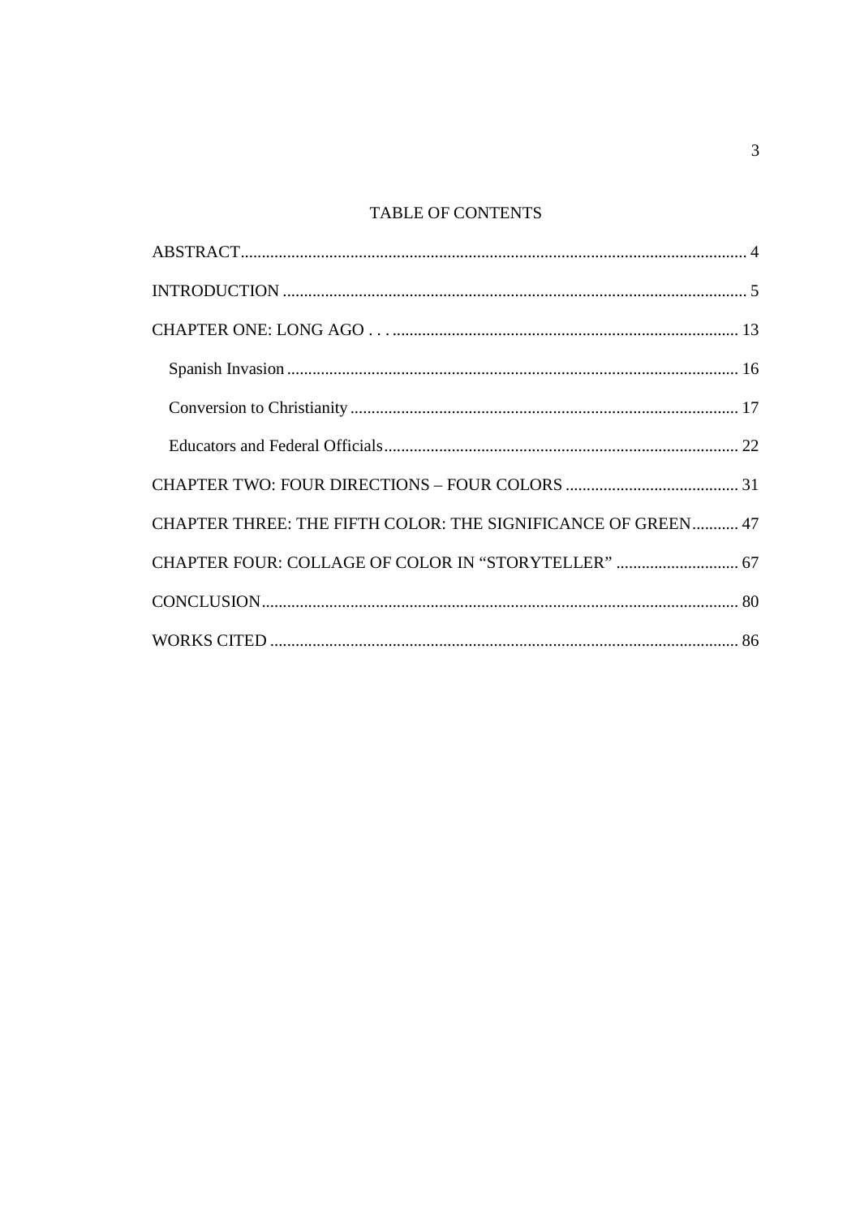# TABLE OF CONTENTS

ABSTRACT ... 4

INTRODUCTION ... 5

CHAPTER ONE: LONG AGO . . . ... 13

- Spanish Invasion ... 16
- Conversion to Christianity ... 17
- Educators and Federal Officials ... 22

CHAPTER TWO: FOUR DIRECTIONS – FOUR COLORS ... 31

CHAPTER THREE: THE FIFTH COLOR: THE SIGNIFICANCE OF GREEN ... 47

CHAPTER FOUR: COLLAGE OF COLOR IN “STORYTELLER” ... 67

CONCLUSION ... 80

WORKS CITED ... 86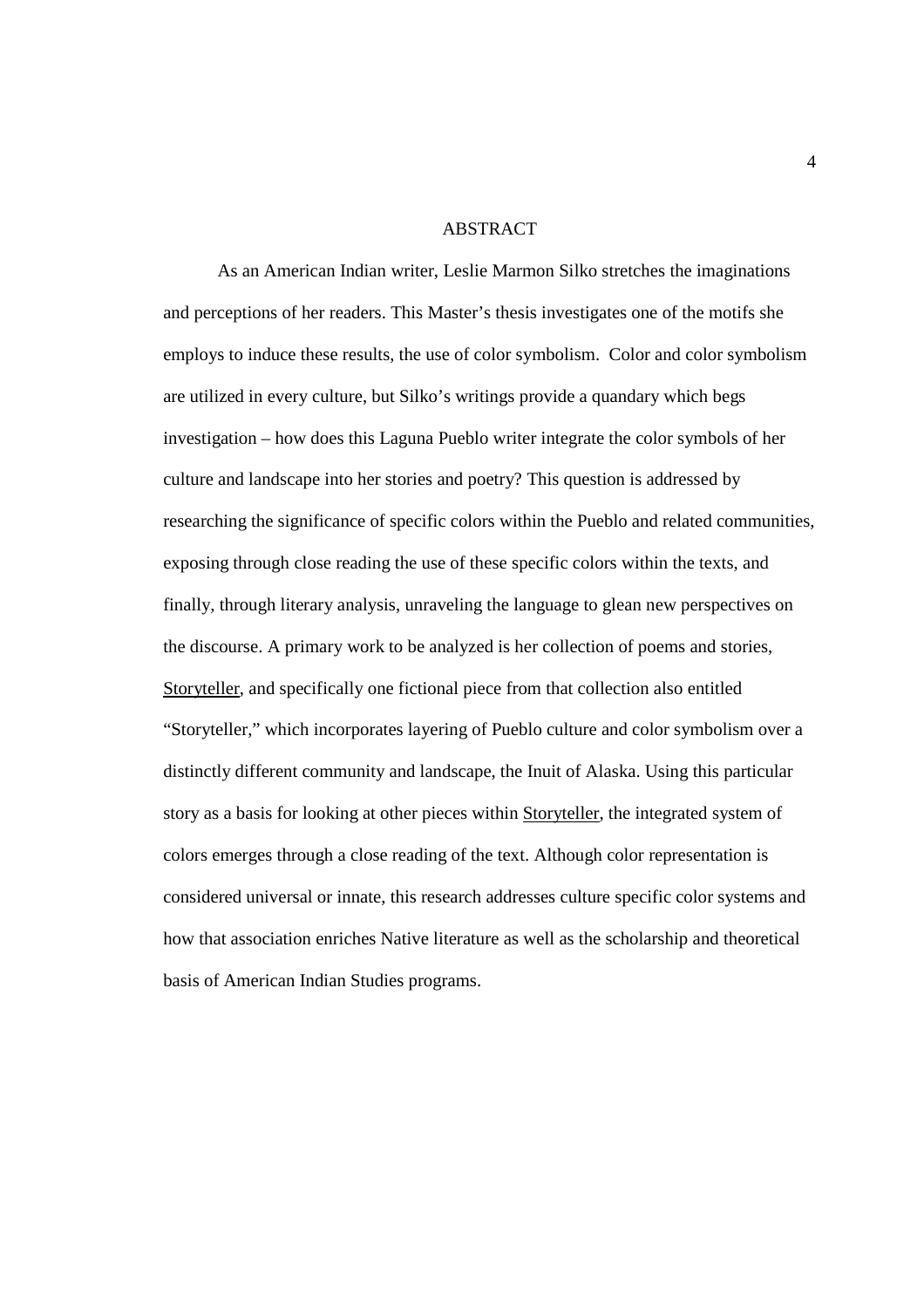# ABSTRACT

As an American Indian writer, Leslie Marmon Silko stretches the imaginations and perceptions of her readers. This Master's thesis investigates one of the motifs she employs to induce these results, the use of color symbolism. Color and color symbolism are utilized in every culture, but Silko's writings provide a quandary which begs investigation – how does this Laguna Pueblo writer integrate the color symbols of her culture and landscape into her stories and poetry? This question is addressed by researching the significance of specific colors within the Pueblo and related communities, exposing through close reading the use of these specific colors within the texts, and finally, through literary analysis, unraveling the language to glean new perspectives on the discourse. A primary work to be analyzed is her collection of poems and stories, Storyteller, and specifically one fictional piece from that collection also entitled "Storyteller," which incorporates layering of Pueblo culture and color symbolism over a distinctly different community and landscape, the Inuit of Alaska. Using this particular story as a basis for looking at other pieces within Storyteller, the integrated system of colors emerges through a close reading of the text. Although color representation is considered universal or innate, this research addresses culture specific color systems and how that association enriches Native literature as well as the scholarship and theoretical basis of American Indian Studies programs.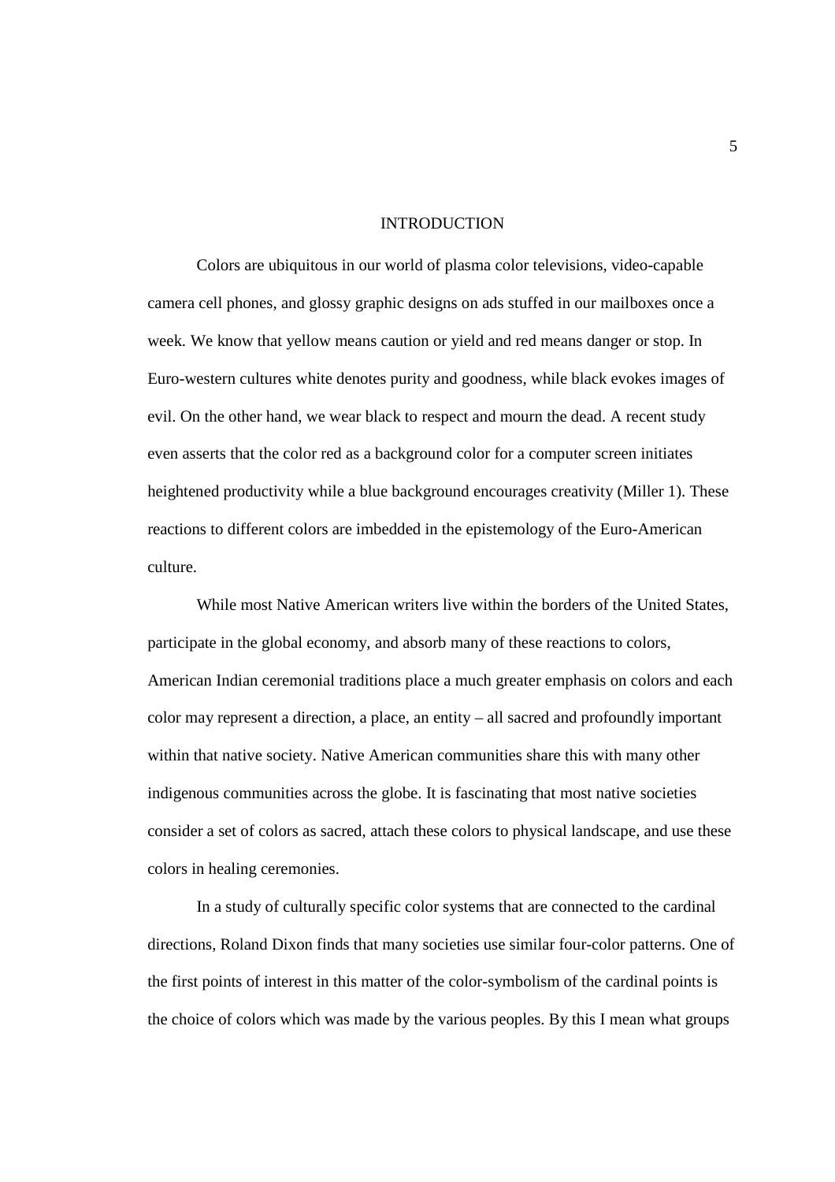# INTRODUCTION

Colors are ubiquitous in our world of plasma color televisions, video-capable camera cell phones, and glossy graphic designs on ads stuffed in our mailboxes once a week. We know that yellow means caution or yield and red means danger or stop. In Euro-western cultures white denotes purity and goodness, while black evokes images of evil. On the other hand, we wear black to respect and mourn the dead. A recent study even asserts that the color red as a background color for a computer screen initiates heightened productivity while a blue background encourages creativity (Miller 1). These reactions to different colors are imbedded in the epistemology of the Euro-American culture.

While most Native American writers live within the borders of the United States, participate in the global economy, and absorb many of these reactions to colors, American Indian ceremonial traditions place a much greater emphasis on colors and each color may represent a direction, a place, an entity – all sacred and profoundly important within that native society. Native American communities share this with many other indigenous communities across the globe. It is fascinating that most native societies consider a set of colors as sacred, attach these colors to physical landscape, and use these colors in healing ceremonies.

In a study of culturally specific color systems that are connected to the cardinal directions, Roland Dixon finds that many societies use similar four-color patterns. One of the first points of interest in this matter of the color-symbolism of the cardinal points is the choice of colors which was made by the various peoples. By this I mean what groups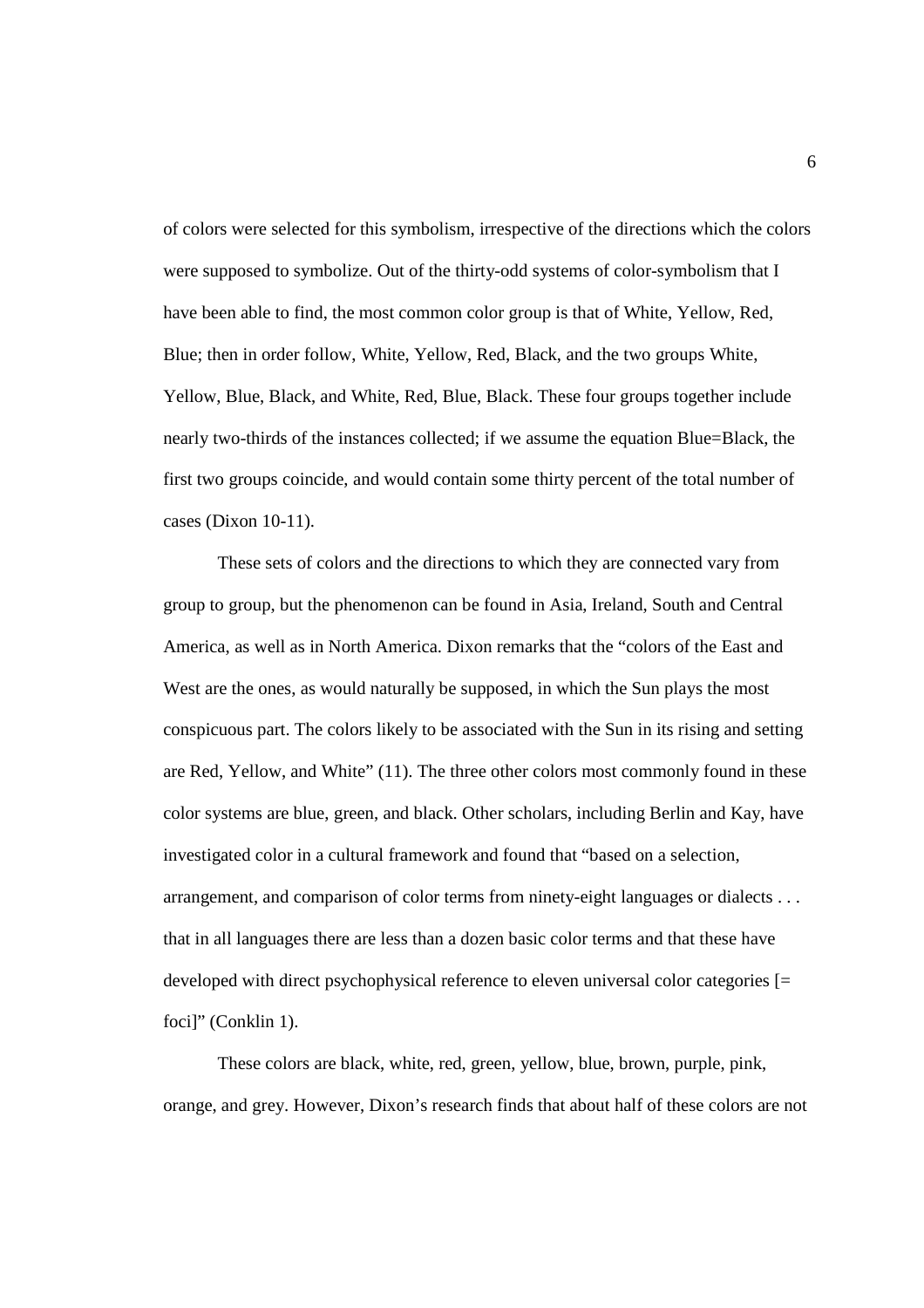of colors were selected for this symbolism, irrespective of the directions which the colors were supposed to symbolize. Out of the thirty-odd systems of color-symbolism that I have been able to find, the most common color group is that of White, Yellow, Red, Blue; then in order follow, White, Yellow, Red, Black, and the two groups White, Yellow, Blue, Black, and White, Red, Blue, Black. These four groups together include nearly two-thirds of the instances collected; if we assume the equation Blue=Black, the first two groups coincide, and would contain some thirty percent of the total number of cases (Dixon 10-11).

These sets of colors and the directions to which they are connected vary from group to group, but the phenomenon can be found in Asia, Ireland, South and Central America, as well as in North America. Dixon remarks that the "colors of the East and West are the ones, as would naturally be supposed, in which the Sun plays the most conspicuous part. The colors likely to be associated with the Sun in its rising and setting are Red, Yellow, and White" (11). The three other colors most commonly found in these color systems are blue, green, and black. Other scholars, including Berlin and Kay, have investigated color in a cultural framework and found that "based on a selection, arrangement, and comparison of color terms from ninety-eight languages or dialects . . . that in all languages there are less than a dozen basic color terms and that these have developed with direct psychophysical reference to eleven universal color categories [= foci]" (Conklin 1).

These colors are black, white, red, green, yellow, blue, brown, purple, pink, orange, and grey. However, Dixon's research finds that about half of these colors are not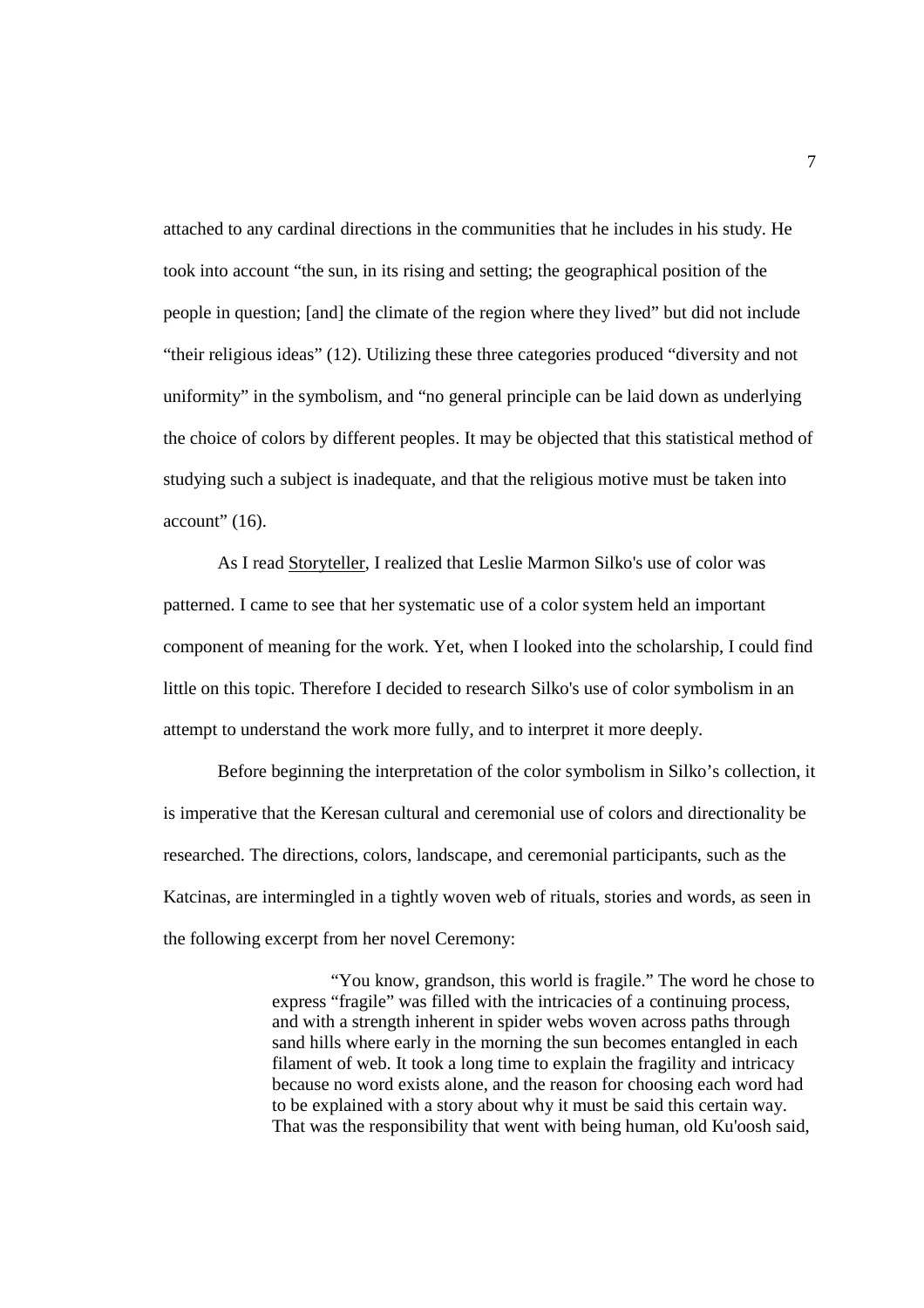attached to any cardinal directions in the communities that he includes in his study. He took into account “the sun, in its rising and setting; the geographical position of the people in question; [and] the climate of the region where they lived” but did not include “their religious ideas” (12). Utilizing these three categories produced “diversity and not uniformity” in the symbolism, and “no general principle can be laid down as underlying the choice of colors by different peoples. It may be objected that this statistical method of studying such a subject is inadequate, and that the religious motive must be taken into account” (16).

As I read Storyteller, I realized that Leslie Marmon Silko's use of color was patterned. I came to see that her systematic use of a color system held an important component of meaning for the work. Yet, when I looked into the scholarship, I could find little on this topic. Therefore I decided to research Silko's use of color symbolism in an attempt to understand the work more fully, and to interpret it more deeply.

Before beginning the interpretation of the color symbolism in Silko’s collection, it is imperative that the Keresan cultural and ceremonial use of colors and directionality be researched. The directions, colors, landscape, and ceremonial participants, such as the Katcinas, are intermingled in a tightly woven web of rituals, stories and words, as seen in the following excerpt from her novel Ceremony:

> “You know, grandson, this world is fragile.” The word he chose to express “fragile” was filled with the intricacies of a continuing process, and with a strength inherent in spider webs woven across paths through sand hills where early in the morning the sun becomes entangled in each filament of web. It took a long time to explain the fragility and intricacy because no word exists alone, and the reason for choosing each word had to be explained with a story about why it must be said this certain way. That was the responsibility that went with being human, old Ku'oosh said,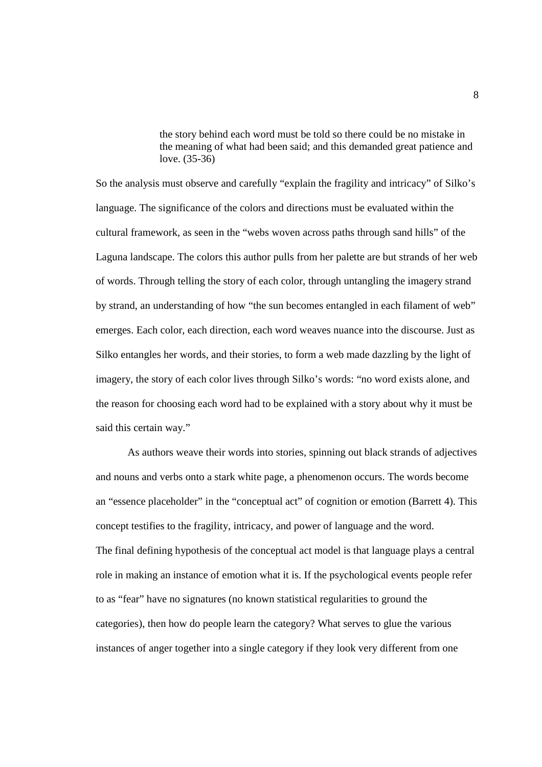> the story behind each word must be told so there could be no mistake in the meaning of what had been said; and this demanded great patience and love. (35-36)

So the analysis must observe and carefully "explain the fragility and intricacy" of Silko's language. The significance of the colors and directions must be evaluated within the cultural framework, as seen in the "webs woven across paths through sand hills" of the Laguna landscape. The colors this author pulls from her palette are but strands of her web of words. Through telling the story of each color, through untangling the imagery strand by strand, an understanding of how "the sun becomes entangled in each filament of web" emerges. Each color, each direction, each word weaves nuance into the discourse. Just as Silko entangles her words, and their stories, to form a web made dazzling by the light of imagery, the story of each color lives through Silko's words: "no word exists alone, and the reason for choosing each word had to be explained with a story about why it must be said this certain way."

As authors weave their words into stories, spinning out black strands of adjectives and nouns and verbs onto a stark white page, a phenomenon occurs. The words become an "essence placeholder" in the "conceptual act" of cognition or emotion (Barrett 4). This concept testifies to the fragility, intricacy, and power of language and the word.

The final defining hypothesis of the conceptual act model is that language plays a central role in making an instance of emotion what it is. If the psychological events people refer to as "fear" have no signatures (no known statistical regularities to ground the categories), then how do people learn the category? What serves to glue the various instances of anger together into a single category if they look very different from one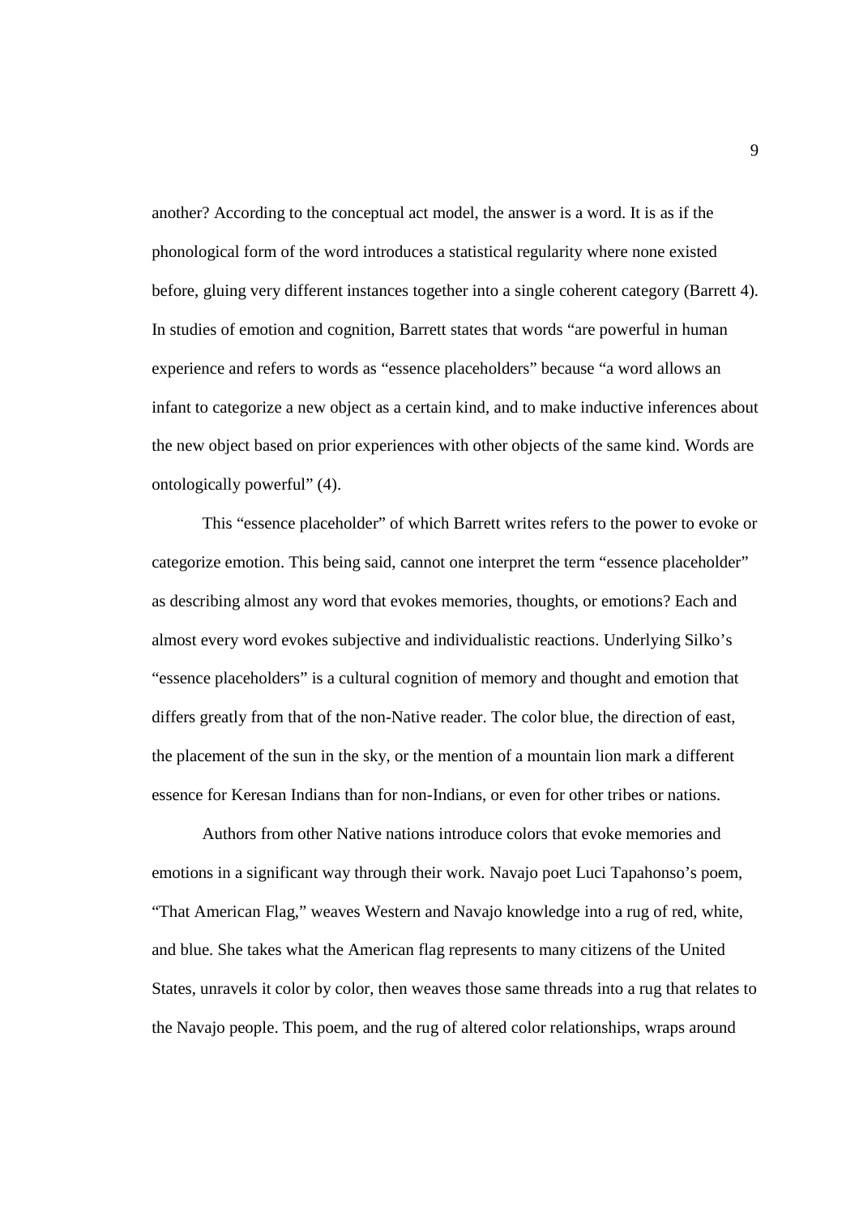another? According to the conceptual act model, the answer is a word. It is as if the phonological form of the word introduces a statistical regularity where none existed before, gluing very different instances together into a single coherent category (Barrett 4). In studies of emotion and cognition, Barrett states that words "are powerful in human experience and refers to words as "essence placeholders" because "a word allows an infant to categorize a new object as a certain kind, and to make inductive inferences about the new object based on prior experiences with other objects of the same kind. Words are ontologically powerful" (4).

This "essence placeholder" of which Barrett writes refers to the power to evoke or categorize emotion. This being said, cannot one interpret the term "essence placeholder" as describing almost any word that evokes memories, thoughts, or emotions? Each and almost every word evokes subjective and individualistic reactions. Underlying Silko's "essence placeholders" is a cultural cognition of memory and thought and emotion that differs greatly from that of the non-Native reader. The color blue, the direction of east, the placement of the sun in the sky, or the mention of a mountain lion mark a different essence for Keresan Indians than for non-Indians, or even for other tribes or nations.

Authors from other Native nations introduce colors that evoke memories and emotions in a significant way through their work. Navajo poet Luci Tapahonso's poem, "That American Flag," weaves Western and Navajo knowledge into a rug of red, white, and blue. She takes what the American flag represents to many citizens of the United States, unravels it color by color, then weaves those same threads into a rug that relates to the Navajo people. This poem, and the rug of altered color relationships, wraps around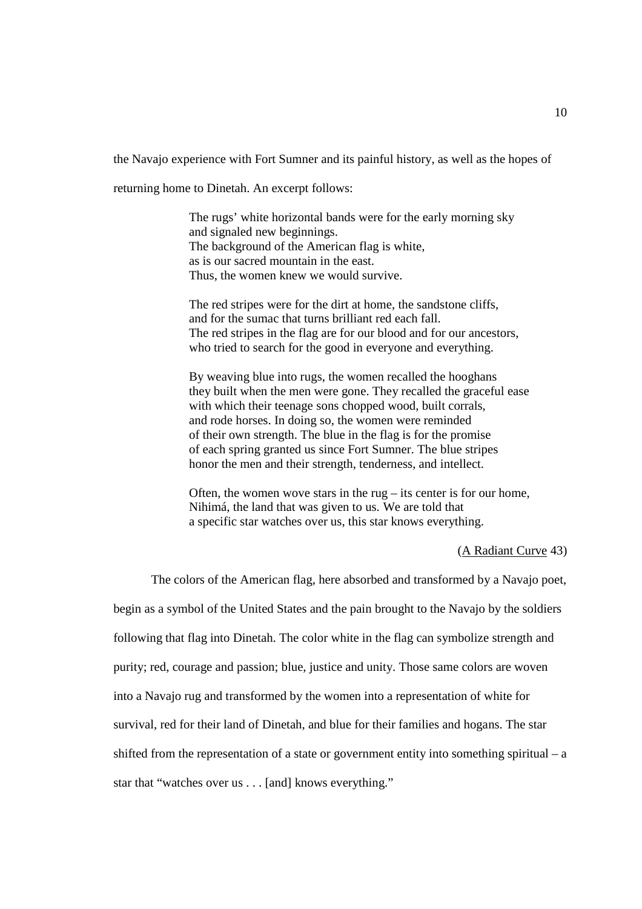the Navajo experience with Fort Sumner and its painful history, as well as the hopes of returning home to Dinetah. An excerpt follows:

> The rugs' white horizontal bands were for the early morning sky
> and signaled new beginnings.
> The background of the American flag is white,
> as is our sacred mountain in the east.
> Thus, the women knew we would survive.
>
> The red stripes were for the dirt at home, the sandstone cliffs,
> and for the sumac that turns brilliant red each fall.
> The red stripes in the flag are for our blood and for our ancestors,
> who tried to search for the good in everyone and everything.
>
> By weaving blue into rugs, the women recalled the hooghans
> they built when the men were gone. They recalled the graceful ease
> with which their teenage sons chopped wood, built corrals,
> and rode horses. In doing so, the women were reminded
> of their own strength. The blue in the flag is for the promise
> of each spring granted us since Fort Sumner. The blue stripes
> honor the men and their strength, tenderness, and intellect.
>
> Often, the women wove stars in the rug – its center is for our home,
> Nihimá, the land that was given to us. We are told that
> a specific star watches over us, this star knows everything.
>
> (A Radiant Curve 43)

The colors of the American flag, here absorbed and transformed by a Navajo poet, begin as a symbol of the United States and the pain brought to the Navajo by the soldiers following that flag into Dinetah. The color white in the flag can symbolize strength and purity; red, courage and passion; blue, justice and unity. Those same colors are woven into a Navajo rug and transformed by the women into a representation of white for survival, red for their land of Dinetah, and blue for their families and hogans. The star shifted from the representation of a state or government entity into something spiritual – a star that "watches over us . . . [and] knows everything."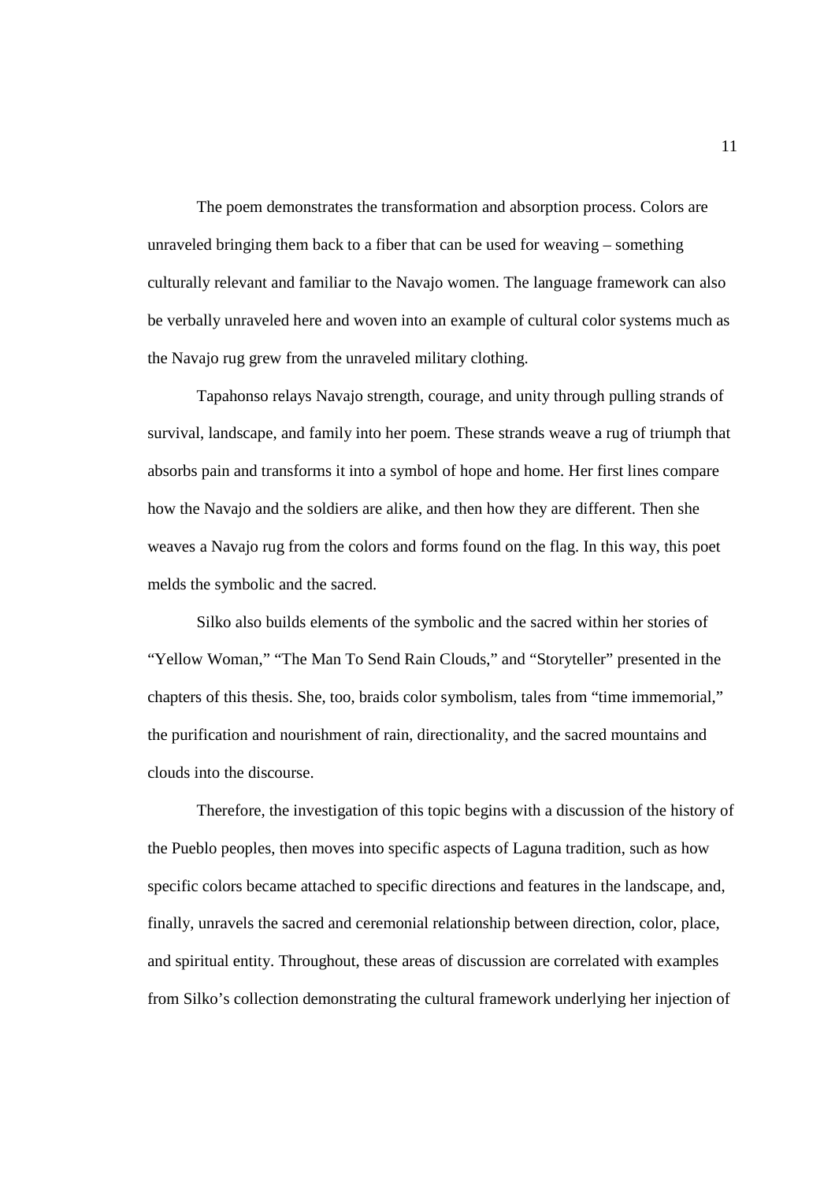The poem demonstrates the transformation and absorption process. Colors are unraveled bringing them back to a fiber that can be used for weaving – something culturally relevant and familiar to the Navajo women. The language framework can also be verbally unraveled here and woven into an example of cultural color systems much as the Navajo rug grew from the unraveled military clothing.

Tapahonso relays Navajo strength, courage, and unity through pulling strands of survival, landscape, and family into her poem. These strands weave a rug of triumph that absorbs pain and transforms it into a symbol of hope and home. Her first lines compare how the Navajo and the soldiers are alike, and then how they are different. Then she weaves a Navajo rug from the colors and forms found on the flag. In this way, this poet melds the symbolic and the sacred.

Silko also builds elements of the symbolic and the sacred within her stories of "Yellow Woman," "The Man To Send Rain Clouds," and "Storyteller" presented in the chapters of this thesis. She, too, braids color symbolism, tales from "time immemorial," the purification and nourishment of rain, directionality, and the sacred mountains and clouds into the discourse.

Therefore, the investigation of this topic begins with a discussion of the history of the Pueblo peoples, then moves into specific aspects of Laguna tradition, such as how specific colors became attached to specific directions and features in the landscape, and, finally, unravels the sacred and ceremonial relationship between direction, color, place, and spiritual entity. Throughout, these areas of discussion are correlated with examples from Silko's collection demonstrating the cultural framework underlying her injection of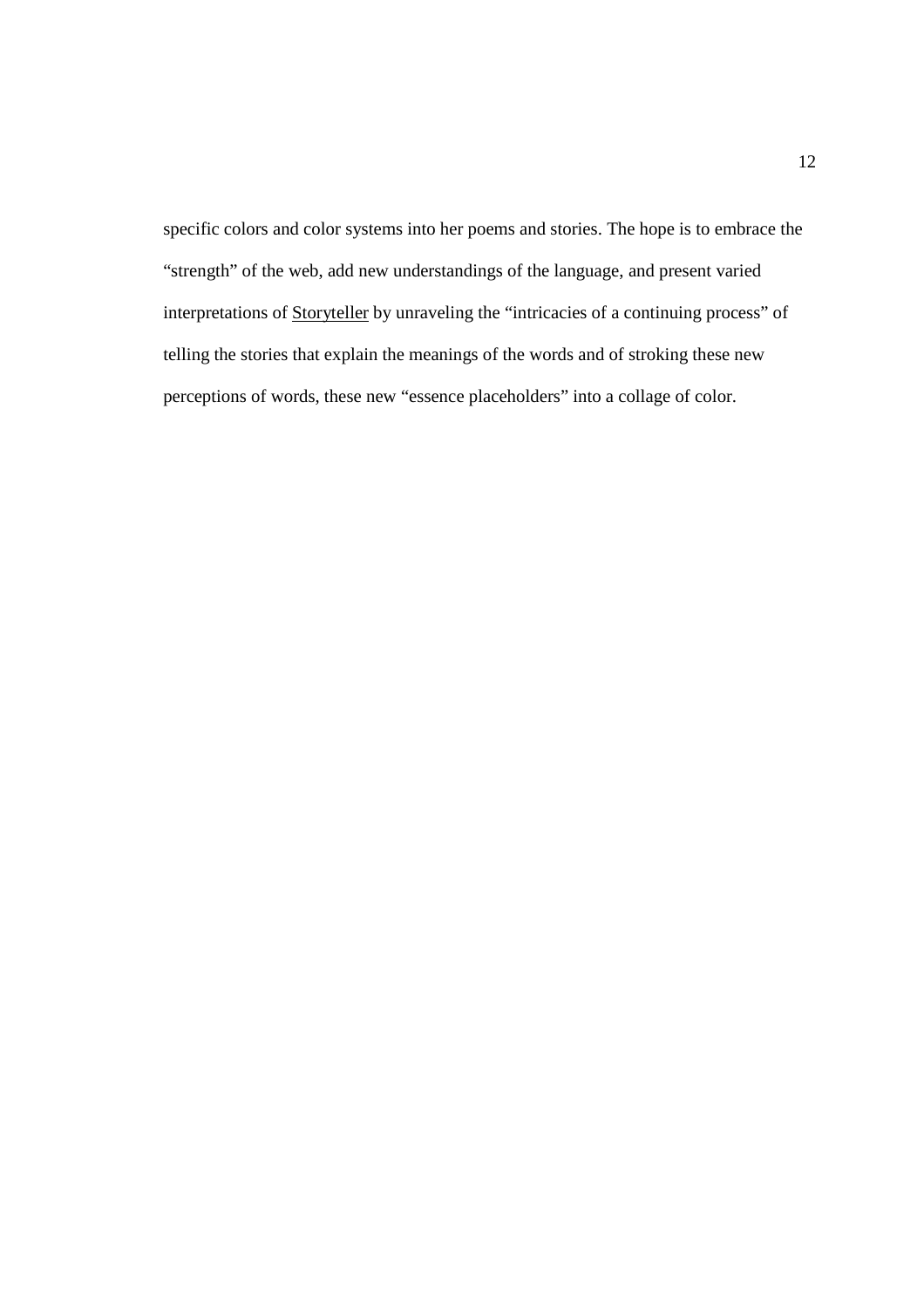specific colors and color systems into her poems and stories. The hope is to embrace the "strength" of the web, add new understandings of the language, and present varied interpretations of <u>Storyteller</u> by unraveling the "intricacies of a continuing process" of telling the stories that explain the meanings of the words and of stroking these new perceptions of words, these new "essence placeholders" into a collage of color.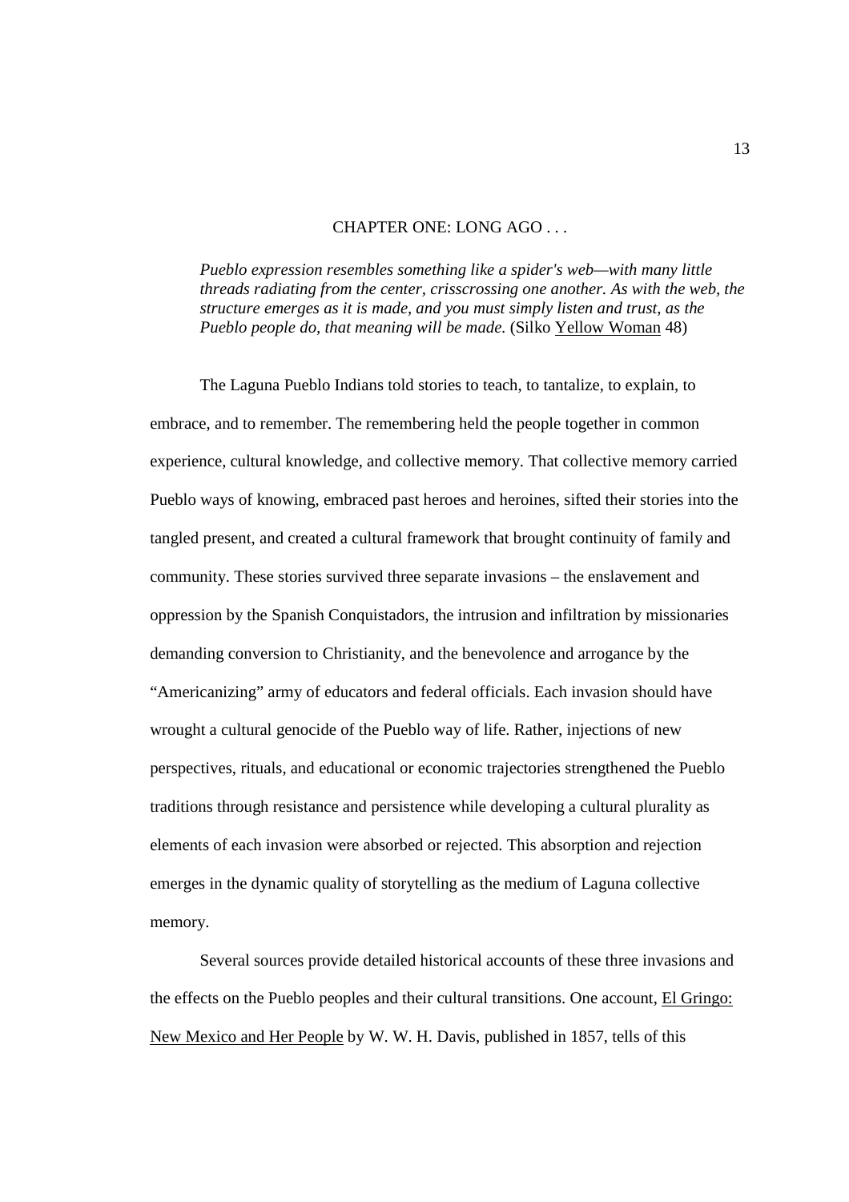# CHAPTER ONE: LONG AGO . . .

> *Pueblo expression resembles something like a spider's web—with many little threads radiating from the center, crisscrossing one another. As with the web, the structure emerges as it is made, and you must simply listen and trust, as the Pueblo people do, that meaning will be made.* (Silko Yellow Woman 48)

The Laguna Pueblo Indians told stories to teach, to tantalize, to explain, to embrace, and to remember. The remembering held the people together in common experience, cultural knowledge, and collective memory. That collective memory carried Pueblo ways of knowing, embraced past heroes and heroines, sifted their stories into the tangled present, and created a cultural framework that brought continuity of family and community. These stories survived three separate invasions – the enslavement and oppression by the Spanish Conquistadors, the intrusion and infiltration by missionaries demanding conversion to Christianity, and the benevolence and arrogance by the "Americanizing" army of educators and federal officials. Each invasion should have wrought a cultural genocide of the Pueblo way of life. Rather, injections of new perspectives, rituals, and educational or economic trajectories strengthened the Pueblo traditions through resistance and persistence while developing a cultural plurality as elements of each invasion were absorbed or rejected. This absorption and rejection emerges in the dynamic quality of storytelling as the medium of Laguna collective memory.

Several sources provide detailed historical accounts of these three invasions and the effects on the Pueblo peoples and their cultural transitions. One account, El Gringo: New Mexico and Her People by W. W. H. Davis, published in 1857, tells of this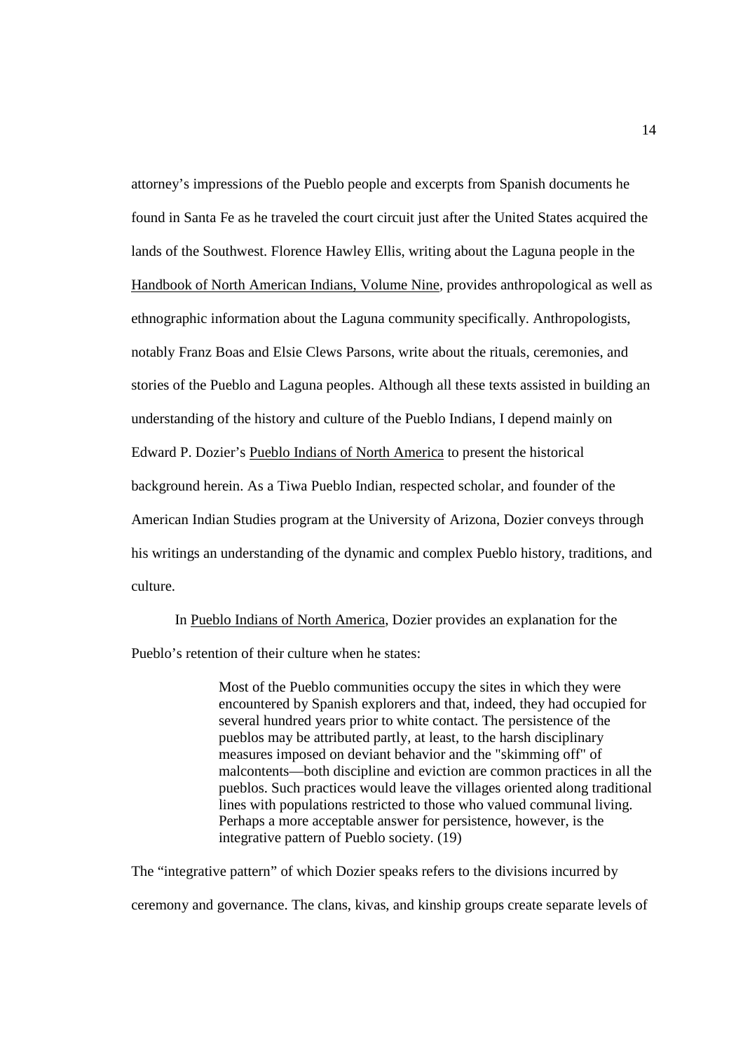attorney's impressions of the Pueblo people and excerpts from Spanish documents he found in Santa Fe as he traveled the court circuit just after the United States acquired the lands of the Southwest. Florence Hawley Ellis, writing about the Laguna people in the Handbook of North American Indians, Volume Nine, provides anthropological as well as ethnographic information about the Laguna community specifically. Anthropologists, notably Franz Boas and Elsie Clews Parsons, write about the rituals, ceremonies, and stories of the Pueblo and Laguna peoples. Although all these texts assisted in building an understanding of the history and culture of the Pueblo Indians, I depend mainly on Edward P. Dozier's Pueblo Indians of North America to present the historical background herein. As a Tiwa Pueblo Indian, respected scholar, and founder of the American Indian Studies program at the University of Arizona, Dozier conveys through his writings an understanding of the dynamic and complex Pueblo history, traditions, and culture.

In Pueblo Indians of North America, Dozier provides an explanation for the Pueblo's retention of their culture when he states:

> Most of the Pueblo communities occupy the sites in which they were encountered by Spanish explorers and that, indeed, they had occupied for several hundred years prior to white contact. The persistence of the pueblos may be attributed partly, at least, to the harsh disciplinary measures imposed on deviant behavior and the "skimming off" of malcontents—both discipline and eviction are common practices in all the pueblos. Such practices would leave the villages oriented along traditional lines with populations restricted to those who valued communal living. Perhaps a more acceptable answer for persistence, however, is the integrative pattern of Pueblo society. (19)

The "integrative pattern" of which Dozier speaks refers to the divisions incurred by ceremony and governance. The clans, kivas, and kinship groups create separate levels of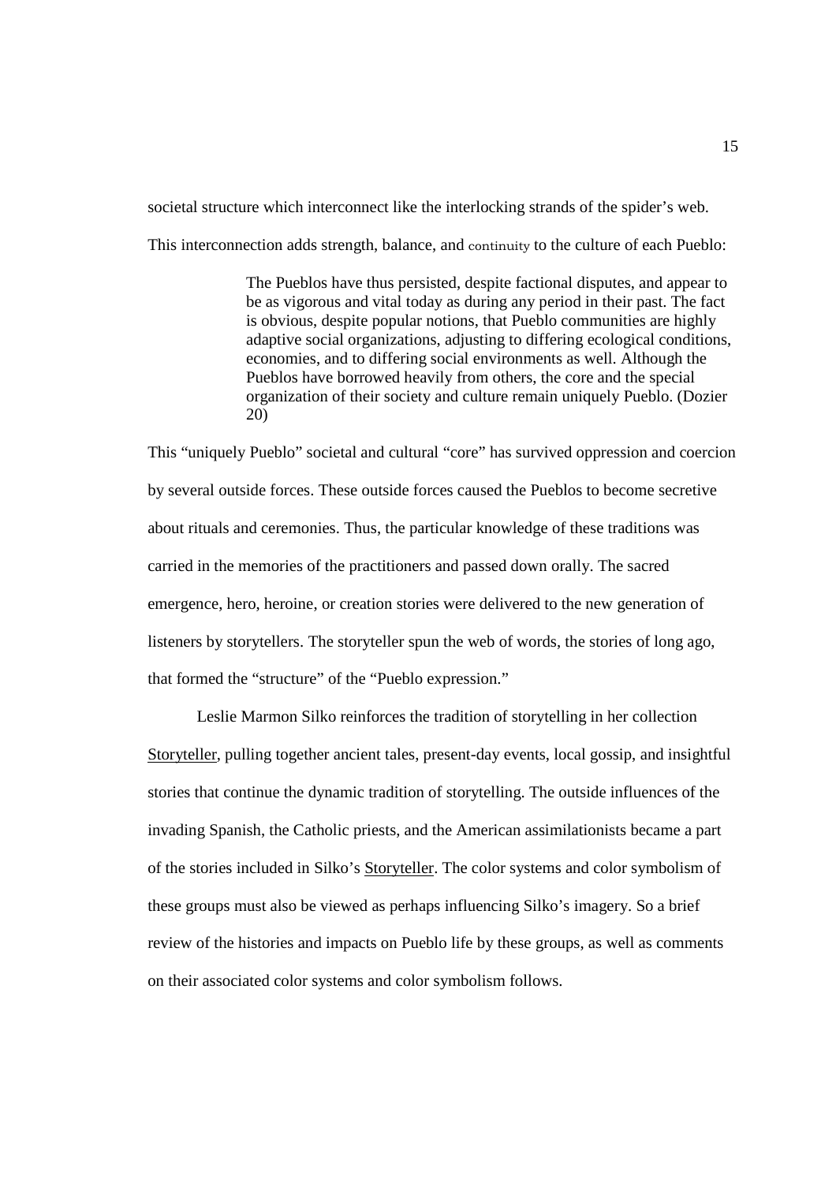societal structure which interconnect like the interlocking strands of the spider's web. This interconnection adds strength, balance, and continuity to the culture of each Pueblo:

> The Pueblos have thus persisted, despite factional disputes, and appear to be as vigorous and vital today as during any period in their past. The fact is obvious, despite popular notions, that Pueblo communities are highly adaptive social organizations, adjusting to differing ecological conditions, economies, and to differing social environments as well. Although the Pueblos have borrowed heavily from others, the core and the special organization of their society and culture remain uniquely Pueblo. (Dozier 20)

This "uniquely Pueblo" societal and cultural "core" has survived oppression and coercion by several outside forces. These outside forces caused the Pueblos to become secretive about rituals and ceremonies. Thus, the particular knowledge of these traditions was carried in the memories of the practitioners and passed down orally. The sacred emergence, hero, heroine, or creation stories were delivered to the new generation of listeners by storytellers. The storyteller spun the web of words, the stories of long ago, that formed the "structure" of the "Pueblo expression."

Leslie Marmon Silko reinforces the tradition of storytelling in her collection Storyteller, pulling together ancient tales, present-day events, local gossip, and insightful stories that continue the dynamic tradition of storytelling. The outside influences of the invading Spanish, the Catholic priests, and the American assimilationists became a part of the stories included in Silko's Storyteller. The color systems and color symbolism of these groups must also be viewed as perhaps influencing Silko's imagery. So a brief review of the histories and impacts on Pueblo life by these groups, as well as comments on their associated color systems and color symbolism follows.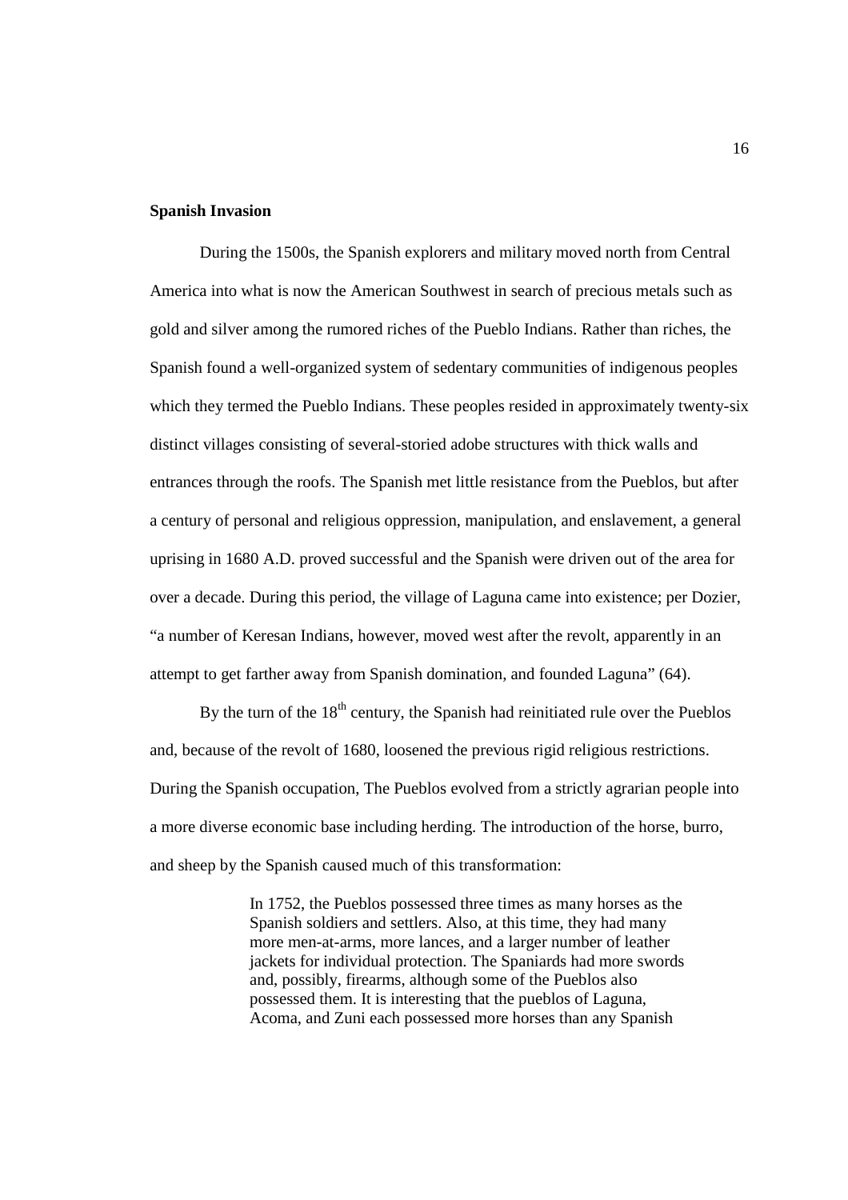**Spanish Invasion**

During the 1500s, the Spanish explorers and military moved north from Central America into what is now the American Southwest in search of precious metals such as gold and silver among the rumored riches of the Pueblo Indians. Rather than riches, the Spanish found a well-organized system of sedentary communities of indigenous peoples which they termed the Pueblo Indians. These peoples resided in approximately twenty-six distinct villages consisting of several-storied adobe structures with thick walls and entrances through the roofs. The Spanish met little resistance from the Pueblos, but after a century of personal and religious oppression, manipulation, and enslavement, a general uprising in 1680 A.D. proved successful and the Spanish were driven out of the area for over a decade. During this period, the village of Laguna came into existence; per Dozier, "a number of Keresan Indians, however, moved west after the revolt, apparently in an attempt to get farther away from Spanish domination, and founded Laguna" (64).

By the turn of the 18th century, the Spanish had reinitiated rule over the Pueblos and, because of the revolt of 1680, loosened the previous rigid religious restrictions. During the Spanish occupation, The Pueblos evolved from a strictly agrarian people into a more diverse economic base including herding. The introduction of the horse, burro, and sheep by the Spanish caused much of this transformation:

> In 1752, the Pueblos possessed three times as many horses as the Spanish soldiers and settlers. Also, at this time, they had many more men-at-arms, more lances, and a larger number of leather jackets for individual protection. The Spaniards had more swords and, possibly, firearms, although some of the Pueblos also possessed them. It is interesting that the pueblos of Laguna, Acoma, and Zuni each possessed more horses than any Spanish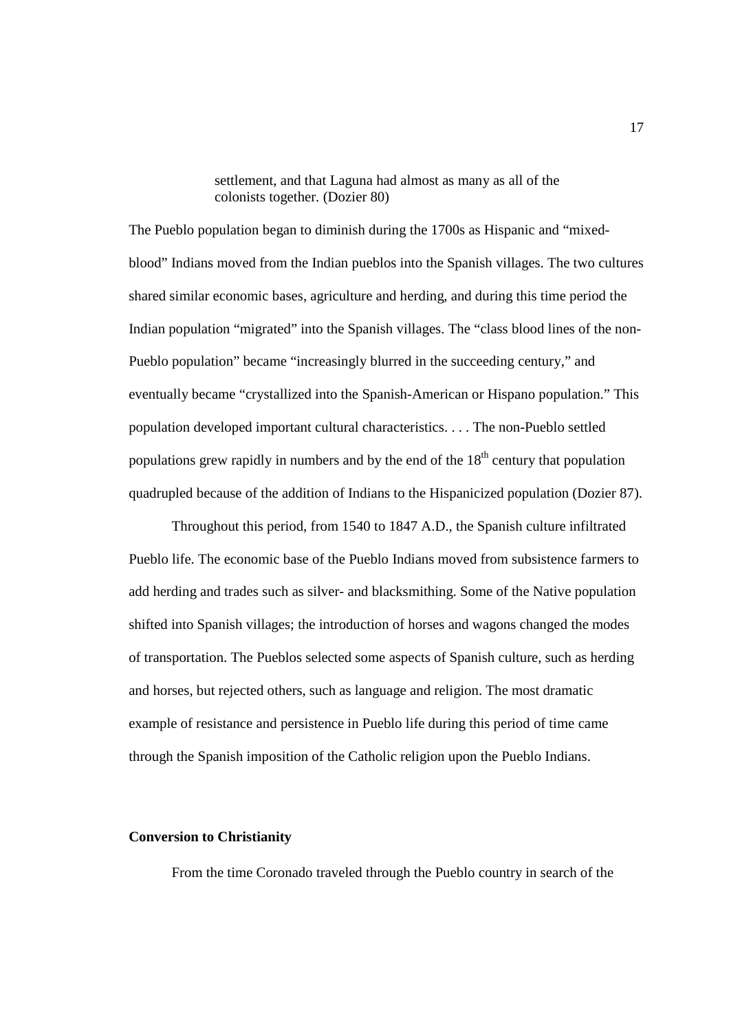> settlement, and that Laguna had almost as many as all of the colonists together. (Dozier 80)

The Pueblo population began to diminish during the 1700s as Hispanic and "mixed-blood" Indians moved from the Indian pueblos into the Spanish villages. The two cultures shared similar economic bases, agriculture and herding, and during this time period the Indian population "migrated" into the Spanish villages. The "class blood lines of the non-Pueblo population" became "increasingly blurred in the succeeding century," and eventually became "crystallized into the Spanish-American or Hispano population." This population developed important cultural characteristics. . . . The non-Pueblo settled populations grew rapidly in numbers and by the end of the 18th century that population quadrupled because of the addition of Indians to the Hispanicized population (Dozier 87).

Throughout this period, from 1540 to 1847 A.D., the Spanish culture infiltrated Pueblo life. The economic base of the Pueblo Indians moved from subsistence farmers to add herding and trades such as silver- and blacksmithing. Some of the Native population shifted into Spanish villages; the introduction of horses and wagons changed the modes of transportation. The Pueblos selected some aspects of Spanish culture, such as herding and horses, but rejected others, such as language and religion. The most dramatic example of resistance and persistence in Pueblo life during this period of time came through the Spanish imposition of the Catholic religion upon the Pueblo Indians.

**Conversion to Christianity**

From the time Coronado traveled through the Pueblo country in search of the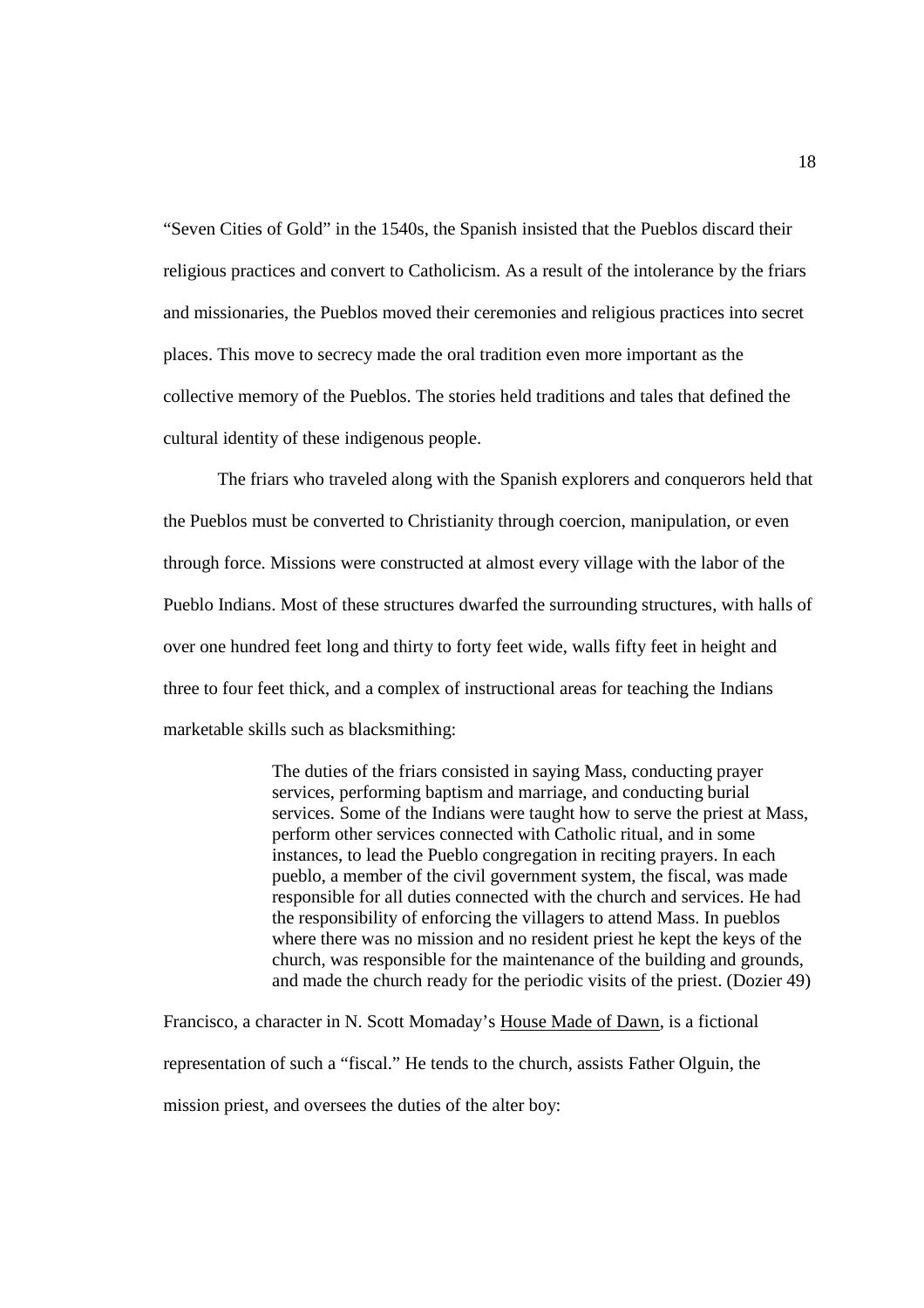"Seven Cities of Gold" in the 1540s, the Spanish insisted that the Pueblos discard their religious practices and convert to Catholicism. As a result of the intolerance by the friars and missionaries, the Pueblos moved their ceremonies and religious practices into secret places. This move to secrecy made the oral tradition even more important as the collective memory of the Pueblos. The stories held traditions and tales that defined the cultural identity of these indigenous people.

The friars who traveled along with the Spanish explorers and conquerors held that the Pueblos must be converted to Christianity through coercion, manipulation, or even through force. Missions were constructed at almost every village with the labor of the Pueblo Indians. Most of these structures dwarfed the surrounding structures, with halls of over one hundred feet long and thirty to forty feet wide, walls fifty feet in height and three to four feet thick, and a complex of instructional areas for teaching the Indians marketable skills such as blacksmithing:

> The duties of the friars consisted in saying Mass, conducting prayer services, performing baptism and marriage, and conducting burial services. Some of the Indians were taught how to serve the priest at Mass, perform other services connected with Catholic ritual, and in some instances, to lead the Pueblo congregation in reciting prayers. In each pueblo, a member of the civil government system, the fiscal, was made responsible for all duties connected with the church and services. He had the responsibility of enforcing the villagers to attend Mass. In pueblos where there was no mission and no resident priest he kept the keys of the church, was responsible for the maintenance of the building and grounds, and made the church ready for the periodic visits of the priest. (Dozier 49)

Francisco, a character in N. Scott Momaday's House Made of Dawn, is a fictional representation of such a "fiscal." He tends to the church, assists Father Olguin, the mission priest, and oversees the duties of the alter boy: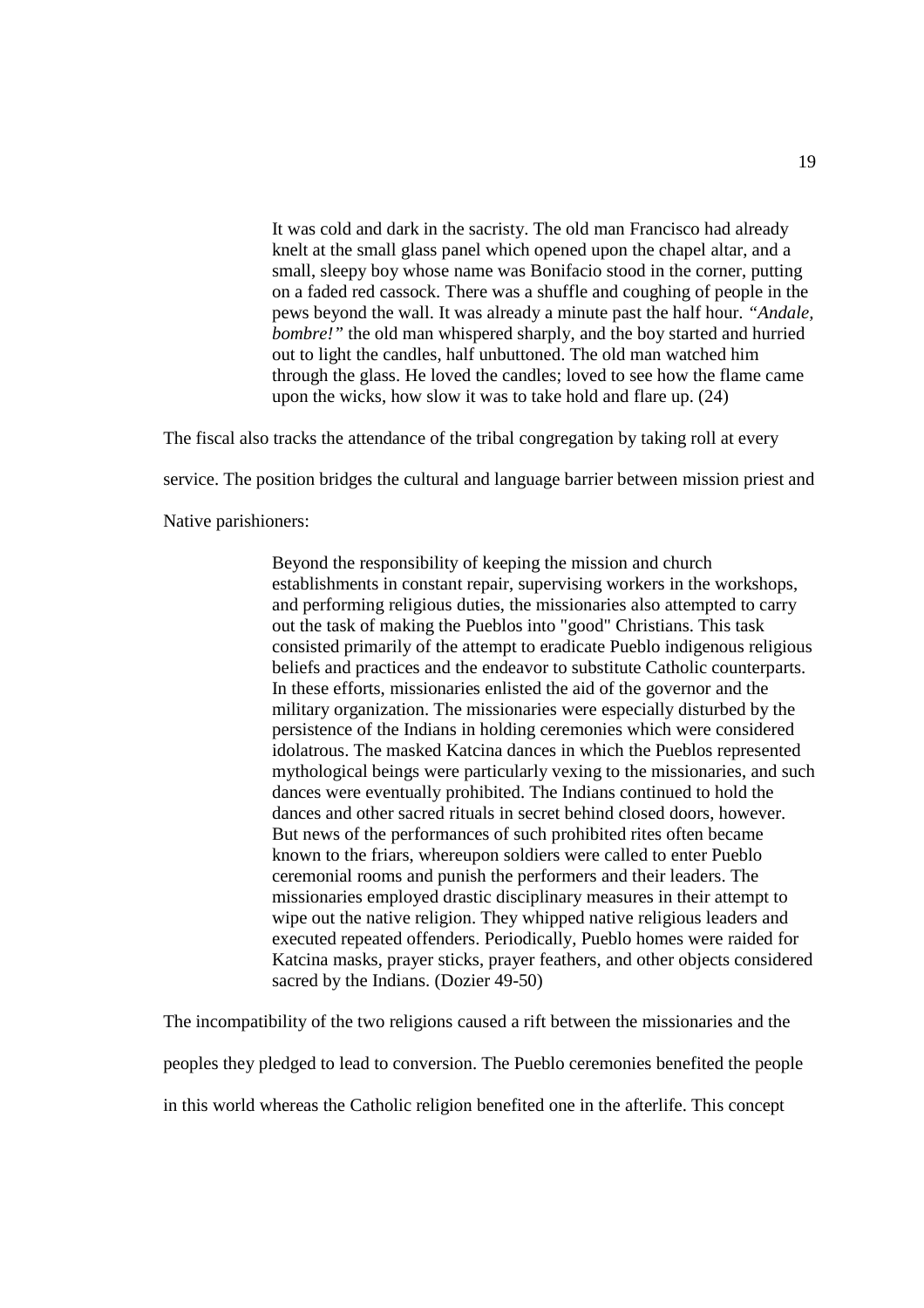> It was cold and dark in the sacristy. The old man Francisco had already knelt at the small glass panel which opened upon the chapel altar, and a small, sleepy boy whose name was Bonifacio stood in the corner, putting on a faded red cassock. There was a shuffle and coughing of people in the pews beyond the wall. It was already a minute past the half hour. *"Andale, bombre!"* the old man whispered sharply, and the boy started and hurried out to light the candles, half unbuttoned. The old man watched him through the glass. He loved the candles; loved to see how the flame came upon the wicks, how slow it was to take hold and flare up. (24)

The fiscal also tracks the attendance of the tribal congregation by taking roll at every service. The position bridges the cultural and language barrier between mission priest and Native parishioners:

> Beyond the responsibility of keeping the mission and church establishments in constant repair, supervising workers in the workshops, and performing religious duties, the missionaries also attempted to carry out the task of making the Pueblos into "good" Christians. This task consisted primarily of the attempt to eradicate Pueblo indigenous religious beliefs and practices and the endeavor to substitute Catholic counterparts. In these efforts, missionaries enlisted the aid of the governor and the military organization. The missionaries were especially disturbed by the persistence of the Indians in holding ceremonies which were considered idolatrous. The masked Katcina dances in which the Pueblos represented mythological beings were particularly vexing to the missionaries, and such dances were eventually prohibited. The Indians continued to hold the dances and other sacred rituals in secret behind closed doors, however. But news of the performances of such prohibited rites often became known to the friars, whereupon soldiers were called to enter Pueblo ceremonial rooms and punish the performers and their leaders. The missionaries employed drastic disciplinary measures in their attempt to wipe out the native religion. They whipped native religious leaders and executed repeated offenders. Periodically, Pueblo homes were raided for Katcina masks, prayer sticks, prayer feathers, and other objects considered sacred by the Indians. (Dozier 49-50)

The incompatibility of the two religions caused a rift between the missionaries and the peoples they pledged to lead to conversion. The Pueblo ceremonies benefited the people in this world whereas the Catholic religion benefited one in the afterlife. This concept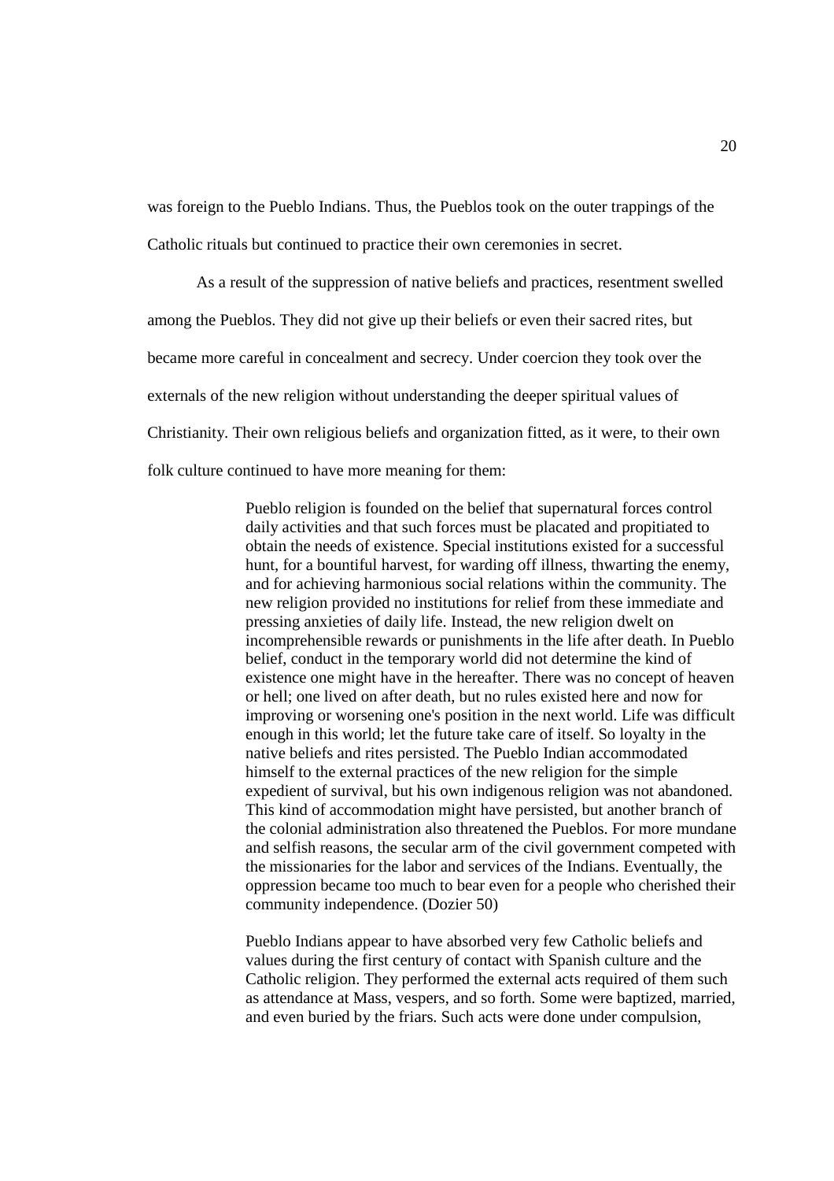was foreign to the Pueblo Indians. Thus, the Pueblos took on the outer trappings of the Catholic rituals but continued to practice their own ceremonies in secret.

As a result of the suppression of native beliefs and practices, resentment swelled among the Pueblos. They did not give up their beliefs or even their sacred rites, but became more careful in concealment and secrecy. Under coercion they took over the externals of the new religion without understanding the deeper spiritual values of Christianity. Their own religious beliefs and organization fitted, as it were, to their own folk culture continued to have more meaning for them:

> Pueblo religion is founded on the belief that supernatural forces control daily activities and that such forces must be placated and propitiated to obtain the needs of existence. Special institutions existed for a successful hunt, for a bountiful harvest, for warding off illness, thwarting the enemy, and for achieving harmonious social relations within the community. The new religion provided no institutions for relief from these immediate and pressing anxieties of daily life. Instead, the new religion dwelt on incomprehensible rewards or punishments in the life after death. In Pueblo belief, conduct in the temporary world did not determine the kind of existence one might have in the hereafter. There was no concept of heaven or hell; one lived on after death, but no rules existed here and now for improving or worsening one's position in the next world. Life was difficult enough in this world; let the future take care of itself. So loyalty in the native beliefs and rites persisted. The Pueblo Indian accommodated himself to the external practices of the new religion for the simple expedient of survival, but his own indigenous religion was not abandoned. This kind of accommodation might have persisted, but another branch of the colonial administration also threatened the Pueblos. For more mundane and selfish reasons, the secular arm of the civil government competed with the missionaries for the labor and services of the Indians. Eventually, the oppression became too much to bear even for a people who cherished their community independence. (Dozier 50)
>
> Pueblo Indians appear to have absorbed very few Catholic beliefs and values during the first century of contact with Spanish culture and the Catholic religion. They performed the external acts required of them such as attendance at Mass, vespers, and so forth. Some were baptized, married, and even buried by the friars. Such acts were done under compulsion,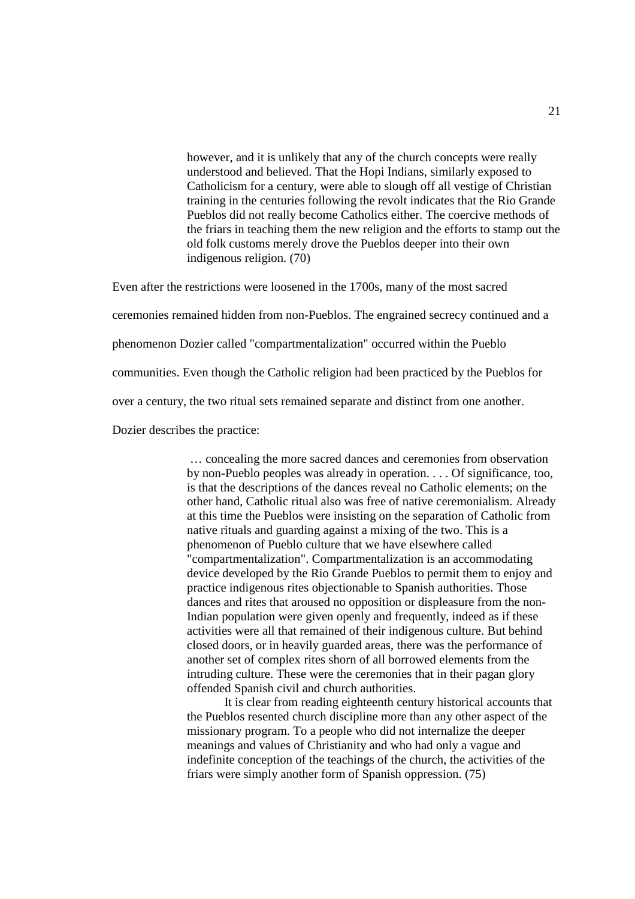> however, and it is unlikely that any of the church concepts were really understood and believed. That the Hopi Indians, similarly exposed to Catholicism for a century, were able to slough off all vestige of Christian training in the centuries following the revolt indicates that the Rio Grande Pueblos did not really become Catholics either. The coercive methods of the friars in teaching them the new religion and the efforts to stamp out the old folk customs merely drove the Pueblos deeper into their own indigenous religion. (70)

Even after the restrictions were loosened in the 1700s, many of the most sacred ceremonies remained hidden from non-Pueblos. The engrained secrecy continued and a phenomenon Dozier called "compartmentalization" occurred within the Pueblo communities. Even though the Catholic religion had been practiced by the Pueblos for over a century, the two ritual sets remained separate and distinct from one another. Dozier describes the practice:

> … concealing the more sacred dances and ceremonies from observation by non-Pueblo peoples was already in operation. . . . Of significance, too, is that the descriptions of the dances reveal no Catholic elements; on the other hand, Catholic ritual also was free of native ceremonialism. Already at this time the Pueblos were insisting on the separation of Catholic from native rituals and guarding against a mixing of the two. This is a phenomenon of Pueblo culture that we have elsewhere called "compartmentalization". Compartmentalization is an accommodating device developed by the Rio Grande Pueblos to permit them to enjoy and practice indigenous rites objectionable to Spanish authorities. Those dances and rites that aroused no opposition or displeasure from the non-Indian population were given openly and frequently, indeed as if these activities were all that remained of their indigenous culture. But behind closed doors, or in heavily guarded areas, there was the performance of another set of complex rites shorn of all borrowed elements from the intruding culture. These were the ceremonies that in their pagan glory offended Spanish civil and church authorities.
>
> It is clear from reading eighteenth century historical accounts that the Pueblos resented church discipline more than any other aspect of the missionary program. To a people who did not internalize the deeper meanings and values of Christianity and who had only a vague and indefinite conception of the teachings of the church, the activities of the friars were simply another form of Spanish oppression. (75)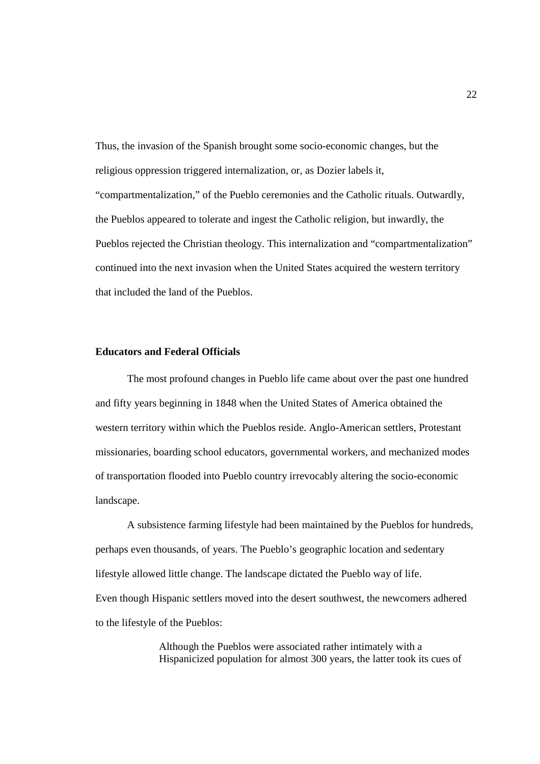Thus, the invasion of the Spanish brought some socio-economic changes, but the religious oppression triggered internalization, or, as Dozier labels it, "compartmentalization," of the Pueblo ceremonies and the Catholic rituals. Outwardly, the Pueblos appeared to tolerate and ingest the Catholic religion, but inwardly, the Pueblos rejected the Christian theology. This internalization and "compartmentalization" continued into the next invasion when the United States acquired the western territory that included the land of the Pueblos.

### Educators and Federal Officials

The most profound changes in Pueblo life came about over the past one hundred and fifty years beginning in 1848 when the United States of America obtained the western territory within which the Pueblos reside. Anglo-American settlers, Protestant missionaries, boarding school educators, governmental workers, and mechanized modes of transportation flooded into Pueblo country irrevocably altering the socio-economic landscape.

A subsistence farming lifestyle had been maintained by the Pueblos for hundreds, perhaps even thousands, of years. The Pueblo's geographic location and sedentary lifestyle allowed little change. The landscape dictated the Pueblo way of life. Even though Hispanic settlers moved into the desert southwest, the newcomers adhered to the lifestyle of the Pueblos:

> Although the Pueblos were associated rather intimately with a Hispanicized population for almost 300 years, the latter took its cues of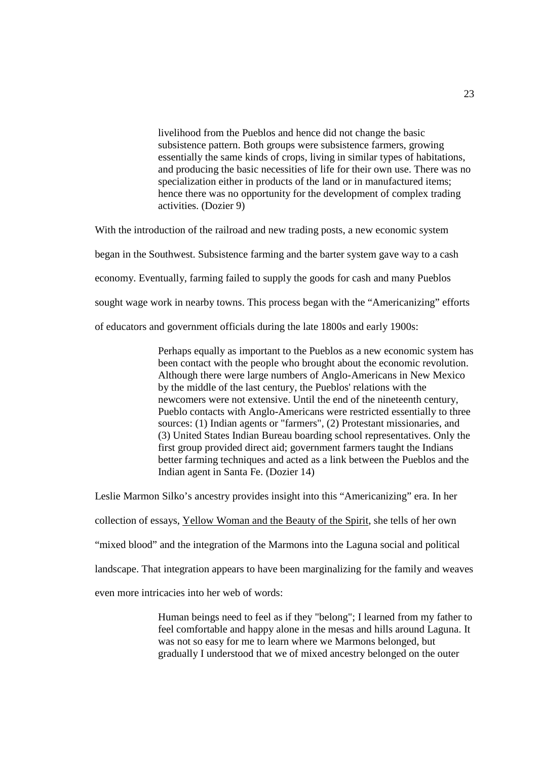> livelihood from the Pueblos and hence did not change the basic subsistence pattern. Both groups were subsistence farmers, growing essentially the same kinds of crops, living in similar types of habitations, and producing the basic necessities of life for their own use. There was no specialization either in products of the land or in manufactured items; hence there was no opportunity for the development of complex trading activities. (Dozier 9)

With the introduction of the railroad and new trading posts, a new economic system began in the Southwest. Subsistence farming and the barter system gave way to a cash economy. Eventually, farming failed to supply the goods for cash and many Pueblos sought wage work in nearby towns. This process began with the "Americanizing" efforts of educators and government officials during the late 1800s and early 1900s:

> Perhaps equally as important to the Pueblos as a new economic system has been contact with the people who brought about the economic revolution. Although there were large numbers of Anglo-Americans in New Mexico by the middle of the last century, the Pueblos' relations with the newcomers were not extensive. Until the end of the nineteenth century, Pueblo contacts with Anglo-Americans were restricted essentially to three sources: (1) Indian agents or "farmers", (2) Protestant missionaries, and (3) United States Indian Bureau boarding school representatives. Only the first group provided direct aid; government farmers taught the Indians better farming techniques and acted as a link between the Pueblos and the Indian agent in Santa Fe. (Dozier 14)

Leslie Marmon Silko's ancestry provides insight into this "Americanizing" era. In her collection of essays, <u>Yellow Woman and the Beauty of the Spirit</u>, she tells of her own "mixed blood" and the integration of the Marmons into the Laguna social and political landscape. That integration appears to have been marginalizing for the family and weaves even more intricacies into her web of words:

> Human beings need to feel as if they "belong"; I learned from my father to feel comfortable and happy alone in the mesas and hills around Laguna. It was not so easy for me to learn where we Marmons belonged, but gradually I understood that we of mixed ancestry belonged on the outer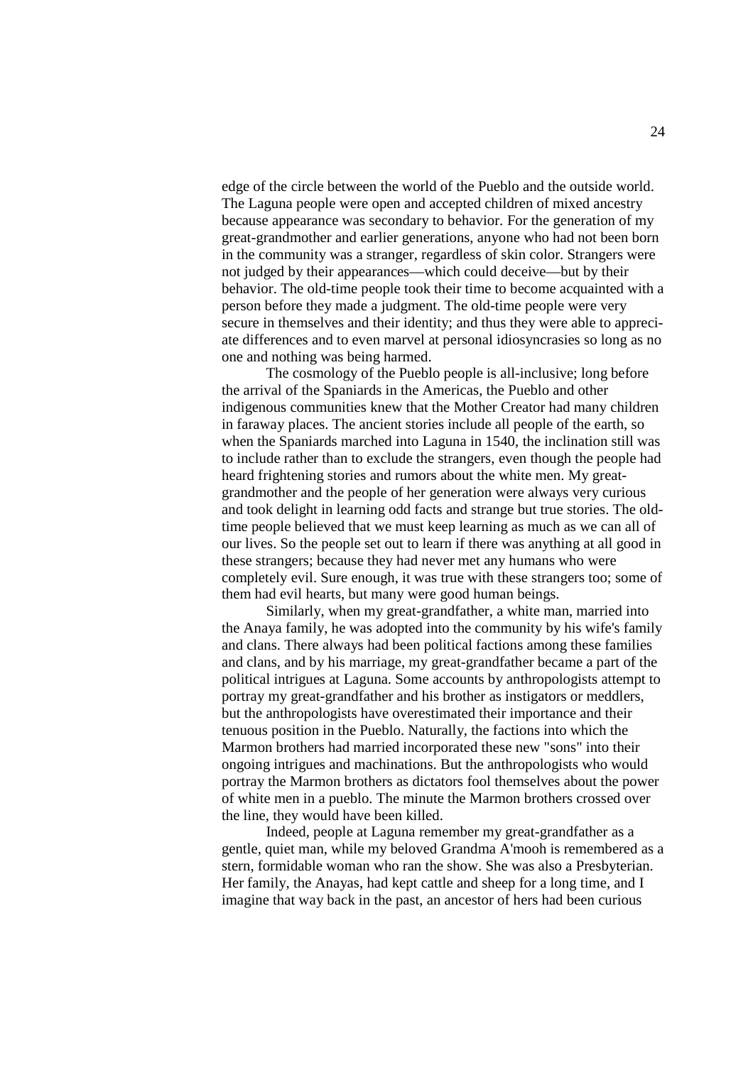edge of the circle between the world of the Pueblo and the outside world. The Laguna people were open and accepted children of mixed ancestry because appearance was secondary to behavior. For the generation of my great-grandmother and earlier generations, anyone who had not been born in the community was a stranger, regardless of skin color. Strangers were not judged by their appearances—which could deceive—but by their behavior. The old-time people took their time to become acquainted with a person before they made a judgment. The old-time people were very secure in themselves and their identity; and thus they were able to appreciate differences and to even marvel at personal idiosyncrasies so long as no one and nothing was being harmed.

The cosmology of the Pueblo people is all-inclusive; long before the arrival of the Spaniards in the Americas, the Pueblo and other indigenous communities knew that the Mother Creator had many children in faraway places. The ancient stories include all people of the earth, so when the Spaniards marched into Laguna in 1540, the inclination still was to include rather than to exclude the strangers, even though the people had heard frightening stories and rumors about the white men. My great-grandmother and the people of her generation were always very curious and took delight in learning odd facts and strange but true stories. The old-time people believed that we must keep learning as much as we can all of our lives. So the people set out to learn if there was anything at all good in these strangers; because they had never met any humans who were completely evil. Sure enough, it was true with these strangers too; some of them had evil hearts, but many were good human beings.

Similarly, when my great-grandfather, a white man, married into the Anaya family, he was adopted into the community by his wife's family and clans. There always had been political factions among these families and clans, and by his marriage, my great-grandfather became a part of the political intrigues at Laguna. Some accounts by anthropologists attempt to portray my great-grandfather and his brother as instigators or meddlers, but the anthropologists have overestimated their importance and their tenuous position in the Pueblo. Naturally, the factions into which the Marmon brothers had married incorporated these new "sons" into their ongoing intrigues and machinations. But the anthropologists who would portray the Marmon brothers as dictators fool themselves about the power of white men in a pueblo. The minute the Marmon brothers crossed over the line, they would have been killed.

Indeed, people at Laguna remember my great-grandfather as a gentle, quiet man, while my beloved Grandma A'mooh is remembered as a stern, formidable woman who ran the show. She was also a Presbyterian. Her family, the Anayas, had kept cattle and sheep for a long time, and I imagine that way back in the past, an ancestor of hers had been curious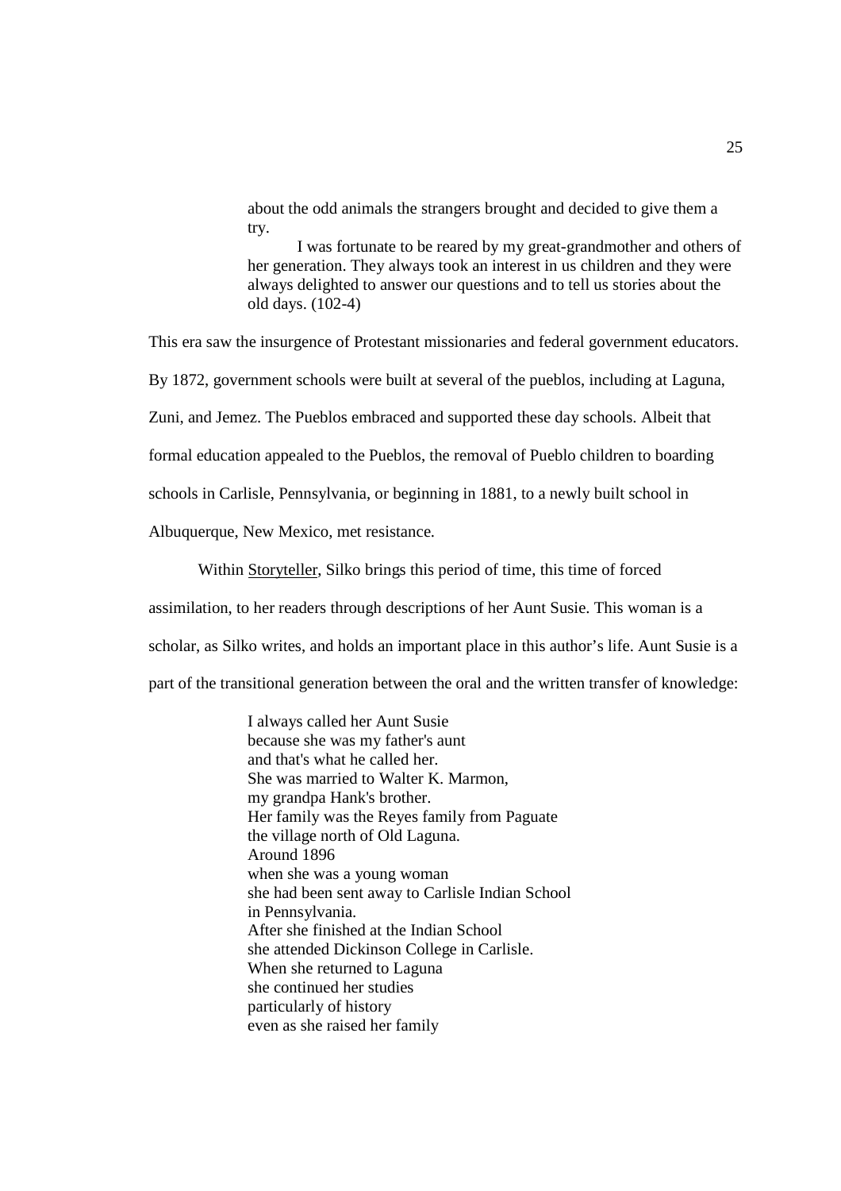> about the odd animals the strangers brought and decided to give them a try.
>
> I was fortunate to be reared by my great-grandmother and others of her generation. They always took an interest in us children and they were always delighted to answer our questions and to tell us stories about the old days. (102-4)

This era saw the insurgence of Protestant missionaries and federal government educators. By 1872, government schools were built at several of the pueblos, including at Laguna, Zuni, and Jemez. The Pueblos embraced and supported these day schools. Albeit that formal education appealed to the Pueblos, the removal of Pueblo children to boarding schools in Carlisle, Pennsylvania, or beginning in 1881, to a newly built school in Albuquerque, New Mexico, met resistance.

Within Storyteller, Silko brings this period of time, this time of forced assimilation, to her readers through descriptions of her Aunt Susie. This woman is a scholar, as Silko writes, and holds an important place in this author's life. Aunt Susie is a part of the transitional generation between the oral and the written transfer of knowledge:

> I always called her Aunt Susie
> because she was my father's aunt
> and that's what he called her.
> She was married to Walter K. Marmon,
> my grandpa Hank's brother.
> Her family was the Reyes family from Paguate
> the village north of Old Laguna.
> Around 1896
> when she was a young woman
> she had been sent away to Carlisle Indian School
> in Pennsylvania.
> After she finished at the Indian School
> she attended Dickinson College in Carlisle.
> When she returned to Laguna
> she continued her studies
> particularly of history
> even as she raised her family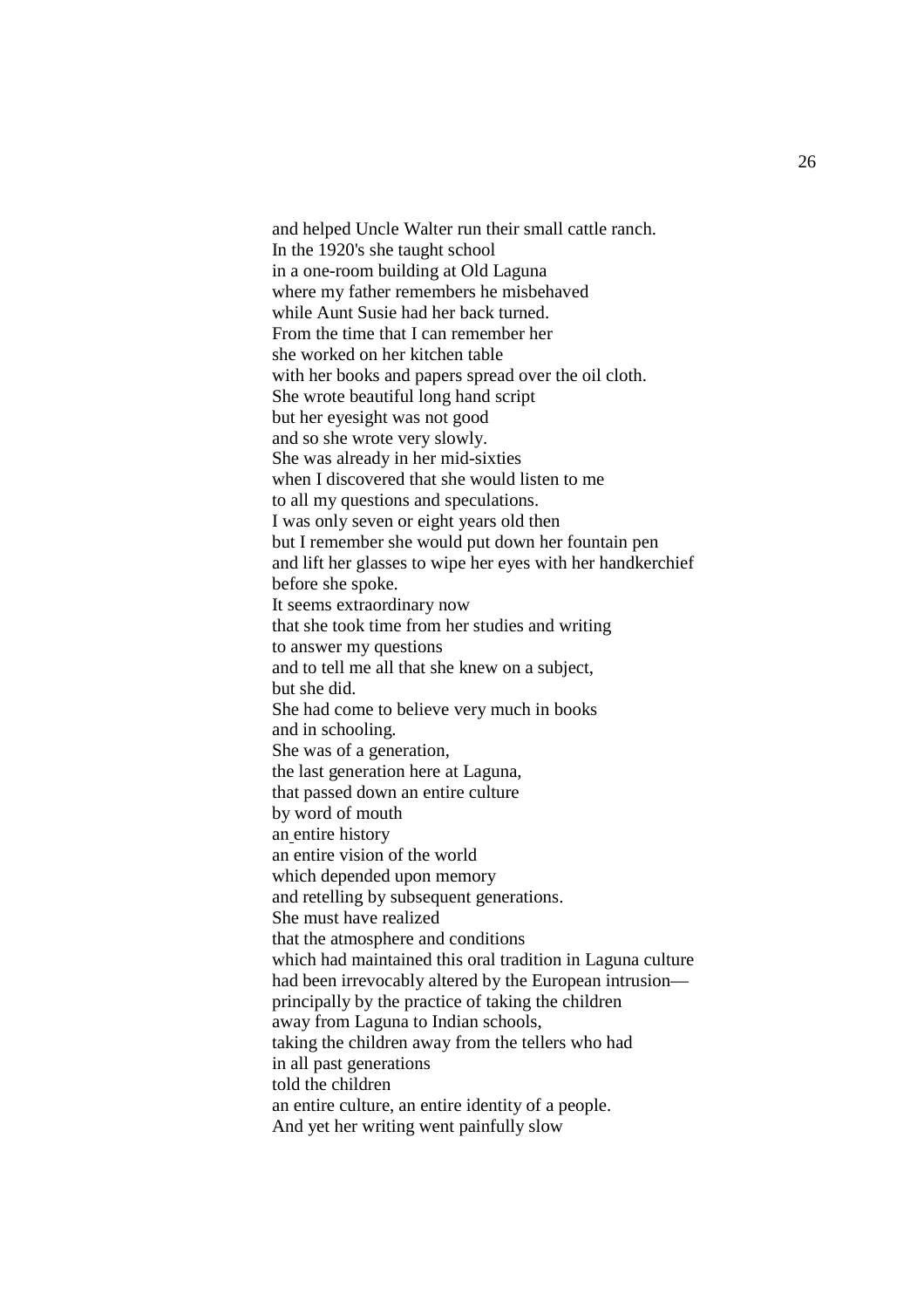and helped Uncle Walter run their small cattle ranch.  
In the 1920's she taught school  
in a one-room building at Old Laguna  
where my father remembers he misbehaved  
while Aunt Susie had her back turned.  
From the time that I can remember her  
she worked on her kitchen table  
with her books and papers spread over the oil cloth.  
She wrote beautiful long hand script  
but her eyesight was not good  
and so she wrote very slowly.  
She was already in her mid-sixties  
when I discovered that she would listen to me  
to all my questions and speculations.  
I was only seven or eight years old then  
but I remember she would put down her fountain pen  
and lift her glasses to wipe her eyes with her handkerchief  
before she spoke.  
It seems extraordinary now  
that she took time from her studies and writing  
to answer my questions  
and to tell me all that she knew on a subject,  
but she did.  
She had come to believe very much in books  
and in schooling.  
She was of a generation,  
the last generation here at Laguna,  
that passed down an entire culture  
by word of mouth  
an entire history  
an entire vision of the world  
which depended upon memory  
and retelling by subsequent generations.  
She must have realized  
that the atmosphere and conditions  
which had maintained this oral tradition in Laguna culture  
had been irrevocably altered by the European intrusion—  
principally by the practice of taking the children  
away from Laguna to Indian schools,  
taking the children away from the tellers who had  
in all past generations  
told the children  
an entire culture, an entire identity of a people.  
And yet her writing went painfully slow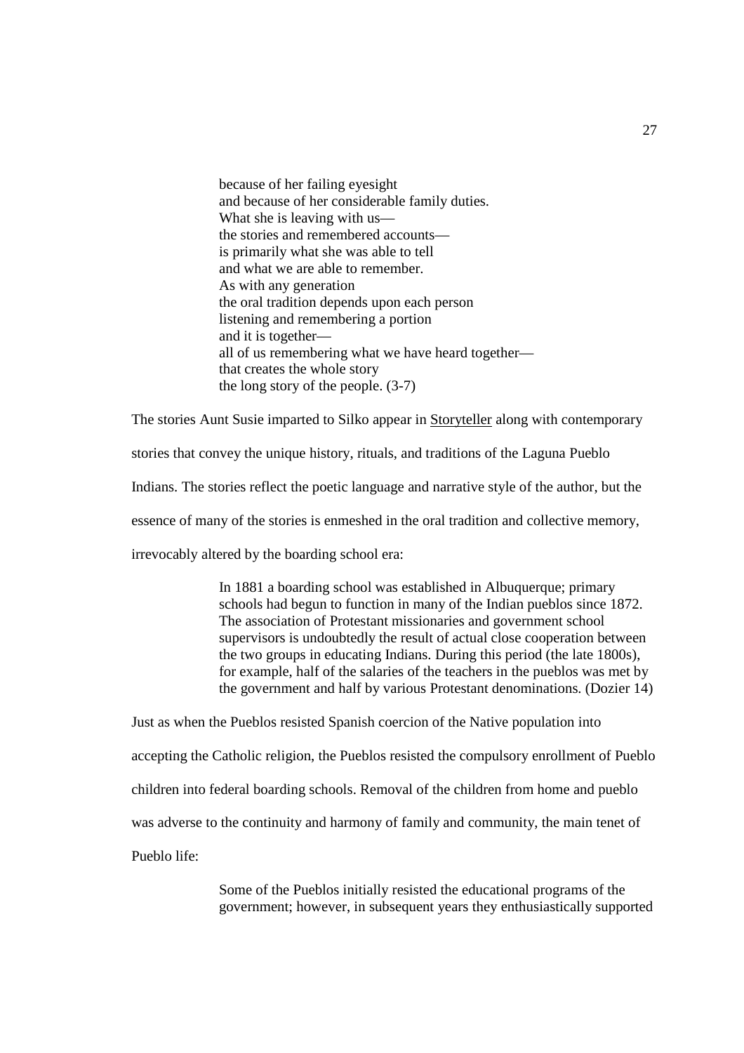> because of her failing eyesight  
> and because of her considerable family duties.  
> What she is leaving with us—  
> the stories and remembered accounts—  
> is primarily what she was able to tell  
> and what we are able to remember.  
> As with any generation  
> the oral tradition depends upon each person  
> listening and remembering a portion  
> and it is together—  
> all of us remembering what we have heard together—  
> that creates the whole story  
> the long story of the people. (3-7)

The stories Aunt Susie imparted to Silko appear in Storyteller along with contemporary stories that convey the unique history, rituals, and traditions of the Laguna Pueblo Indians. The stories reflect the poetic language and narrative style of the author, but the essence of many of the stories is enmeshed in the oral tradition and collective memory, irrevocably altered by the boarding school era:

> In 1881 a boarding school was established in Albuquerque; primary schools had begun to function in many of the Indian pueblos since 1872. The association of Protestant missionaries and government school supervisors is undoubtedly the result of actual close cooperation between the two groups in educating Indians. During this period (the late 1800s), for example, half of the salaries of the teachers in the pueblos was met by the government and half by various Protestant denominations. (Dozier 14)

Just as when the Pueblos resisted Spanish coercion of the Native population into accepting the Catholic religion, the Pueblos resisted the compulsory enrollment of Pueblo children into federal boarding schools. Removal of the children from home and pueblo was adverse to the continuity and harmony of family and community, the main tenet of Pueblo life:

> Some of the Pueblos initially resisted the educational programs of the government; however, in subsequent years they enthusiastically supported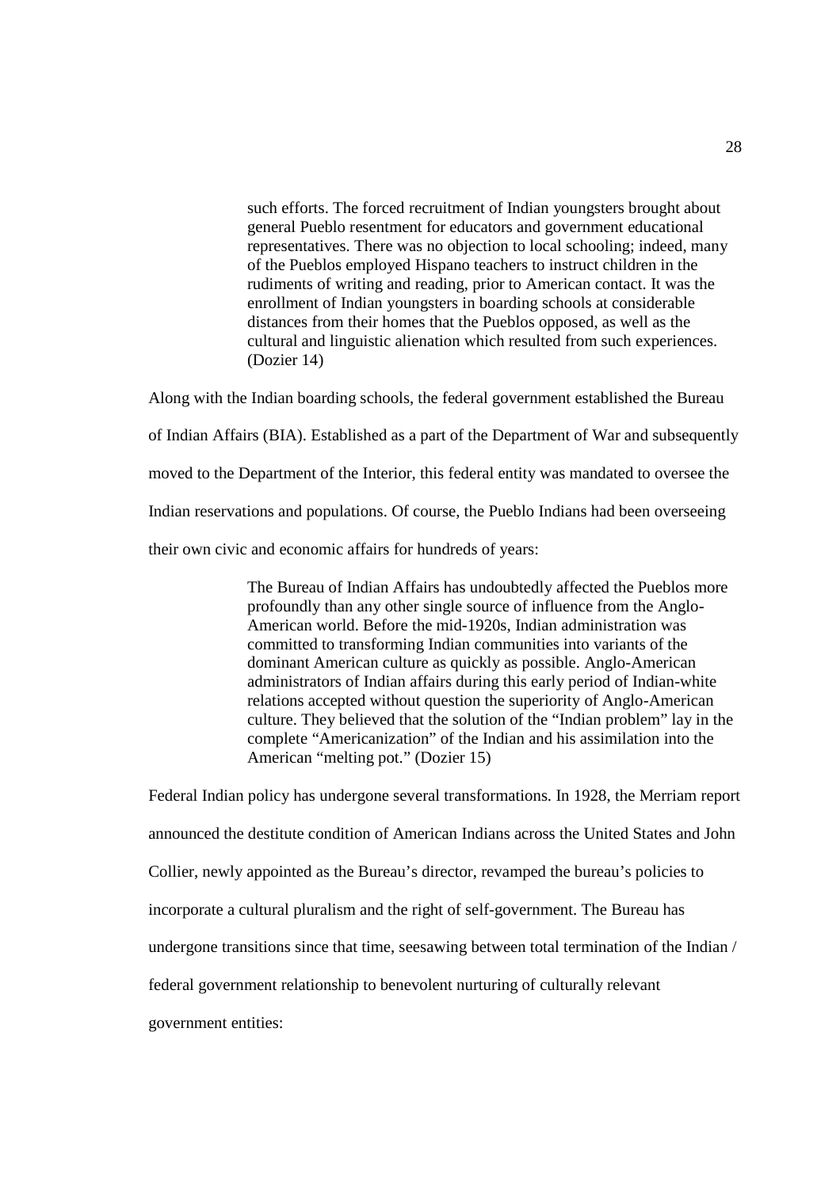> such efforts. The forced recruitment of Indian youngsters brought about general Pueblo resentment for educators and government educational representatives. There was no objection to local schooling; indeed, many of the Pueblos employed Hispano teachers to instruct children in the rudiments of writing and reading, prior to American contact. It was the enrollment of Indian youngsters in boarding schools at considerable distances from their homes that the Pueblos opposed, as well as the cultural and linguistic alienation which resulted from such experiences. (Dozier 14)

Along with the Indian boarding schools, the federal government established the Bureau of Indian Affairs (BIA). Established as a part of the Department of War and subsequently moved to the Department of the Interior, this federal entity was mandated to oversee the Indian reservations and populations. Of course, the Pueblo Indians had been overseeing their own civic and economic affairs for hundreds of years:

> The Bureau of Indian Affairs has undoubtedly affected the Pueblos more profoundly than any other single source of influence from the Anglo-American world. Before the mid-1920s, Indian administration was committed to transforming Indian communities into variants of the dominant American culture as quickly as possible. Anglo-American administrators of Indian affairs during this early period of Indian-white relations accepted without question the superiority of Anglo-American culture. They believed that the solution of the "Indian problem" lay in the complete "Americanization" of the Indian and his assimilation into the American "melting pot." (Dozier 15)

Federal Indian policy has undergone several transformations. In 1928, the Merriam report announced the destitute condition of American Indians across the United States and John Collier, newly appointed as the Bureau's director, revamped the bureau's policies to incorporate a cultural pluralism and the right of self-government. The Bureau has undergone transitions since that time, seesawing between total termination of the Indian / federal government relationship to benevolent nurturing of culturally relevant government entities: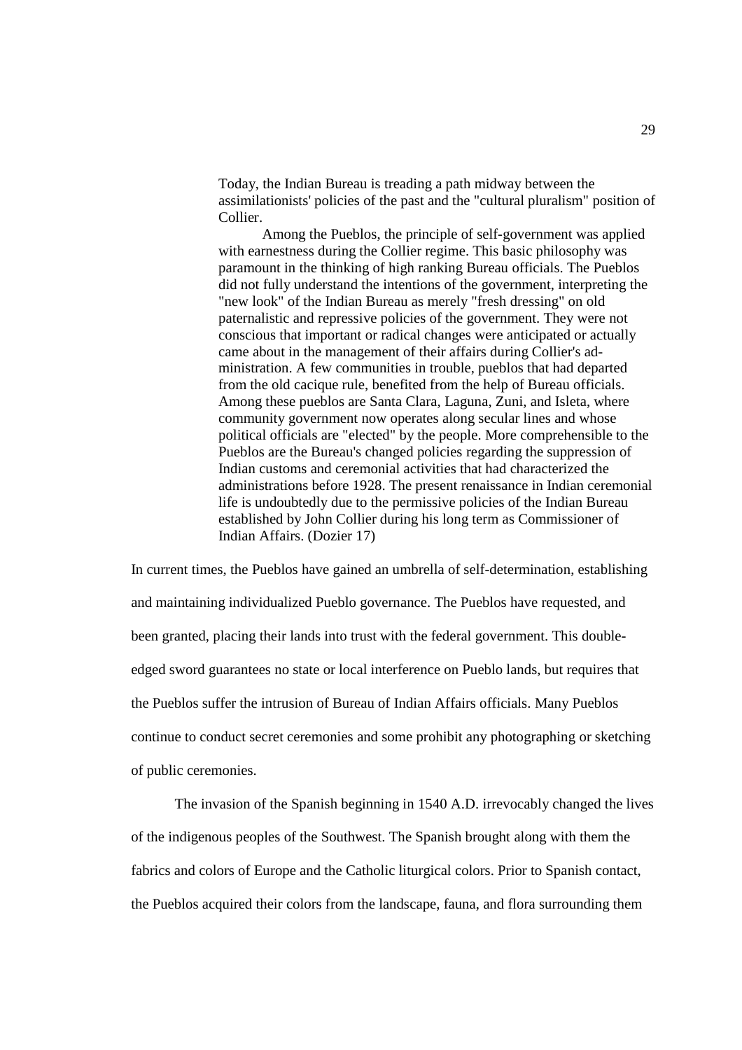> Today, the Indian Bureau is treading a path midway between the assimilationists' policies of the past and the "cultural pluralism" position of Collier.
>
> Among the Pueblos, the principle of self-government was applied with earnestness during the Collier regime. This basic philosophy was paramount in the thinking of high ranking Bureau officials. The Pueblos did not fully understand the intentions of the government, interpreting the "new look" of the Indian Bureau as merely "fresh dressing" on old paternalistic and repressive policies of the government. They were not conscious that important or radical changes were anticipated or actually came about in the management of their affairs during Collier's administration. A few communities in trouble, pueblos that had departed from the old cacique rule, benefited from the help of Bureau officials. Among these pueblos are Santa Clara, Laguna, Zuni, and Isleta, where community government now operates along secular lines and whose political officials are "elected" by the people. More comprehensible to the Pueblos are the Bureau's changed policies regarding the suppression of Indian customs and ceremonial activities that had characterized the administrations before 1928. The present renaissance in Indian ceremonial life is undoubtedly due to the permissive policies of the Indian Bureau established by John Collier during his long term as Commissioner of Indian Affairs. (Dozier 17)

In current times, the Pueblos have gained an umbrella of self-determination, establishing and maintaining individualized Pueblo governance. The Pueblos have requested, and been granted, placing their lands into trust with the federal government. This double-edged sword guarantees no state or local interference on Pueblo lands, but requires that the Pueblos suffer the intrusion of Bureau of Indian Affairs officials. Many Pueblos continue to conduct secret ceremonies and some prohibit any photographing or sketching of public ceremonies.

The invasion of the Spanish beginning in 1540 A.D. irrevocably changed the lives of the indigenous peoples of the Southwest. The Spanish brought along with them the fabrics and colors of Europe and the Catholic liturgical colors. Prior to Spanish contact, the Pueblos acquired their colors from the landscape, fauna, and flora surrounding them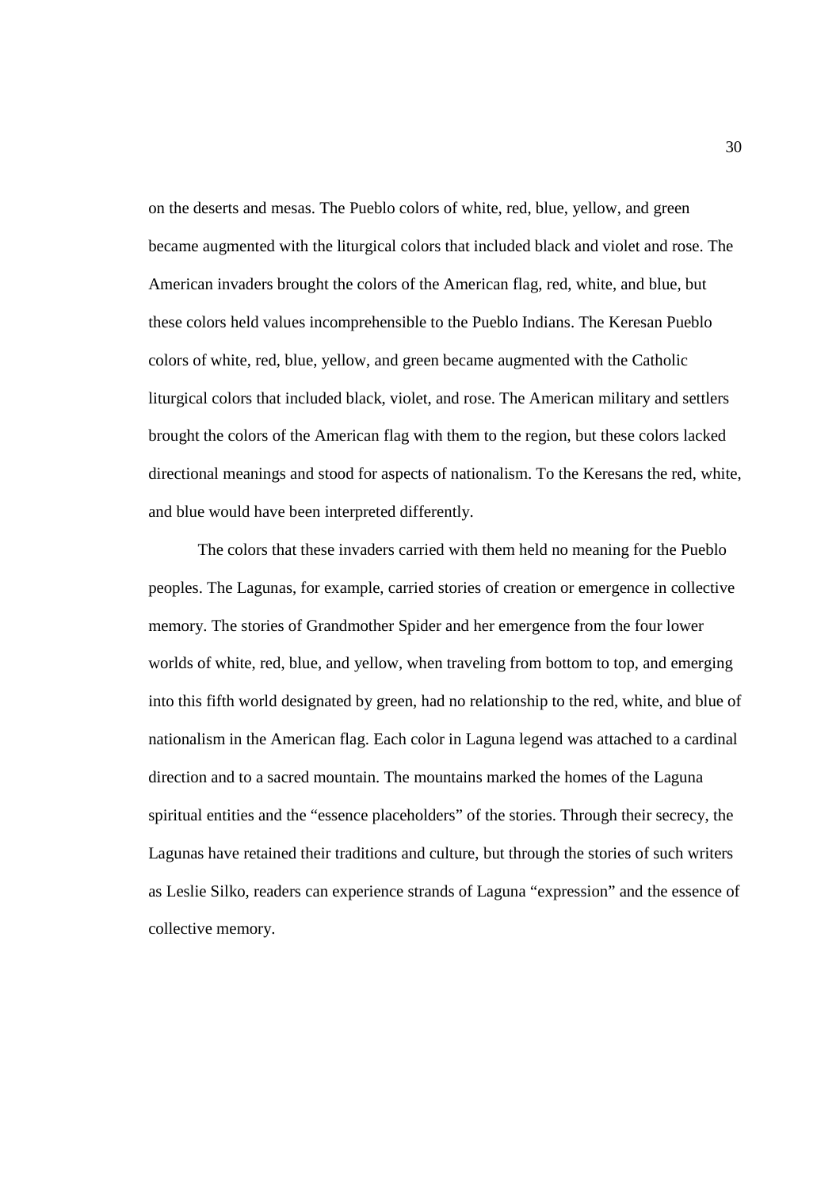on the deserts and mesas. The Pueblo colors of white, red, blue, yellow, and green became augmented with the liturgical colors that included black and violet and rose. The American invaders brought the colors of the American flag, red, white, and blue, but these colors held values incomprehensible to the Pueblo Indians. The Keresan Pueblo colors of white, red, blue, yellow, and green became augmented with the Catholic liturgical colors that included black, violet, and rose. The American military and settlers brought the colors of the American flag with them to the region, but these colors lacked directional meanings and stood for aspects of nationalism. To the Keresans the red, white, and blue would have been interpreted differently.

The colors that these invaders carried with them held no meaning for the Pueblo peoples. The Lagunas, for example, carried stories of creation or emergence in collective memory. The stories of Grandmother Spider and her emergence from the four lower worlds of white, red, blue, and yellow, when traveling from bottom to top, and emerging into this fifth world designated by green, had no relationship to the red, white, and blue of nationalism in the American flag. Each color in Laguna legend was attached to a cardinal direction and to a sacred mountain. The mountains marked the homes of the Laguna spiritual entities and the "essence placeholders" of the stories. Through their secrecy, the Lagunas have retained their traditions and culture, but through the stories of such writers as Leslie Silko, readers can experience strands of Laguna "expression" and the essence of collective memory.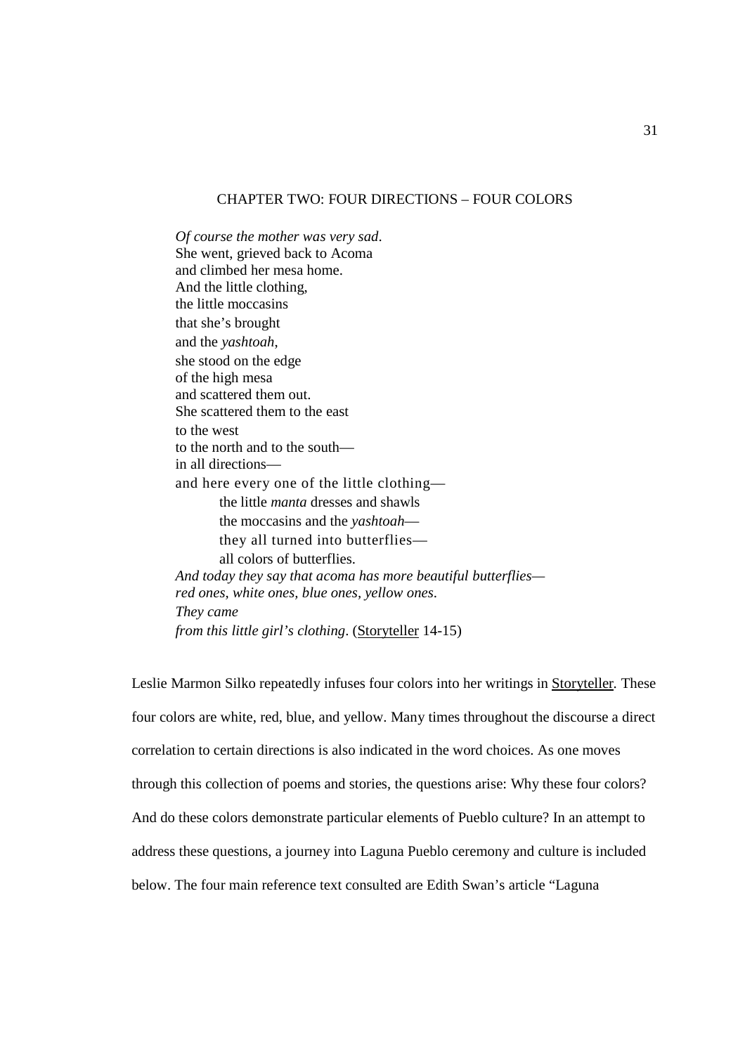## CHAPTER TWO: FOUR DIRECTIONS – FOUR COLORS

> *Of course the mother was very sad.*
> She went, grieved back to Acoma
> and climbed her mesa home.
> And the little clothing,
> the little moccasins
> that she's brought
> and the *yashtoah*,
> she stood on the edge
> of the high mesa
> and scattered them out.
> She scattered them to the east
> to the west
> to the north and to the south—
> in all directions—
> and here every one of the little clothing—
>         the little *manta* dresses and shawls
>         the moccasins and the *yashtoah*—
>         they all turned into butterflies—
>         all colors of butterflies.
> *And today they say that acoma has more beautiful butterflies—*
> *red ones, white ones, blue ones, yellow ones.*
> *They came*
> *from this little girl's clothing.* (Storyteller 14-15)

Leslie Marmon Silko repeatedly infuses four colors into her writings in Storyteller. These four colors are white, red, blue, and yellow. Many times throughout the discourse a direct correlation to certain directions is also indicated in the word choices. As one moves through this collection of poems and stories, the questions arise: Why these four colors? And do these colors demonstrate particular elements of Pueblo culture? In an attempt to address these questions, a journey into Laguna Pueblo ceremony and culture is included below. The four main reference text consulted are Edith Swan's article "Laguna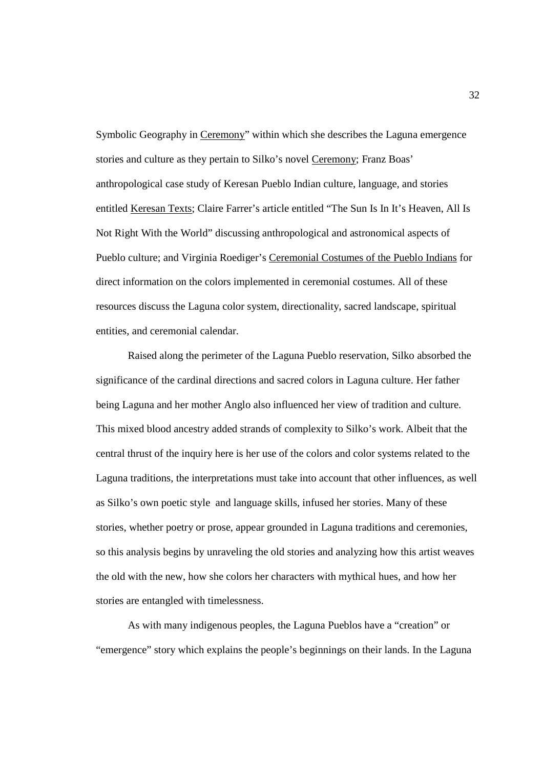Symbolic Geography in Ceremony" within which she describes the Laguna emergence stories and culture as they pertain to Silko's novel Ceremony; Franz Boas' anthropological case study of Keresan Pueblo Indian culture, language, and stories entitled Keresan Texts; Claire Farrer's article entitled "The Sun Is In It's Heaven, All Is Not Right With the World" discussing anthropological and astronomical aspects of Pueblo culture; and Virginia Roediger's Ceremonial Costumes of the Pueblo Indians for direct information on the colors implemented in ceremonial costumes. All of these resources discuss the Laguna color system, directionality, sacred landscape, spiritual entities, and ceremonial calendar.

Raised along the perimeter of the Laguna Pueblo reservation, Silko absorbed the significance of the cardinal directions and sacred colors in Laguna culture. Her father being Laguna and her mother Anglo also influenced her view of tradition and culture. This mixed blood ancestry added strands of complexity to Silko's work. Albeit that the central thrust of the inquiry here is her use of the colors and color systems related to the Laguna traditions, the interpretations must take into account that other influences, as well as Silko's own poetic style and language skills, infused her stories. Many of these stories, whether poetry or prose, appear grounded in Laguna traditions and ceremonies, so this analysis begins by unraveling the old stories and analyzing how this artist weaves the old with the new, how she colors her characters with mythical hues, and how her stories are entangled with timelessness.

As with many indigenous peoples, the Laguna Pueblos have a "creation" or "emergence" story which explains the people's beginnings on their lands. In the Laguna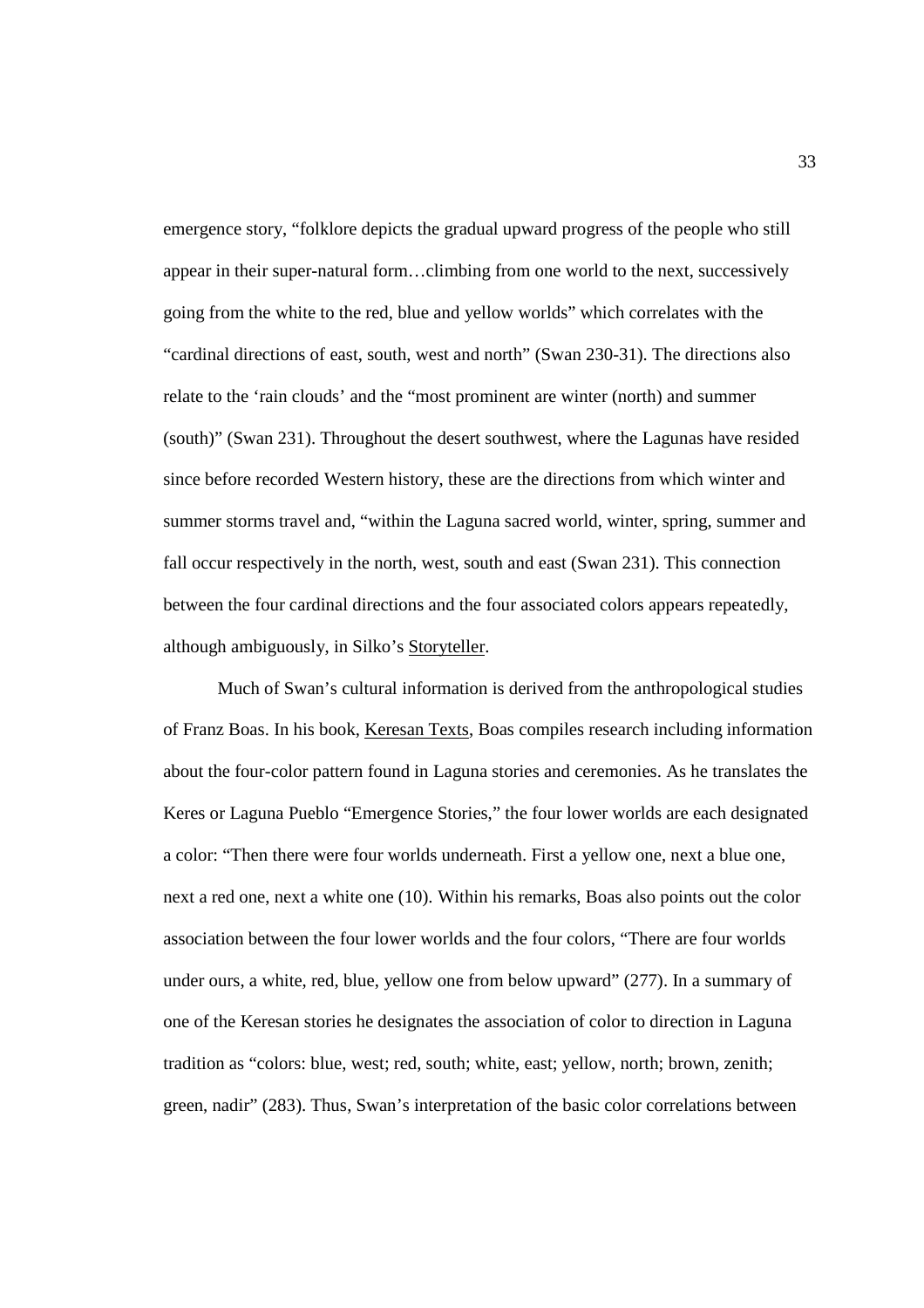emergence story, "folklore depicts the gradual upward progress of the people who still appear in their super-natural form…climbing from one world to the next, successively going from the white to the red, blue and yellow worlds" which correlates with the "cardinal directions of east, south, west and north" (Swan 230-31). The directions also relate to the 'rain clouds' and the "most prominent are winter (north) and summer (south)" (Swan 231). Throughout the desert southwest, where the Lagunas have resided since before recorded Western history, these are the directions from which winter and summer storms travel and, "within the Laguna sacred world, winter, spring, summer and fall occur respectively in the north, west, south and east (Swan 231). This connection between the four cardinal directions and the four associated colors appears repeatedly, although ambiguously, in Silko's Storyteller.

Much of Swan's cultural information is derived from the anthropological studies of Franz Boas. In his book, Keresan Texts, Boas compiles research including information about the four-color pattern found in Laguna stories and ceremonies. As he translates the Keres or Laguna Pueblo "Emergence Stories," the four lower worlds are each designated a color: "Then there were four worlds underneath. First a yellow one, next a blue one, next a red one, next a white one (10). Within his remarks, Boas also points out the color association between the four lower worlds and the four colors, "There are four worlds under ours, a white, red, blue, yellow one from below upward" (277). In a summary of one of the Keresan stories he designates the association of color to direction in Laguna tradition as "colors: blue, west; red, south; white, east; yellow, north; brown, zenith; green, nadir" (283). Thus, Swan's interpretation of the basic color correlations between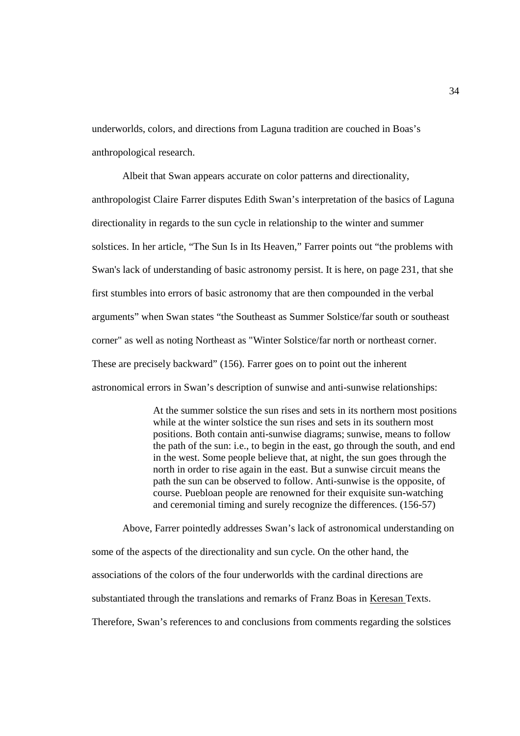underworlds, colors, and directions from Laguna tradition are couched in Boas's anthropological research.

Albeit that Swan appears accurate on color patterns and directionality, anthropologist Claire Farrer disputes Edith Swan's interpretation of the basics of Laguna directionality in regards to the sun cycle in relationship to the winter and summer solstices. In her article, "The Sun Is in Its Heaven," Farrer points out "the problems with Swan's lack of understanding of basic astronomy persist. It is here, on page 231, that she first stumbles into errors of basic astronomy that are then compounded in the verbal arguments" when Swan states "the Southeast as Summer Solstice/far south or southeast corner" as well as noting Northeast as "Winter Solstice/far north or northeast corner. These are precisely backward" (156). Farrer goes on to point out the inherent astronomical errors in Swan's description of sunwise and anti-sunwise relationships:

> At the summer solstice the sun rises and sets in its northern most positions while at the winter solstice the sun rises and sets in its southern most positions. Both contain anti-sunwise diagrams; sunwise, means to follow the path of the sun: i.e., to begin in the east, go through the south, and end in the west. Some people believe that, at night, the sun goes through the north in order to rise again in the east. But a sunwise circuit means the path the sun can be observed to follow. Anti-sunwise is the opposite, of course. Puebloan people are renowned for their exquisite sun-watching and ceremonial timing and surely recognize the differences. (156-57)

Above, Farrer pointedly addresses Swan's lack of astronomical understanding on some of the aspects of the directionality and sun cycle. On the other hand, the associations of the colors of the four underworlds with the cardinal directions are substantiated through the translations and remarks of Franz Boas in Keresan Texts. Therefore, Swan's references to and conclusions from comments regarding the solstices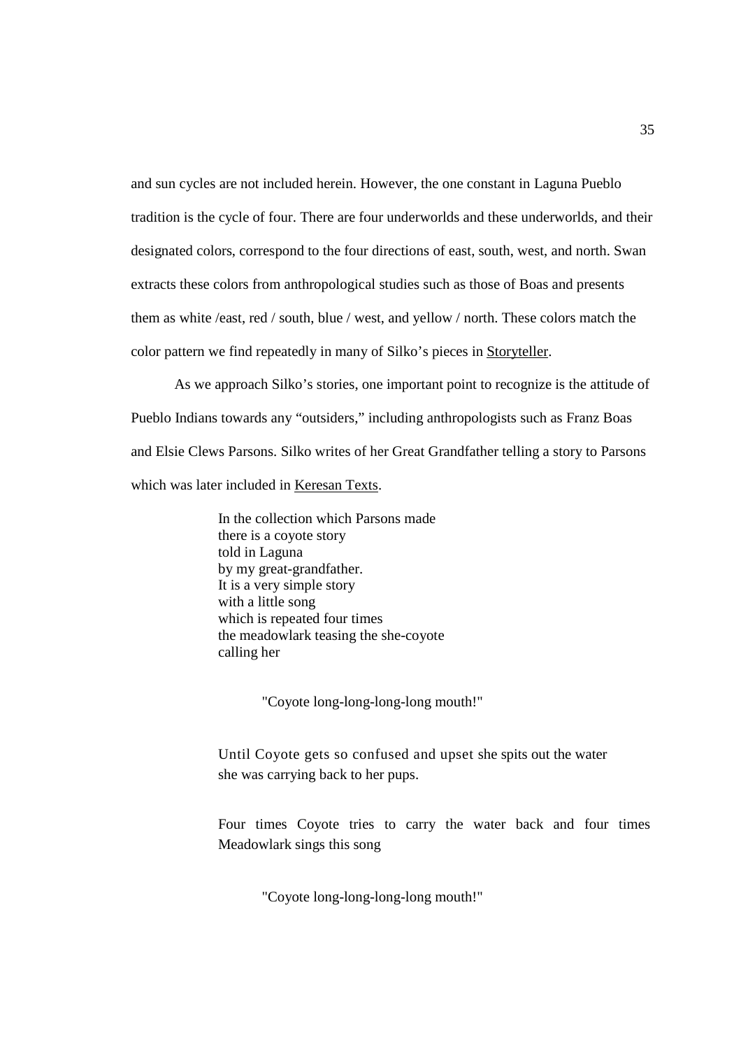and sun cycles are not included herein. However, the one constant in Laguna Pueblo tradition is the cycle of four. There are four underworlds and these underworlds, and their designated colors, correspond to the four directions of east, south, west, and north. Swan extracts these colors from anthropological studies such as those of Boas and presents them as white /east, red / south, blue / west, and yellow / north. These colors match the color pattern we find repeatedly in many of Silko's pieces in Storyteller.

As we approach Silko's stories, one important point to recognize is the attitude of Pueblo Indians towards any "outsiders," including anthropologists such as Franz Boas and Elsie Clews Parsons. Silko writes of her Great Grandfather telling a story to Parsons which was later included in Keresan Texts.

> In the collection which Parsons made  
> there is a coyote story  
> told in Laguna  
> by my great-grandfather.  
> It is a very simple story  
> with a little song  
> which is repeated four times  
> the meadowlark teasing the she-coyote  
> calling her
>
> "Coyote long-long-long-long mouth!"
>
> Until Coyote gets so confused and upset she spits out the water  
> she was carrying back to her pups.
>
> Four times Coyote tries to carry the water back and four times Meadowlark sings this song
>
> "Coyote long-long-long-long mouth!"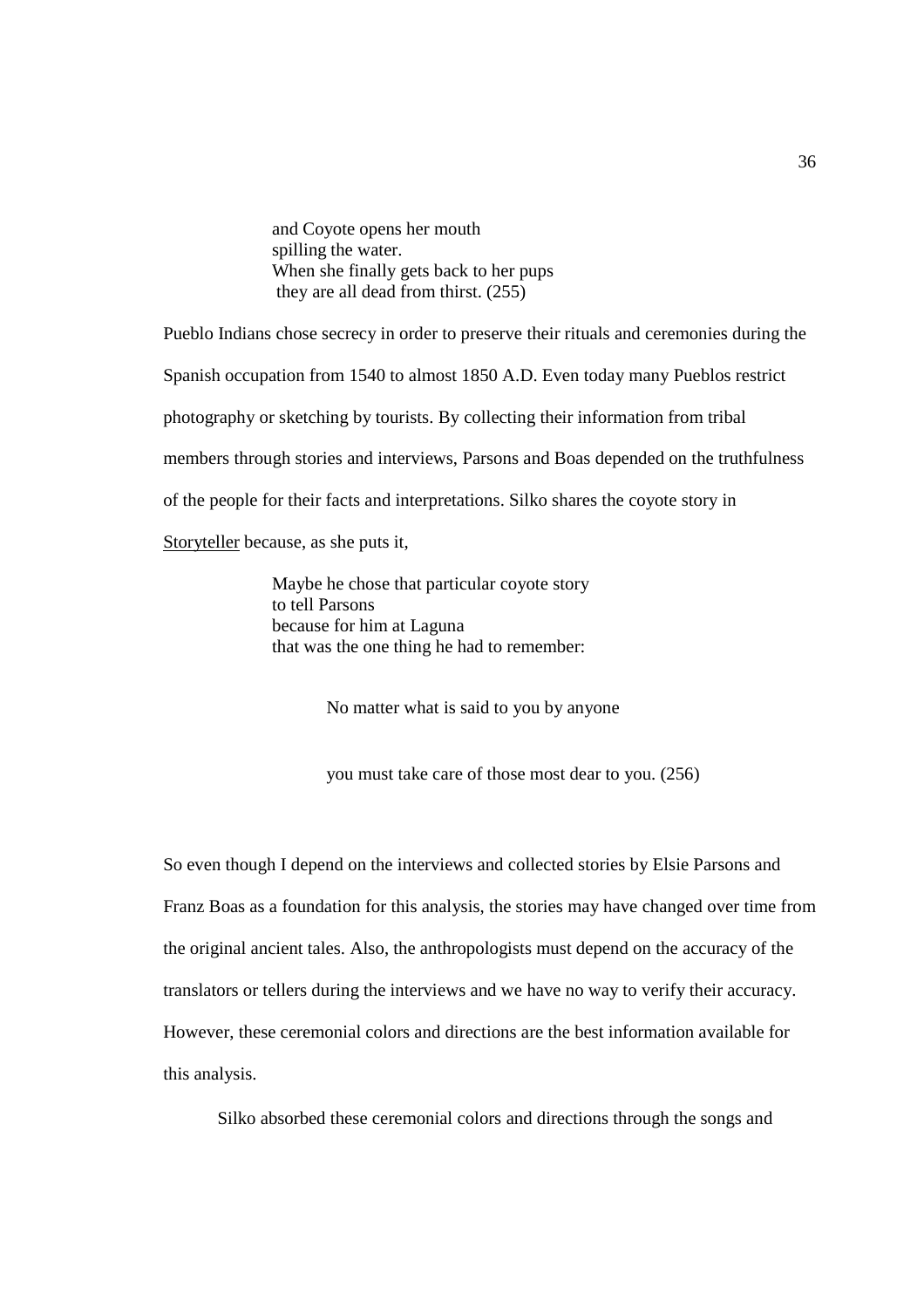> and Coyote opens her mouth
> spilling the water.
> When she finally gets back to her pups
> they are all dead from thirst. (255)

Pueblo Indians chose secrecy in order to preserve their rituals and ceremonies during the Spanish occupation from 1540 to almost 1850 A.D. Even today many Pueblos restrict photography or sketching by tourists. By collecting their information from tribal members through stories and interviews, Parsons and Boas depended on the truthfulness of the people for their facts and interpretations. Silko shares the coyote story in Storyteller because, as she puts it,

> Maybe he chose that particular coyote story
> to tell Parsons
> because for him at Laguna
> that was the one thing he had to remember:
>
> No matter what is said to you by anyone
>
> you must take care of those most dear to you. (256)

So even though I depend on the interviews and collected stories by Elsie Parsons and Franz Boas as a foundation for this analysis, the stories may have changed over time from the original ancient tales. Also, the anthropologists must depend on the accuracy of the translators or tellers during the interviews and we have no way to verify their accuracy. However, these ceremonial colors and directions are the best information available for this analysis.

Silko absorbed these ceremonial colors and directions through the songs and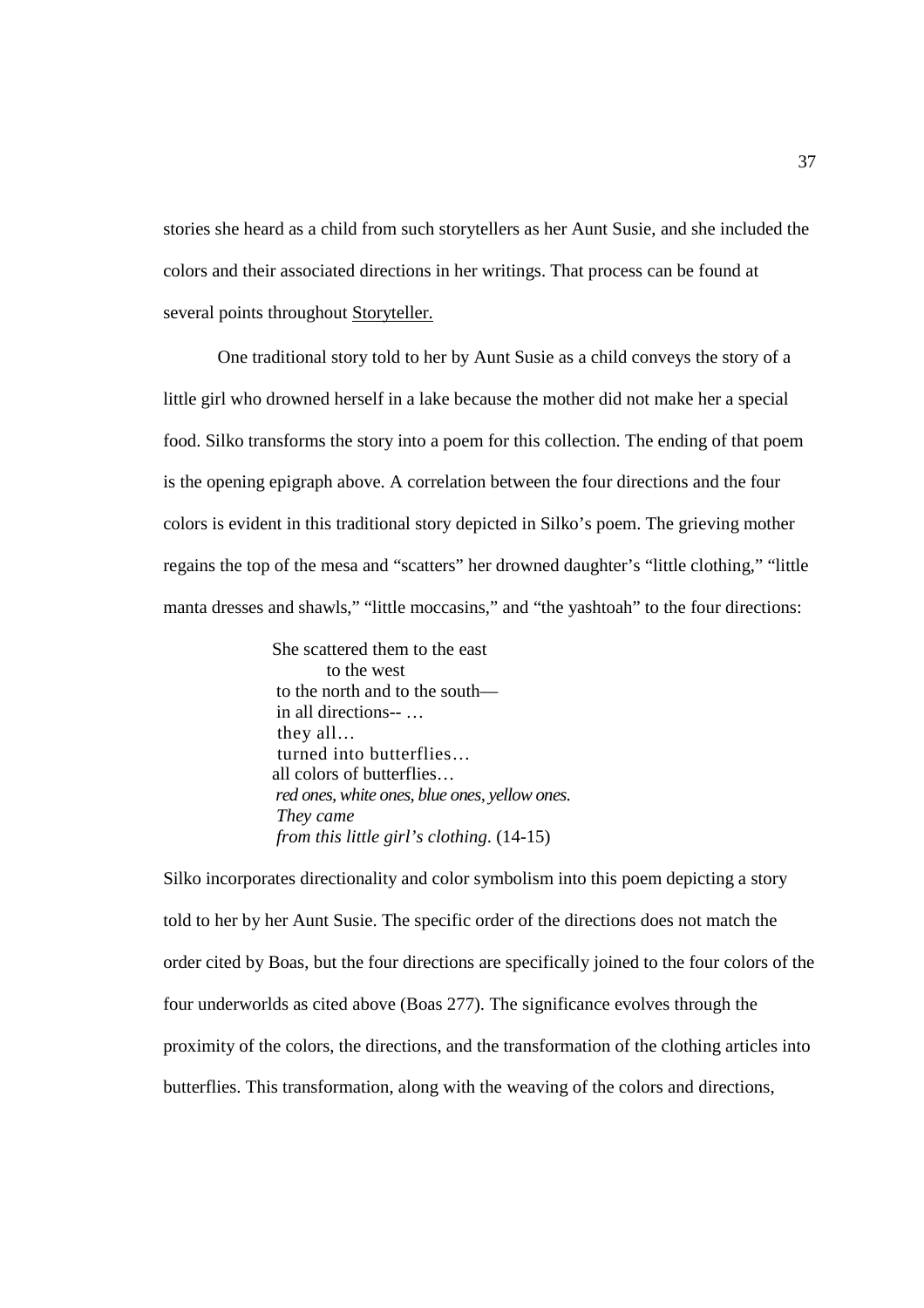stories she heard as a child from such storytellers as her Aunt Susie, and she included the colors and their associated directions in her writings. That process can be found at several points throughout Storyteller.

One traditional story told to her by Aunt Susie as a child conveys the story of a little girl who drowned herself in a lake because the mother did not make her a special food. Silko transforms the story into a poem for this collection. The ending of that poem is the opening epigraph above. A correlation between the four directions and the four colors is evident in this traditional story depicted in Silko's poem. The grieving mother regains the top of the mesa and "scatters" her drowned daughter's "little clothing," "little manta dresses and shawls," "little moccasins," and "the yashtoah" to the four directions:

> She scattered them to the east
> to the west
> to the north and to the south—
> in all directions-- …
> they all…
> turned into butterflies…
> all colors of butterflies…
> *red ones, white ones, blue ones, yellow ones.*
> *They came*
> *from this little girl's clothing*. (14-15)

Silko incorporates directionality and color symbolism into this poem depicting a story told to her by her Aunt Susie. The specific order of the directions does not match the order cited by Boas, but the four directions are specifically joined to the four colors of the four underworlds as cited above (Boas 277). The significance evolves through the proximity of the colors, the directions, and the transformation of the clothing articles into butterflies. This transformation, along with the weaving of the colors and directions,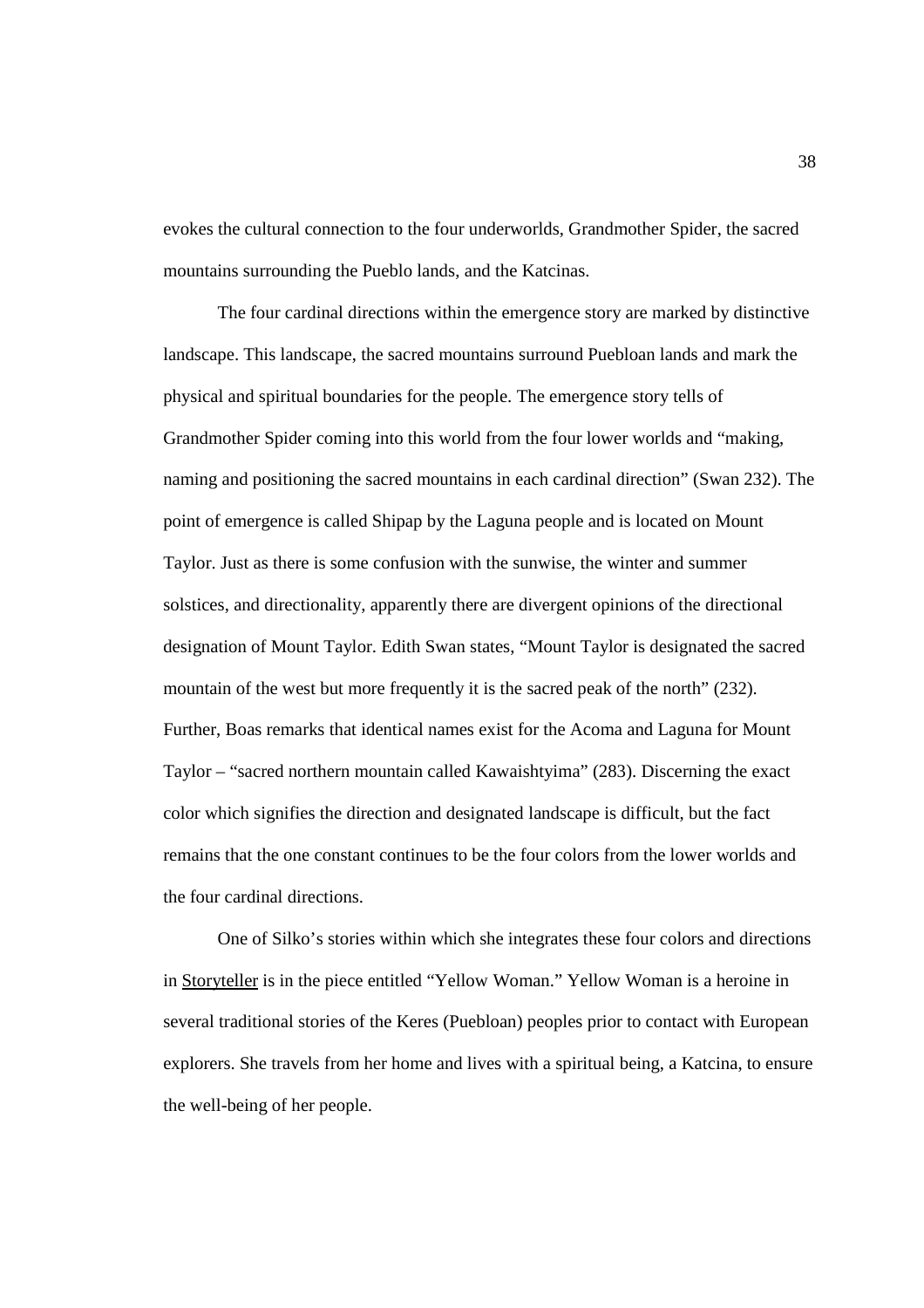evokes the cultural connection to the four underworlds, Grandmother Spider, the sacred mountains surrounding the Pueblo lands, and the Katcinas.

The four cardinal directions within the emergence story are marked by distinctive landscape. This landscape, the sacred mountains surround Puebloan lands and mark the physical and spiritual boundaries for the people. The emergence story tells of Grandmother Spider coming into this world from the four lower worlds and "making, naming and positioning the sacred mountains in each cardinal direction" (Swan 232). The point of emergence is called Shipap by the Laguna people and is located on Mount Taylor. Just as there is some confusion with the sunwise, the winter and summer solstices, and directionality, apparently there are divergent opinions of the directional designation of Mount Taylor. Edith Swan states, "Mount Taylor is designated the sacred mountain of the west but more frequently it is the sacred peak of the north" (232). Further, Boas remarks that identical names exist for the Acoma and Laguna for Mount Taylor – "sacred northern mountain called Kawaishtyima" (283). Discerning the exact color which signifies the direction and designated landscape is difficult, but the fact remains that the one constant continues to be the four colors from the lower worlds and the four cardinal directions.

One of Silko's stories within which she integrates these four colors and directions in <u>Storyteller</u> is in the piece entitled "Yellow Woman." Yellow Woman is a heroine in several traditional stories of the Keres (Puebloan) peoples prior to contact with European explorers. She travels from her home and lives with a spiritual being, a Katcina, to ensure the well-being of her people.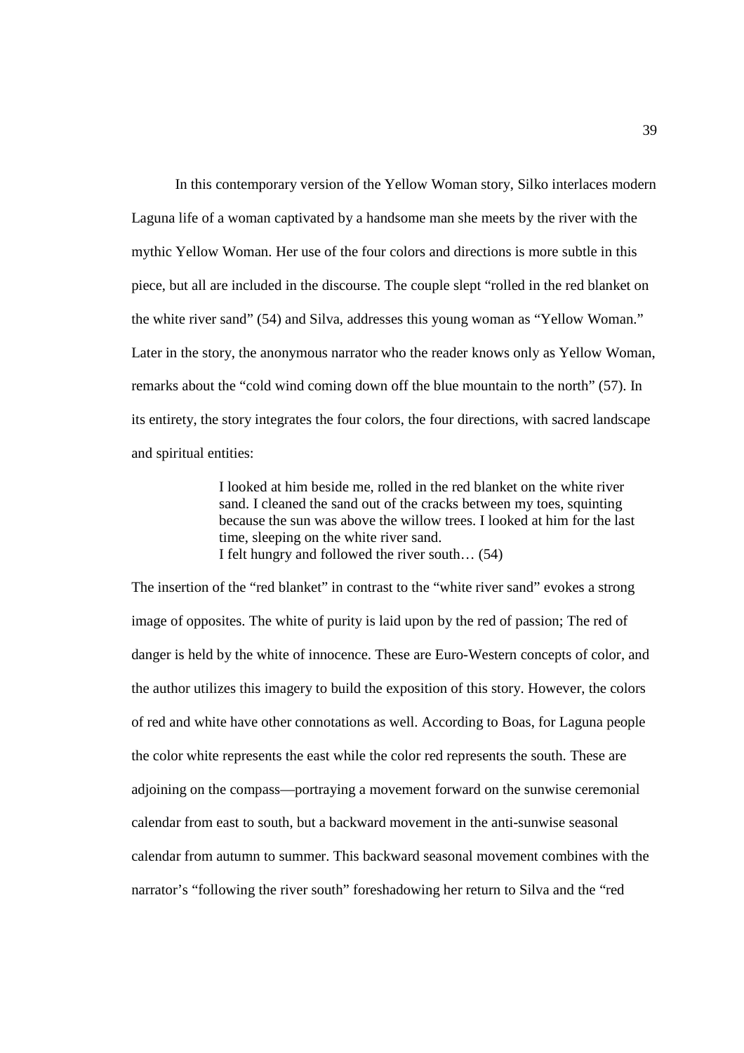In this contemporary version of the Yellow Woman story, Silko interlaces modern Laguna life of a woman captivated by a handsome man she meets by the river with the mythic Yellow Woman. Her use of the four colors and directions is more subtle in this piece, but all are included in the discourse. The couple slept "rolled in the red blanket on the white river sand" (54) and Silva, addresses this young woman as "Yellow Woman." Later in the story, the anonymous narrator who the reader knows only as Yellow Woman, remarks about the "cold wind coming down off the blue mountain to the north" (57). In its entirety, the story integrates the four colors, the four directions, with sacred landscape and spiritual entities:

> I looked at him beside me, rolled in the red blanket on the white river sand. I cleaned the sand out of the cracks between my toes, squinting because the sun was above the willow trees. I looked at him for the last time, sleeping on the white river sand.
> I felt hungry and followed the river south… (54)

The insertion of the "red blanket" in contrast to the "white river sand" evokes a strong image of opposites. The white of purity is laid upon by the red of passion; The red of danger is held by the white of innocence. These are Euro-Western concepts of color, and the author utilizes this imagery to build the exposition of this story. However, the colors of red and white have other connotations as well. According to Boas, for Laguna people the color white represents the east while the color red represents the south. These are adjoining on the compass—portraying a movement forward on the sunwise ceremonial calendar from east to south, but a backward movement in the anti-sunwise seasonal calendar from autumn to summer. This backward seasonal movement combines with the narrator's "following the river south" foreshadowing her return to Silva and the "red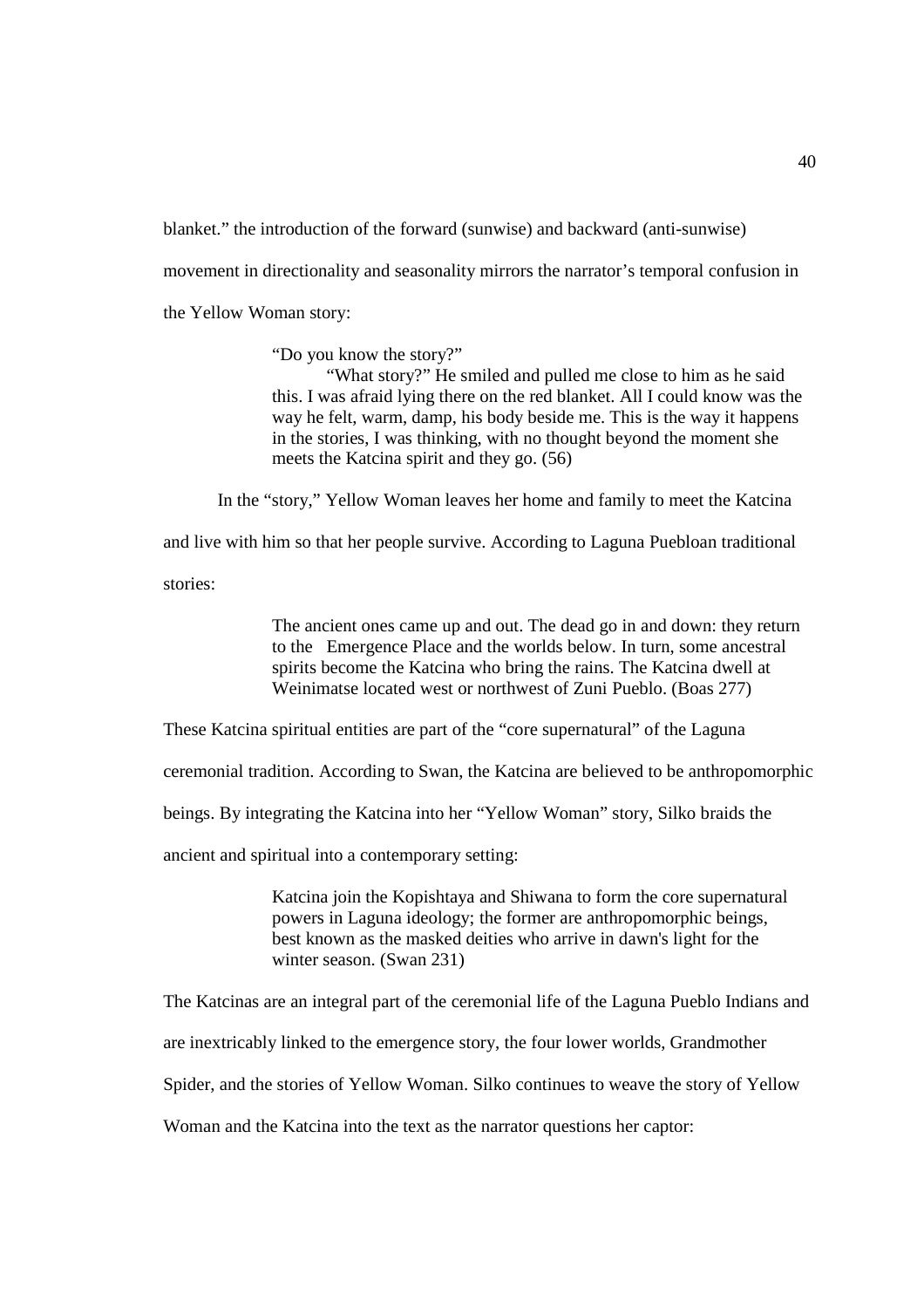blanket." the introduction of the forward (sunwise) and backward (anti-sunwise) movement in directionality and seasonality mirrors the narrator's temporal confusion in the Yellow Woman story:

> "Do you know the story?"
>
> "What story?" He smiled and pulled me close to him as he said this. I was afraid lying there on the red blanket. All I could know was the way he felt, warm, damp, his body beside me. This is the way it happens in the stories, I was thinking, with no thought beyond the moment she meets the Katcina spirit and they go. (56)

In the "story," Yellow Woman leaves her home and family to meet the Katcina and live with him so that her people survive. According to Laguna Puebloan traditional stories:

> The ancient ones came up and out. The dead go in and down: they return to the Emergence Place and the worlds below. In turn, some ancestral spirits become the Katcina who bring the rains. The Katcina dwell at Weinimatse located west or northwest of Zuni Pueblo. (Boas 277)

These Katcina spiritual entities are part of the "core supernatural" of the Laguna ceremonial tradition. According to Swan, the Katcina are believed to be anthropomorphic beings. By integrating the Katcina into her "Yellow Woman" story, Silko braids the ancient and spiritual into a contemporary setting:

> Katcina join the Kopishtaya and Shiwana to form the core supernatural powers in Laguna ideology; the former are anthropomorphic beings, best known as the masked deities who arrive in dawn's light for the winter season. (Swan 231)

The Katcinas are an integral part of the ceremonial life of the Laguna Pueblo Indians and are inextricably linked to the emergence story, the four lower worlds, Grandmother Spider, and the stories of Yellow Woman. Silko continues to weave the story of Yellow Woman and the Katcina into the text as the narrator questions her captor: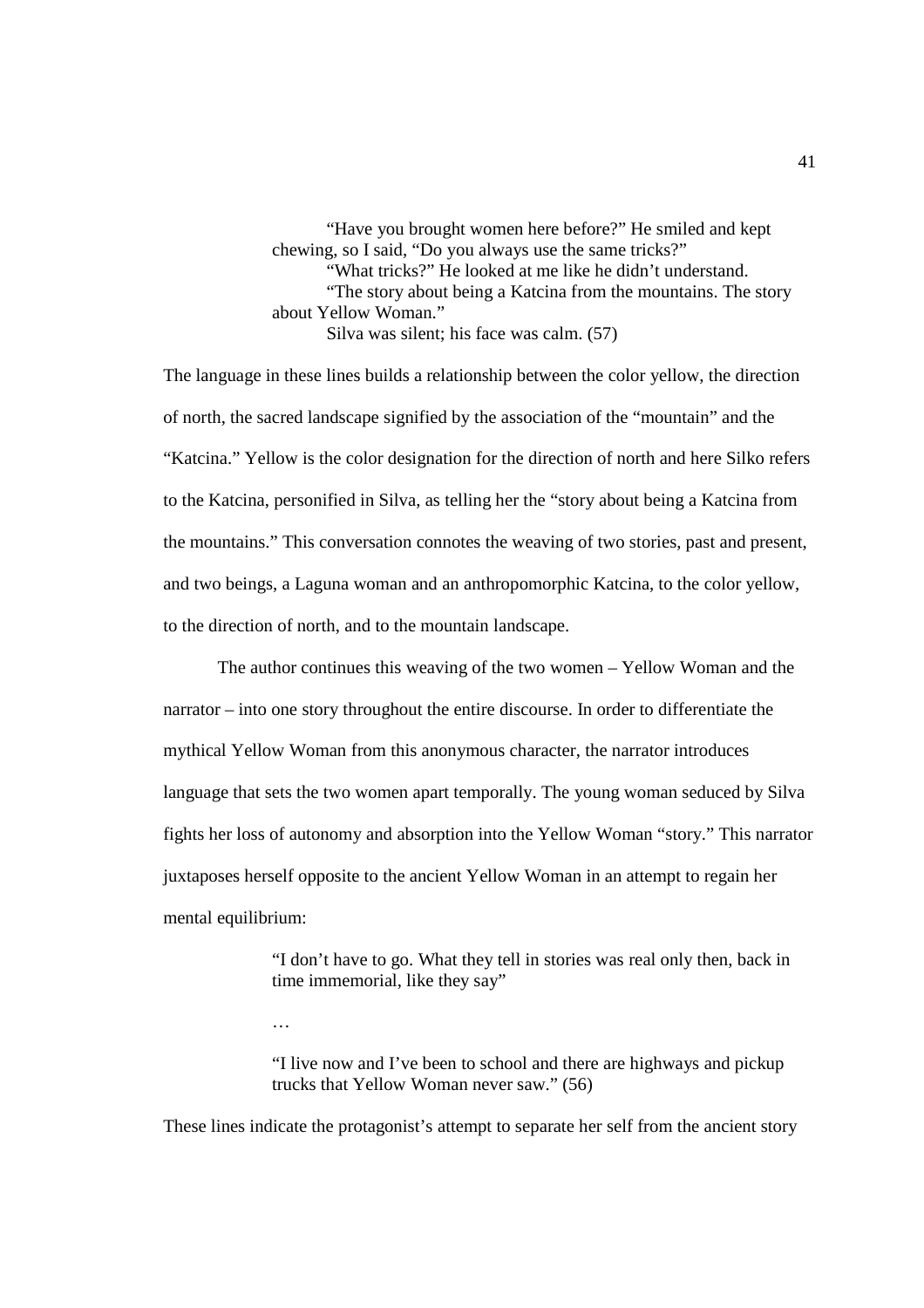> “Have you brought women here before?” He smiled and kept chewing, so I said, “Do you always use the same tricks?”
>
> “What tricks?” He looked at me like he didn’t understand.
>
> “The story about being a Katcina from the mountains. The story about Yellow Woman.”
>
> Silva was silent; his face was calm. (57)

The language in these lines builds a relationship between the color yellow, the direction of north, the sacred landscape signified by the association of the “mountain” and the “Katcina.” Yellow is the color designation for the direction of north and here Silko refers to the Katcina, personified in Silva, as telling her the “story about being a Katcina from the mountains.” This conversation connotes the weaving of two stories, past and present, and two beings, a Laguna woman and an anthropomorphic Katcina, to the color yellow, to the direction of north, and to the mountain landscape.

The author continues this weaving of the two women – Yellow Woman and the narrator – into one story throughout the entire discourse. In order to differentiate the mythical Yellow Woman from this anonymous character, the narrator introduces language that sets the two women apart temporally. The young woman seduced by Silva fights her loss of autonomy and absorption into the Yellow Woman “story.” This narrator juxtaposes herself opposite to the ancient Yellow Woman in an attempt to regain her mental equilibrium:

> “I don’t have to go. What they tell in stories was real only then, back in time immemorial, like they say”
>
> …
>
> “I live now and I’ve been to school and there are highways and pickup trucks that Yellow Woman never saw.” (56)

These lines indicate the protagonist’s attempt to separate her self from the ancient story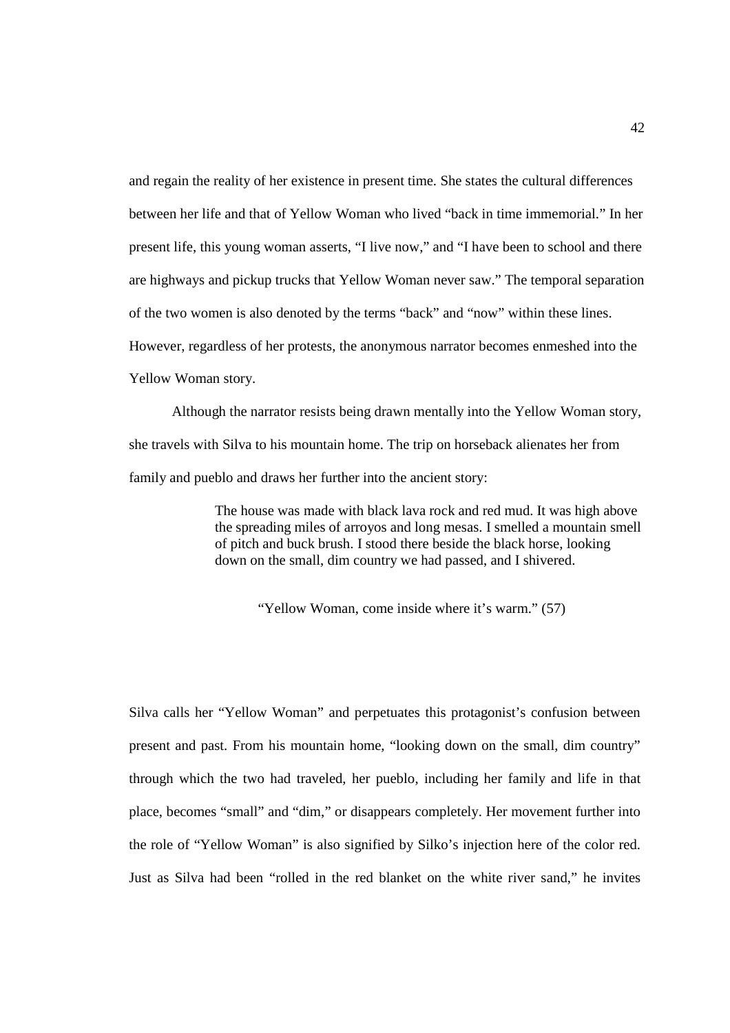and regain the reality of her existence in present time. She states the cultural differences between her life and that of Yellow Woman who lived "back in time immemorial." In her present life, this young woman asserts, "I live now," and "I have been to school and there are highways and pickup trucks that Yellow Woman never saw." The temporal separation of the two women is also denoted by the terms "back" and "now" within these lines. However, regardless of her protests, the anonymous narrator becomes enmeshed into the Yellow Woman story.

Although the narrator resists being drawn mentally into the Yellow Woman story, she travels with Silva to his mountain home. The trip on horseback alienates her from family and pueblo and draws her further into the ancient story:

> The house was made with black lava rock and red mud. It was high above the spreading miles of arroyos and long mesas. I smelled a mountain smell of pitch and buck brush. I stood there beside the black horse, looking down on the small, dim country we had passed, and I shivered.
>
> "Yellow Woman, come inside where it's warm." (57)

Silva calls her "Yellow Woman" and perpetuates this protagonist's confusion between present and past. From his mountain home, "looking down on the small, dim country" through which the two had traveled, her pueblo, including her family and life in that place, becomes "small" and "dim," or disappears completely. Her movement further into the role of "Yellow Woman" is also signified by Silko's injection here of the color red. Just as Silva had been "rolled in the red blanket on the white river sand," he invites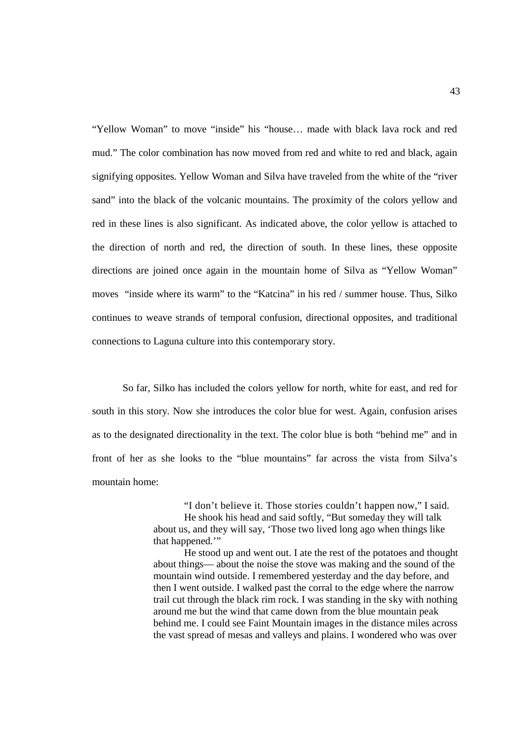"Yellow Woman" to move "inside" his "house… made with black lava rock and red mud." The color combination has now moved from red and white to red and black, again signifying opposites. Yellow Woman and Silva have traveled from the white of the "river sand" into the black of the volcanic mountains. The proximity of the colors yellow and red in these lines is also significant. As indicated above, the color yellow is attached to the direction of north and red, the direction of south. In these lines, these opposite directions are joined once again in the mountain home of Silva as "Yellow Woman" moves "inside where its warm" to the "Katcina" in his red / summer house. Thus, Silko continues to weave strands of temporal confusion, directional opposites, and traditional connections to Laguna culture into this contemporary story.

So far, Silko has included the colors yellow for north, white for east, and red for south in this story. Now she introduces the color blue for west. Again, confusion arises as to the designated directionality in the text. The color blue is both "behind me" and in front of her as she looks to the "blue mountains" far across the vista from Silva's mountain home:

> "I don't believe it. Those stories couldn't happen now," I said.
> He shook his head and said softly, "But someday they will talk about us, and they will say, 'Those two lived long ago when things like that happened.'"
> He stood up and went out. I ate the rest of the potatoes and thought about things— about the noise the stove was making and the sound of the mountain wind outside. I remembered yesterday and the day before, and then I went outside. I walked past the corral to the edge where the narrow trail cut through the black rim rock. I was standing in the sky with nothing around me but the wind that came down from the blue mountain peak behind me. I could see Faint Mountain images in the distance miles across the vast spread of mesas and valleys and plains. I wondered who was over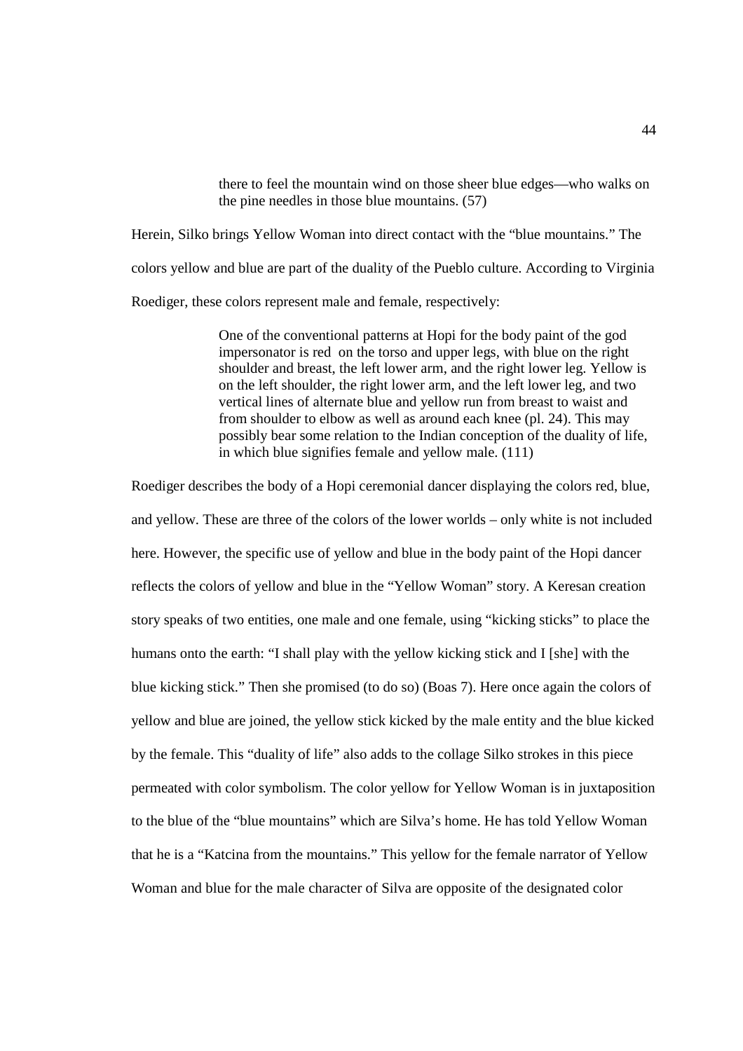> there to feel the mountain wind on those sheer blue edges—who walks on the pine needles in those blue mountains. (57)

Herein, Silko brings Yellow Woman into direct contact with the "blue mountains." The colors yellow and blue are part of the duality of the Pueblo culture. According to Virginia Roediger, these colors represent male and female, respectively:

> One of the conventional patterns at Hopi for the body paint of the god impersonator is red on the torso and upper legs, with blue on the right shoulder and breast, the left lower arm, and the right lower leg. Yellow is on the left shoulder, the right lower arm, and the left lower leg, and two vertical lines of alternate blue and yellow run from breast to waist and from shoulder to elbow as well as around each knee (pl. 24). This may possibly bear some relation to the Indian conception of the duality of life, in which blue signifies female and yellow male. (111)

Roediger describes the body of a Hopi ceremonial dancer displaying the colors red, blue, and yellow. These are three of the colors of the lower worlds – only white is not included here. However, the specific use of yellow and blue in the body paint of the Hopi dancer reflects the colors of yellow and blue in the "Yellow Woman" story. A Keresan creation story speaks of two entities, one male and one female, using "kicking sticks" to place the humans onto the earth: "I shall play with the yellow kicking stick and I [she] with the blue kicking stick." Then she promised (to do so) (Boas 7). Here once again the colors of yellow and blue are joined, the yellow stick kicked by the male entity and the blue kicked by the female. This "duality of life" also adds to the collage Silko strokes in this piece permeated with color symbolism. The color yellow for Yellow Woman is in juxtaposition to the blue of the "blue mountains" which are Silva's home. He has told Yellow Woman that he is a "Katcina from the mountains." This yellow for the female narrator of Yellow Woman and blue for the male character of Silva are opposite of the designated color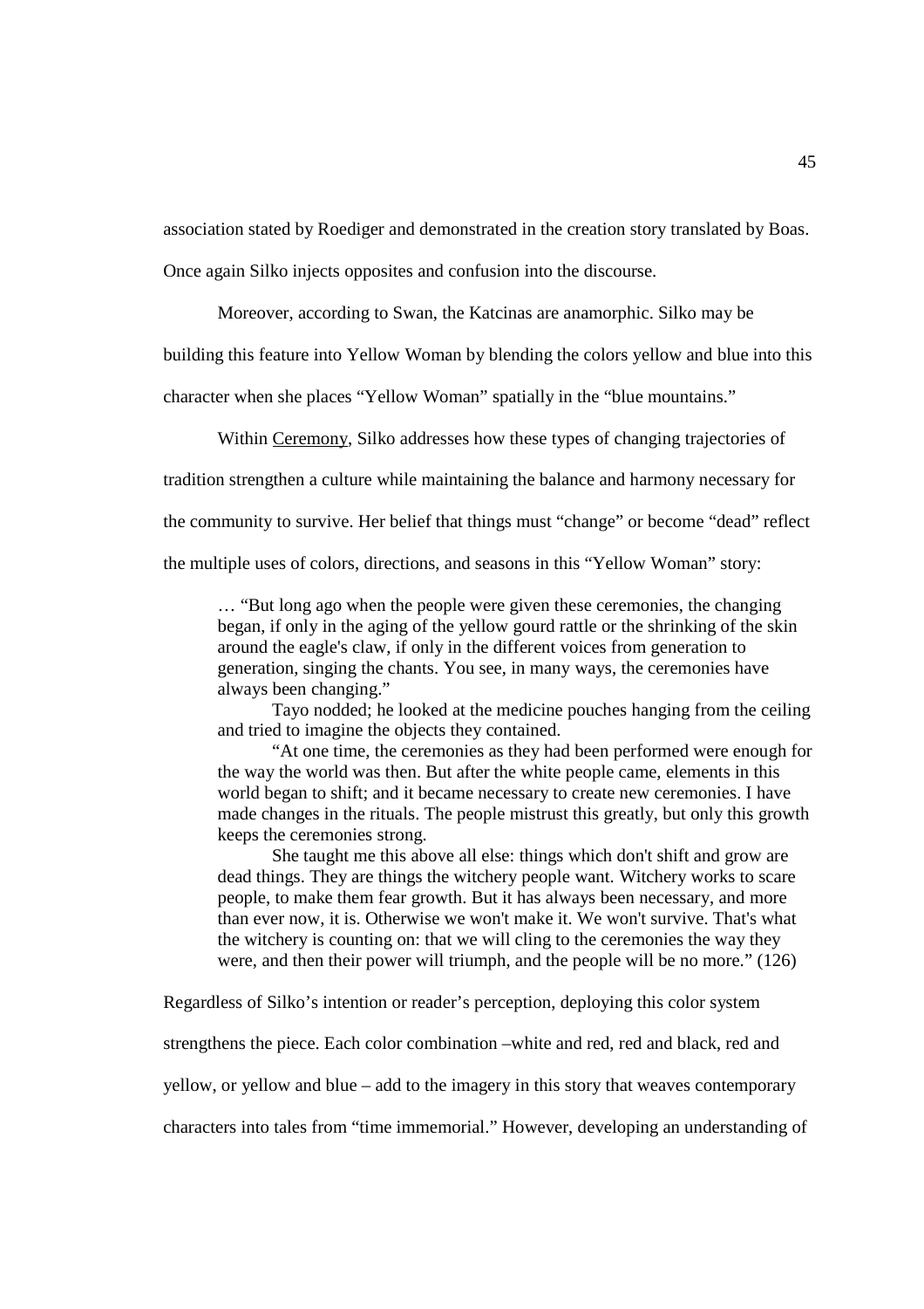association stated by Roediger and demonstrated in the creation story translated by Boas. Once again Silko injects opposites and confusion into the discourse.

Moreover, according to Swan, the Katcinas are anamorphic. Silko may be building this feature into Yellow Woman by blending the colors yellow and blue into this character when she places "Yellow Woman" spatially in the "blue mountains."

Within Ceremony, Silko addresses how these types of changing trajectories of tradition strengthen a culture while maintaining the balance and harmony necessary for the community to survive. Her belief that things must "change" or become "dead" reflect the multiple uses of colors, directions, and seasons in this "Yellow Woman" story:

> … "But long ago when the people were given these ceremonies, the changing began, if only in the aging of the yellow gourd rattle or the shrinking of the skin around the eagle's claw, if only in the different voices from generation to generation, singing the chants. You see, in many ways, the ceremonies have always been changing."
>
> Tayo nodded; he looked at the medicine pouches hanging from the ceiling and tried to imagine the objects they contained.
>
> "At one time, the ceremonies as they had been performed were enough for the way the world was then. But after the white people came, elements in this world began to shift; and it became necessary to create new ceremonies. I have made changes in the rituals. The people mistrust this greatly, but only this growth keeps the ceremonies strong.
>
> She taught me this above all else: things which don't shift and grow are dead things. They are things the witchery people want. Witchery works to scare people, to make them fear growth. But it has always been necessary, and more than ever now, it is. Otherwise we won't make it. We won't survive. That's what the witchery is counting on: that we will cling to the ceremonies the way they were, and then their power will triumph, and the people will be no more." (126)

Regardless of Silko's intention or reader's perception, deploying this color system strengthens the piece. Each color combination –white and red, red and black, red and yellow, or yellow and blue – add to the imagery in this story that weaves contemporary characters into tales from "time immemorial." However, developing an understanding of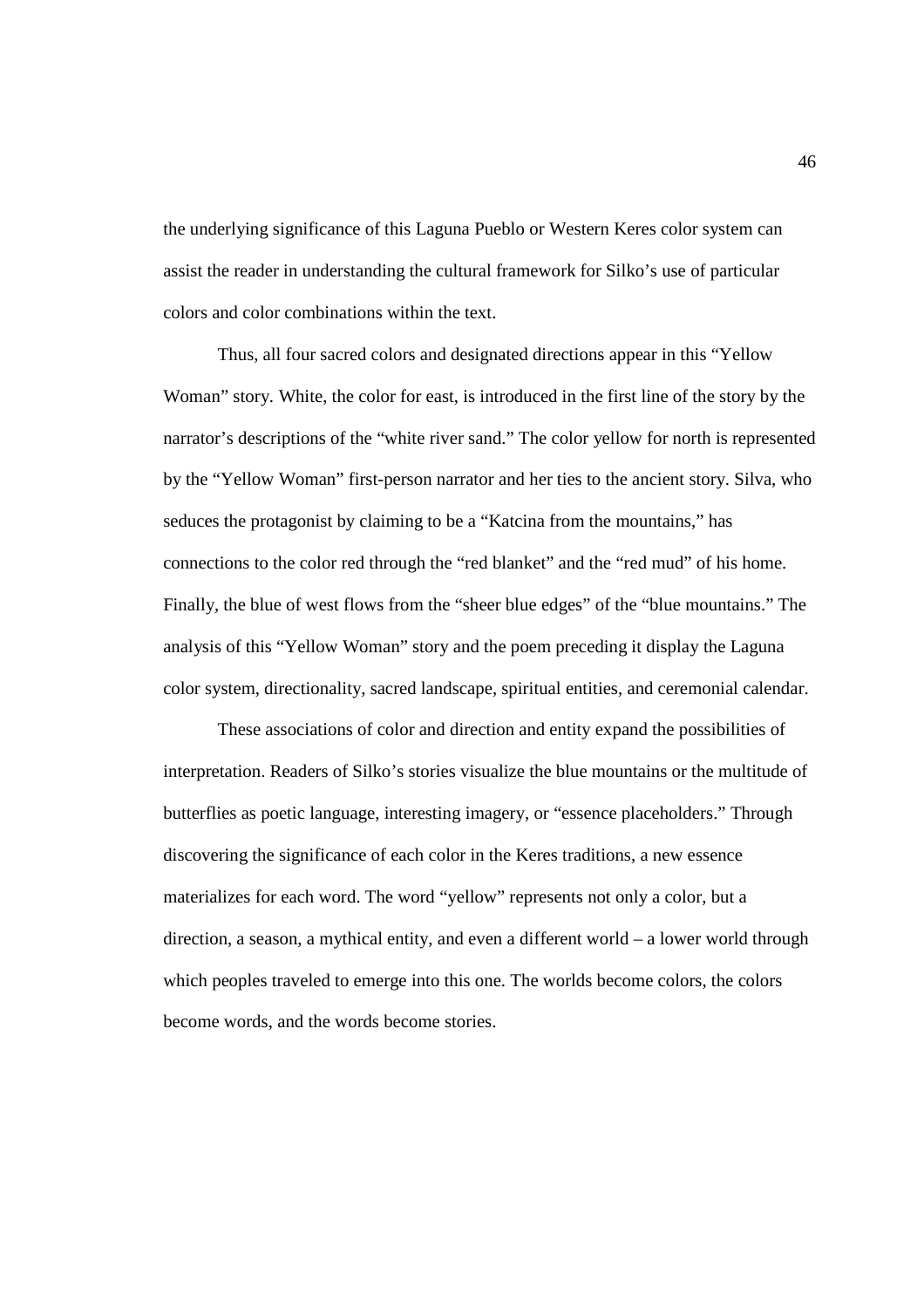the underlying significance of this Laguna Pueblo or Western Keres color system can assist the reader in understanding the cultural framework for Silko's use of particular colors and color combinations within the text.

Thus, all four sacred colors and designated directions appear in this "Yellow Woman" story. White, the color for east, is introduced in the first line of the story by the narrator's descriptions of the "white river sand." The color yellow for north is represented by the "Yellow Woman" first-person narrator and her ties to the ancient story. Silva, who seduces the protagonist by claiming to be a "Katcina from the mountains," has connections to the color red through the "red blanket" and the "red mud" of his home. Finally, the blue of west flows from the "sheer blue edges" of the "blue mountains." The analysis of this "Yellow Woman" story and the poem preceding it display the Laguna color system, directionality, sacred landscape, spiritual entities, and ceremonial calendar.

These associations of color and direction and entity expand the possibilities of interpretation. Readers of Silko's stories visualize the blue mountains or the multitude of butterflies as poetic language, interesting imagery, or "essence placeholders." Through discovering the significance of each color in the Keres traditions, a new essence materializes for each word. The word "yellow" represents not only a color, but a direction, a season, a mythical entity, and even a different world – a lower world through which peoples traveled to emerge into this one. The worlds become colors, the colors become words, and the words become stories.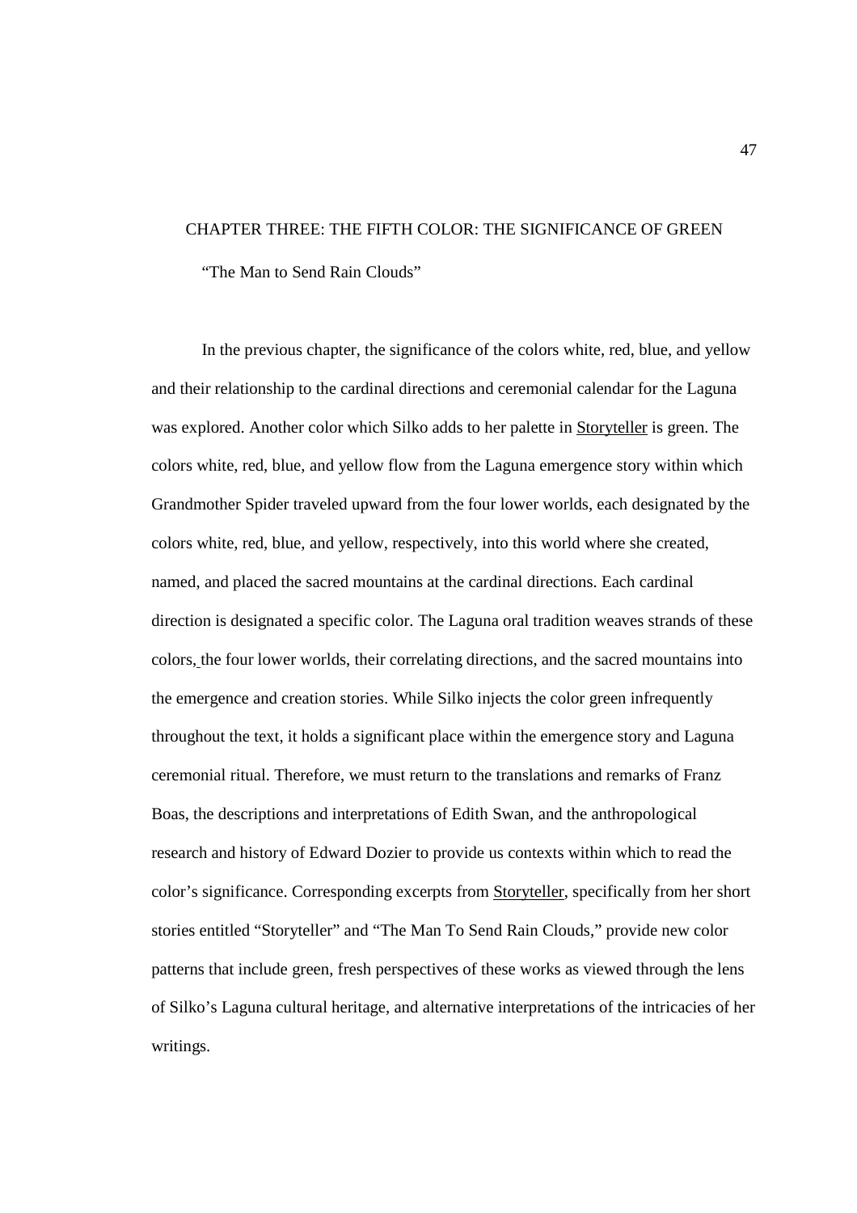# CHAPTER THREE: THE FIFTH COLOR: THE SIGNIFICANCE OF GREEN

## "The Man to Send Rain Clouds"

In the previous chapter, the significance of the colors white, red, blue, and yellow and their relationship to the cardinal directions and ceremonial calendar for the Laguna was explored. Another color which Silko adds to her palette in Storyteller is green. The colors white, red, blue, and yellow flow from the Laguna emergence story within which Grandmother Spider traveled upward from the four lower worlds, each designated by the colors white, red, blue, and yellow, respectively, into this world where she created, named, and placed the sacred mountains at the cardinal directions. Each cardinal direction is designated a specific color. The Laguna oral tradition weaves strands of these colors, the four lower worlds, their correlating directions, and the sacred mountains into the emergence and creation stories. While Silko injects the color green infrequently throughout the text, it holds a significant place within the emergence story and Laguna ceremonial ritual. Therefore, we must return to the translations and remarks of Franz Boas, the descriptions and interpretations of Edith Swan, and the anthropological research and history of Edward Dozier to provide us contexts within which to read the color's significance. Corresponding excerpts from Storyteller, specifically from her short stories entitled "Storyteller" and "The Man To Send Rain Clouds," provide new color patterns that include green, fresh perspectives of these works as viewed through the lens of Silko's Laguna cultural heritage, and alternative interpretations of the intricacies of her writings.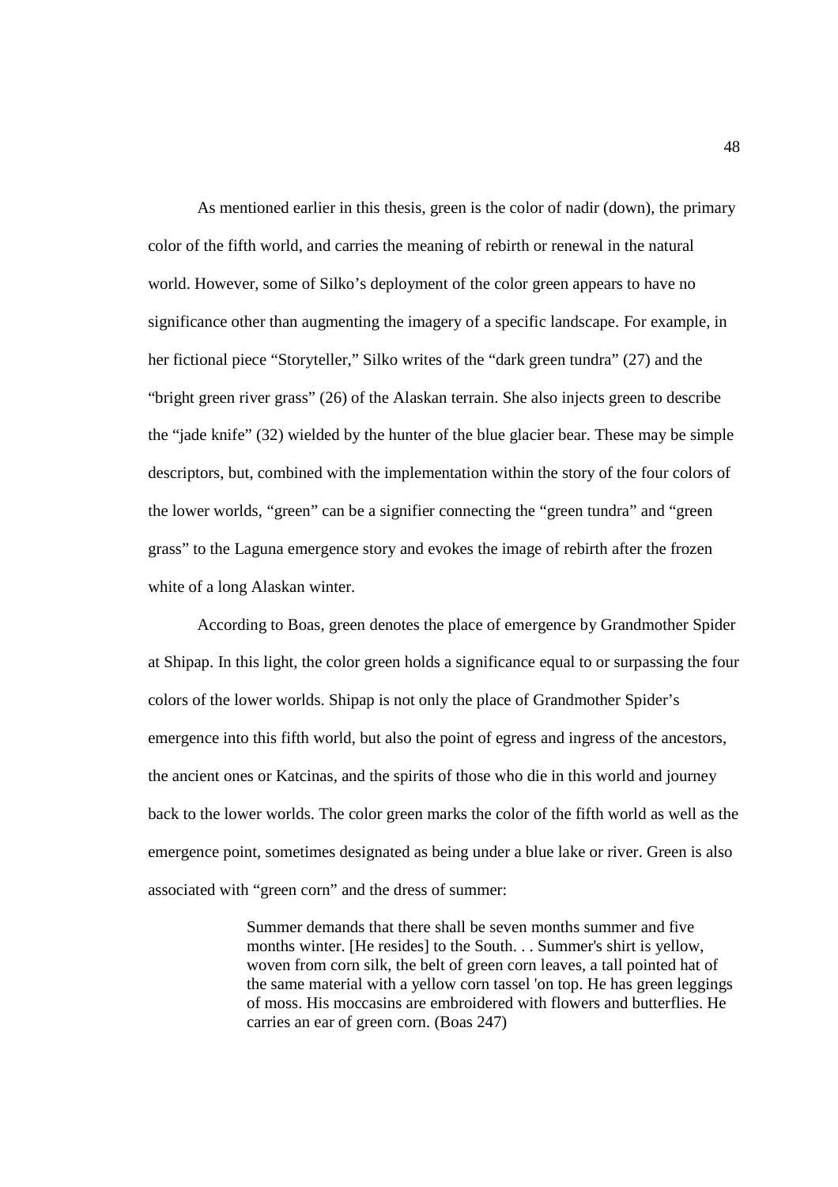As mentioned earlier in this thesis, green is the color of nadir (down), the primary color of the fifth world, and carries the meaning of rebirth or renewal in the natural world. However, some of Silko's deployment of the color green appears to have no significance other than augmenting the imagery of a specific landscape. For example, in her fictional piece "Storyteller," Silko writes of the "dark green tundra" (27) and the "bright green river grass" (26) of the Alaskan terrain. She also injects green to describe the "jade knife" (32) wielded by the hunter of the blue glacier bear. These may be simple descriptors, but, combined with the implementation within the story of the four colors of the lower worlds, "green" can be a signifier connecting the "green tundra" and "green grass" to the Laguna emergence story and evokes the image of rebirth after the frozen white of a long Alaskan winter.

According to Boas, green denotes the place of emergence by Grandmother Spider at Shipap. In this light, the color green holds a significance equal to or surpassing the four colors of the lower worlds. Shipap is not only the place of Grandmother Spider's emergence into this fifth world, but also the point of egress and ingress of the ancestors, the ancient ones or Katcinas, and the spirits of those who die in this world and journey back to the lower worlds. The color green marks the color of the fifth world as well as the emergence point, sometimes designated as being under a blue lake or river. Green is also associated with "green corn" and the dress of summer:

> Summer demands that there shall be seven months summer and five months winter. [He resides] to the South. . . Summer's shirt is yellow, woven from corn silk, the belt of green corn leaves, a tall pointed hat of the same material with a yellow corn tassel 'on top. He has green leggings of moss. His moccasins are embroidered with flowers and butterflies. He carries an ear of green corn. (Boas 247)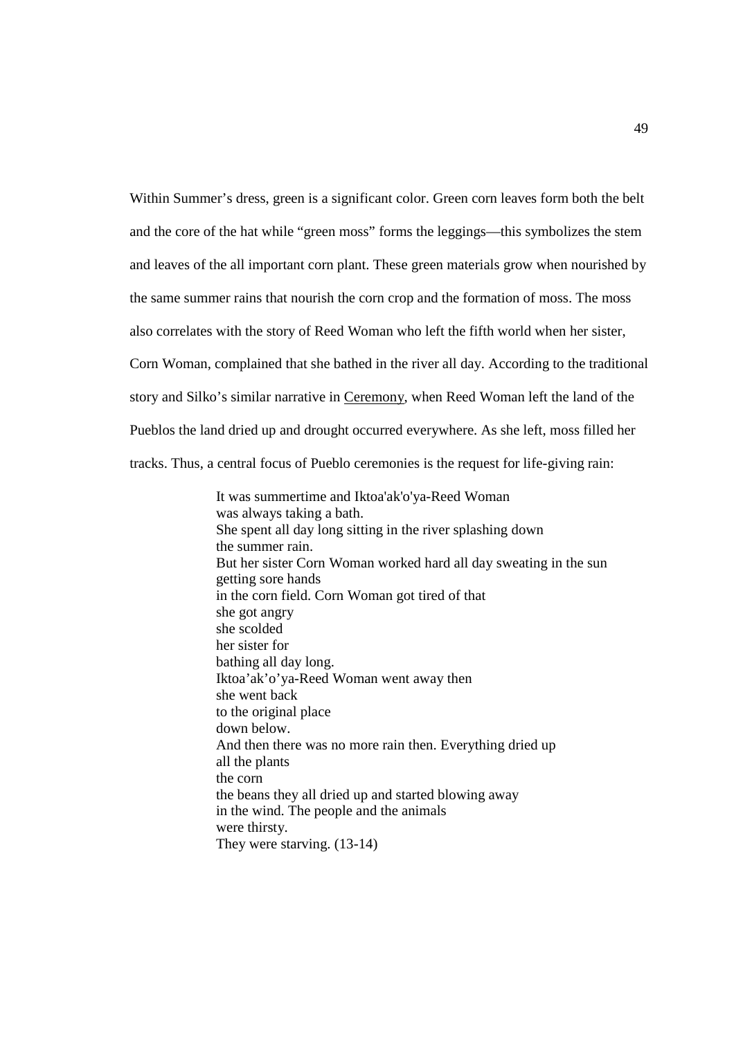Within Summer's dress, green is a significant color. Green corn leaves form both the belt and the core of the hat while "green moss" forms the leggings—this symbolizes the stem and leaves of the all important corn plant. These green materials grow when nourished by the same summer rains that nourish the corn crop and the formation of moss. The moss also correlates with the story of Reed Woman who left the fifth world when her sister, Corn Woman, complained that she bathed in the river all day. According to the traditional story and Silko's similar narrative in Ceremony, when Reed Woman left the land of the Pueblos the land dried up and drought occurred everywhere. As she left, moss filled her tracks. Thus, a central focus of Pueblo ceremonies is the request for life-giving rain:

> It was summertime and Iktoa'ak'o'ya-Reed Woman  
> was always taking a bath.  
> She spent all day long sitting in the river splashing down  
> the summer rain.  
> But her sister Corn Woman worked hard all day sweating in the sun  
> getting sore hands  
> in the corn field. Corn Woman got tired of that  
> she got angry  
> she scolded  
> her sister for  
> bathing all day long.  
> Iktoa'ak'o'ya-Reed Woman went away then  
> she went back  
> to the original place  
> down below.  
> And then there was no more rain then. Everything dried up  
> all the plants  
> the corn  
> the beans they all dried up and started blowing away  
> in the wind. The people and the animals  
> were thirsty.  
> They were starving. (13-14)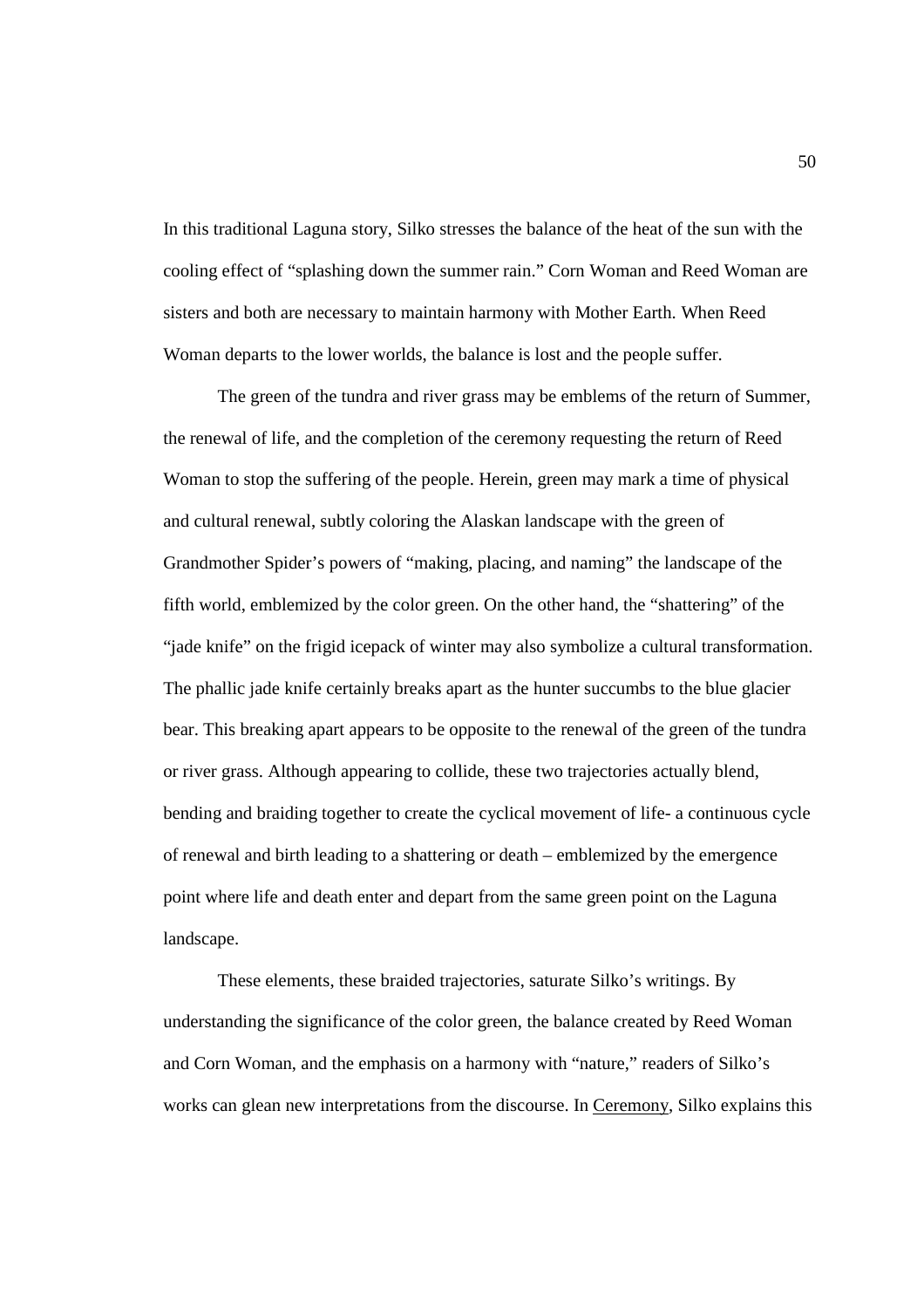In this traditional Laguna story, Silko stresses the balance of the heat of the sun with the cooling effect of "splashing down the summer rain." Corn Woman and Reed Woman are sisters and both are necessary to maintain harmony with Mother Earth. When Reed Woman departs to the lower worlds, the balance is lost and the people suffer.

The green of the tundra and river grass may be emblems of the return of Summer, the renewal of life, and the completion of the ceremony requesting the return of Reed Woman to stop the suffering of the people. Herein, green may mark a time of physical and cultural renewal, subtly coloring the Alaskan landscape with the green of Grandmother Spider's powers of "making, placing, and naming" the landscape of the fifth world, emblemized by the color green. On the other hand, the "shattering" of the "jade knife" on the frigid icepack of winter may also symbolize a cultural transformation. The phallic jade knife certainly breaks apart as the hunter succumbs to the blue glacier bear. This breaking apart appears to be opposite to the renewal of the green of the tundra or river grass. Although appearing to collide, these two trajectories actually blend, bending and braiding together to create the cyclical movement of life- a continuous cycle of renewal and birth leading to a shattering or death – emblemized by the emergence point where life and death enter and depart from the same green point on the Laguna landscape.

These elements, these braided trajectories, saturate Silko's writings. By understanding the significance of the color green, the balance created by Reed Woman and Corn Woman, and the emphasis on a harmony with "nature," readers of Silko's works can glean new interpretations from the discourse. In <u>Ceremony</u>, Silko explains this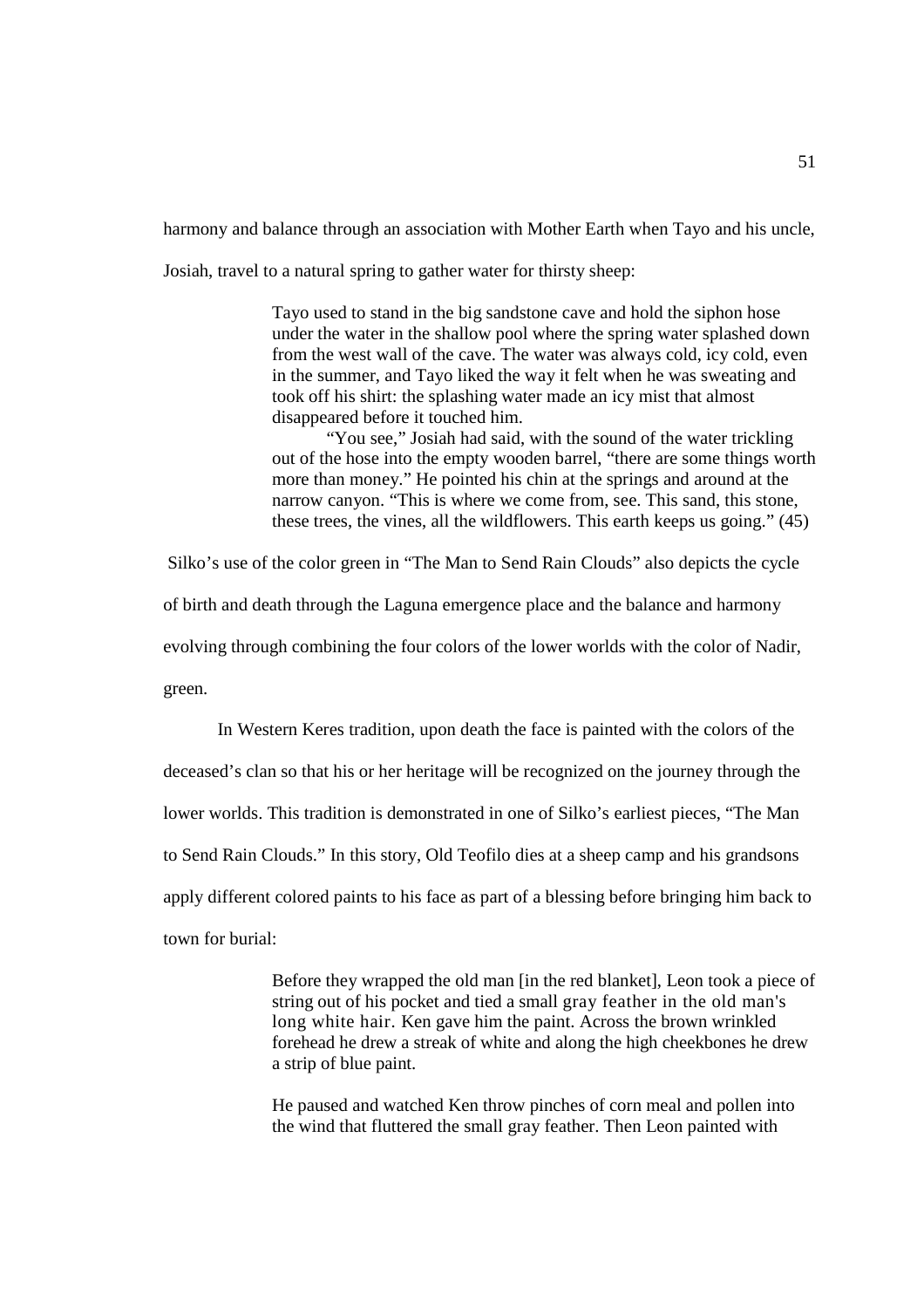harmony and balance through an association with Mother Earth when Tayo and his uncle, Josiah, travel to a natural spring to gather water for thirsty sheep:

> Tayo used to stand in the big sandstone cave and hold the siphon hose under the water in the shallow pool where the spring water splashed down from the west wall of the cave. The water was always cold, icy cold, even in the summer, and Tayo liked the way it felt when he was sweating and took off his shirt: the splashing water made an icy mist that almost disappeared before it touched him.
>
> "You see," Josiah had said, with the sound of the water trickling out of the hose into the empty wooden barrel, "there are some things worth more than money." He pointed his chin at the springs and around at the narrow canyon. "This is where we come from, see. This sand, this stone, these trees, the vines, all the wildflowers. This earth keeps us going." (45)

Silko's use of the color green in "The Man to Send Rain Clouds" also depicts the cycle of birth and death through the Laguna emergence place and the balance and harmony evolving through combining the four colors of the lower worlds with the color of Nadir, green.

In Western Keres tradition, upon death the face is painted with the colors of the deceased's clan so that his or her heritage will be recognized on the journey through the lower worlds. This tradition is demonstrated in one of Silko's earliest pieces, "The Man to Send Rain Clouds." In this story, Old Teofilo dies at a sheep camp and his grandsons apply different colored paints to his face as part of a blessing before bringing him back to town for burial:

> Before they wrapped the old man [in the red blanket], Leon took a piece of string out of his pocket and tied a small gray feather in the old man's long white hair. Ken gave him the paint. Across the brown wrinkled forehead he drew a streak of white and along the high cheekbones he drew a strip of blue paint.
>
> He paused and watched Ken throw pinches of corn meal and pollen into the wind that fluttered the small gray feather. Then Leon painted with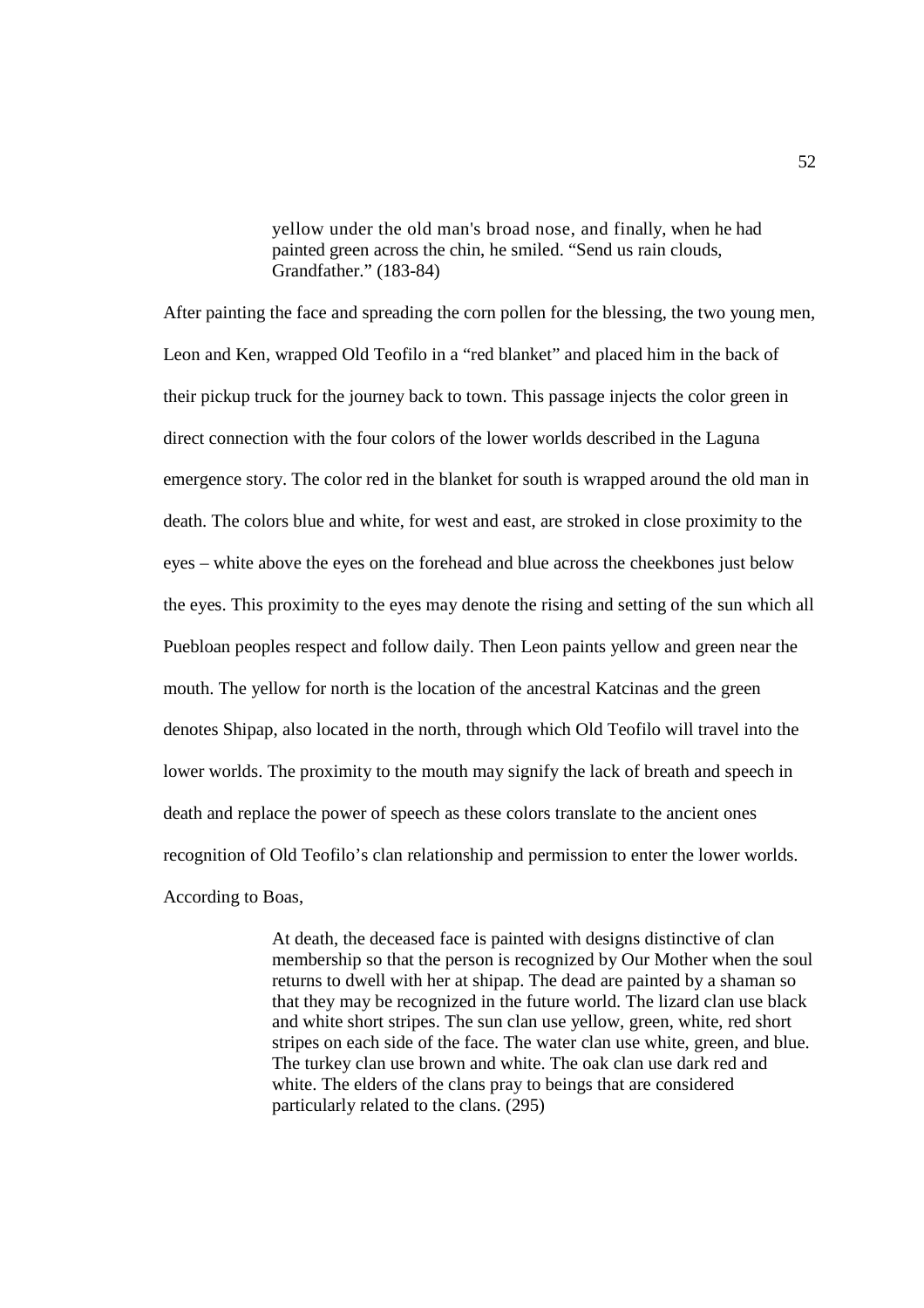> yellow under the old man's broad nose, and finally, when he had painted green across the chin, he smiled. "Send us rain clouds, Grandfather." (183-84)

After painting the face and spreading the corn pollen for the blessing, the two young men, Leon and Ken, wrapped Old Teofilo in a "red blanket" and placed him in the back of their pickup truck for the journey back to town. This passage injects the color green in direct connection with the four colors of the lower worlds described in the Laguna emergence story. The color red in the blanket for south is wrapped around the old man in death. The colors blue and white, for west and east, are stroked in close proximity to the eyes – white above the eyes on the forehead and blue across the cheekbones just below the eyes. This proximity to the eyes may denote the rising and setting of the sun which all Puebloan peoples respect and follow daily. Then Leon paints yellow and green near the mouth. The yellow for north is the location of the ancestral Katcinas and the green denotes Shipap, also located in the north, through which Old Teofilo will travel into the lower worlds. The proximity to the mouth may signify the lack of breath and speech in death and replace the power of speech as these colors translate to the ancient ones recognition of Old Teofilo's clan relationship and permission to enter the lower worlds. According to Boas,

> At death, the deceased face is painted with designs distinctive of clan membership so that the person is recognized by Our Mother when the soul returns to dwell with her at shipap. The dead are painted by a shaman so that they may be recognized in the future world. The lizard clan use black and white short stripes. The sun clan use yellow, green, white, red short stripes on each side of the face. The water clan use white, green, and blue. The turkey clan use brown and white. The oak clan use dark red and white. The elders of the clans pray to beings that are considered particularly related to the clans. (295)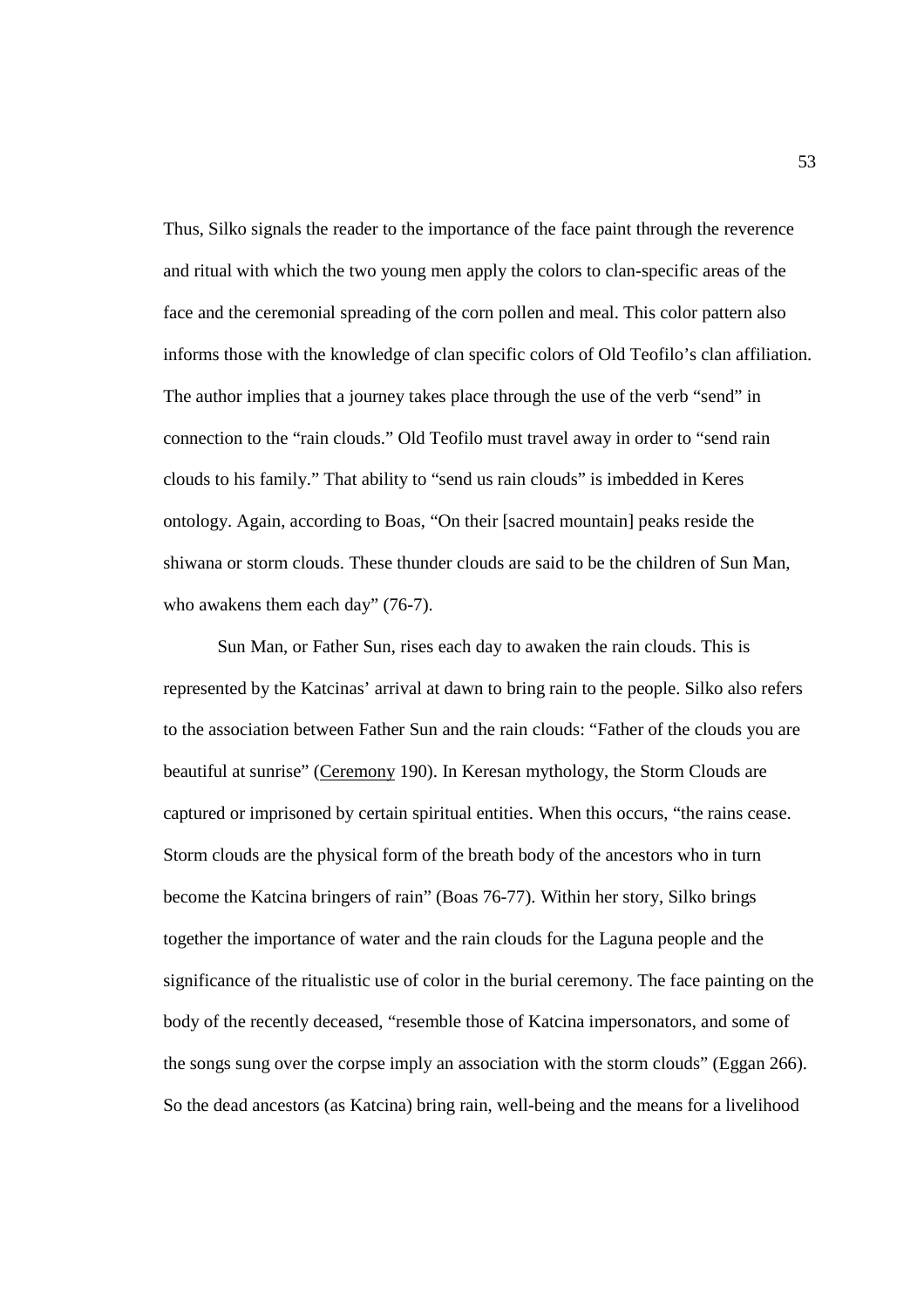Thus, Silko signals the reader to the importance of the face paint through the reverence and ritual with which the two young men apply the colors to clan-specific areas of the face and the ceremonial spreading of the corn pollen and meal. This color pattern also informs those with the knowledge of clan specific colors of Old Teofilo's clan affiliation. The author implies that a journey takes place through the use of the verb "send" in connection to the "rain clouds." Old Teofilo must travel away in order to "send rain clouds to his family." That ability to "send us rain clouds" is imbedded in Keres ontology. Again, according to Boas, "On their [sacred mountain] peaks reside the shiwana or storm clouds. These thunder clouds are said to be the children of Sun Man, who awakens them each day" (76-7).

Sun Man, or Father Sun, rises each day to awaken the rain clouds. This is represented by the Katcinas' arrival at dawn to bring rain to the people. Silko also refers to the association between Father Sun and the rain clouds: "Father of the clouds you are beautiful at sunrise" (<u>Ceremony</u> 190). In Keresan mythology, the Storm Clouds are captured or imprisoned by certain spiritual entities. When this occurs, "the rains cease. Storm clouds are the physical form of the breath body of the ancestors who in turn become the Katcina bringers of rain" (Boas 76-77). Within her story, Silko brings together the importance of water and the rain clouds for the Laguna people and the significance of the ritualistic use of color in the burial ceremony. The face painting on the body of the recently deceased, "resemble those of Katcina impersonators, and some of the songs sung over the corpse imply an association with the storm clouds" (Eggan 266). So the dead ancestors (as Katcina) bring rain, well-being and the means for a livelihood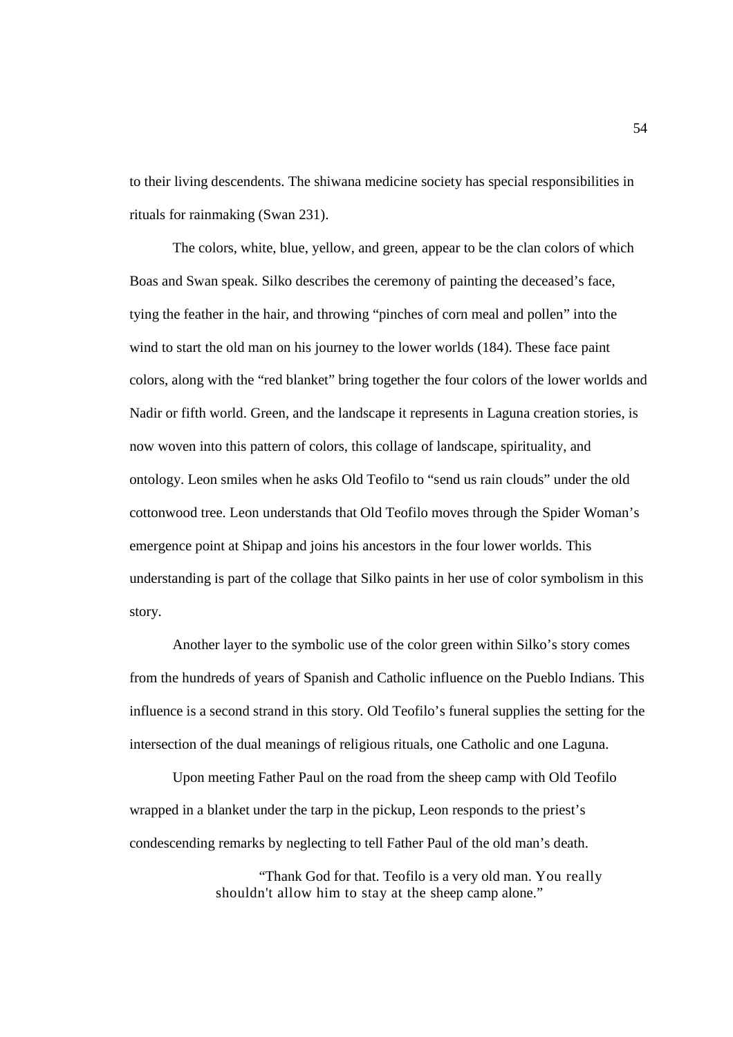to their living descendents. The shiwana medicine society has special responsibilities in rituals for rainmaking (Swan 231).

The colors, white, blue, yellow, and green, appear to be the clan colors of which Boas and Swan speak. Silko describes the ceremony of painting the deceased's face, tying the feather in the hair, and throwing "pinches of corn meal and pollen" into the wind to start the old man on his journey to the lower worlds (184). These face paint colors, along with the "red blanket" bring together the four colors of the lower worlds and Nadir or fifth world. Green, and the landscape it represents in Laguna creation stories, is now woven into this pattern of colors, this collage of landscape, spirituality, and ontology. Leon smiles when he asks Old Teofilo to "send us rain clouds" under the old cottonwood tree. Leon understands that Old Teofilo moves through the Spider Woman's emergence point at Shipap and joins his ancestors in the four lower worlds. This understanding is part of the collage that Silko paints in her use of color symbolism in this story.

Another layer to the symbolic use of the color green within Silko's story comes from the hundreds of years of Spanish and Catholic influence on the Pueblo Indians. This influence is a second strand in this story. Old Teofilo's funeral supplies the setting for the intersection of the dual meanings of religious rituals, one Catholic and one Laguna.

Upon meeting Father Paul on the road from the sheep camp with Old Teofilo wrapped in a blanket under the tarp in the pickup, Leon responds to the priest's condescending remarks by neglecting to tell Father Paul of the old man's death.

> "Thank God for that. Teofilo is a very old man. You really shouldn't allow him to stay at the sheep camp alone."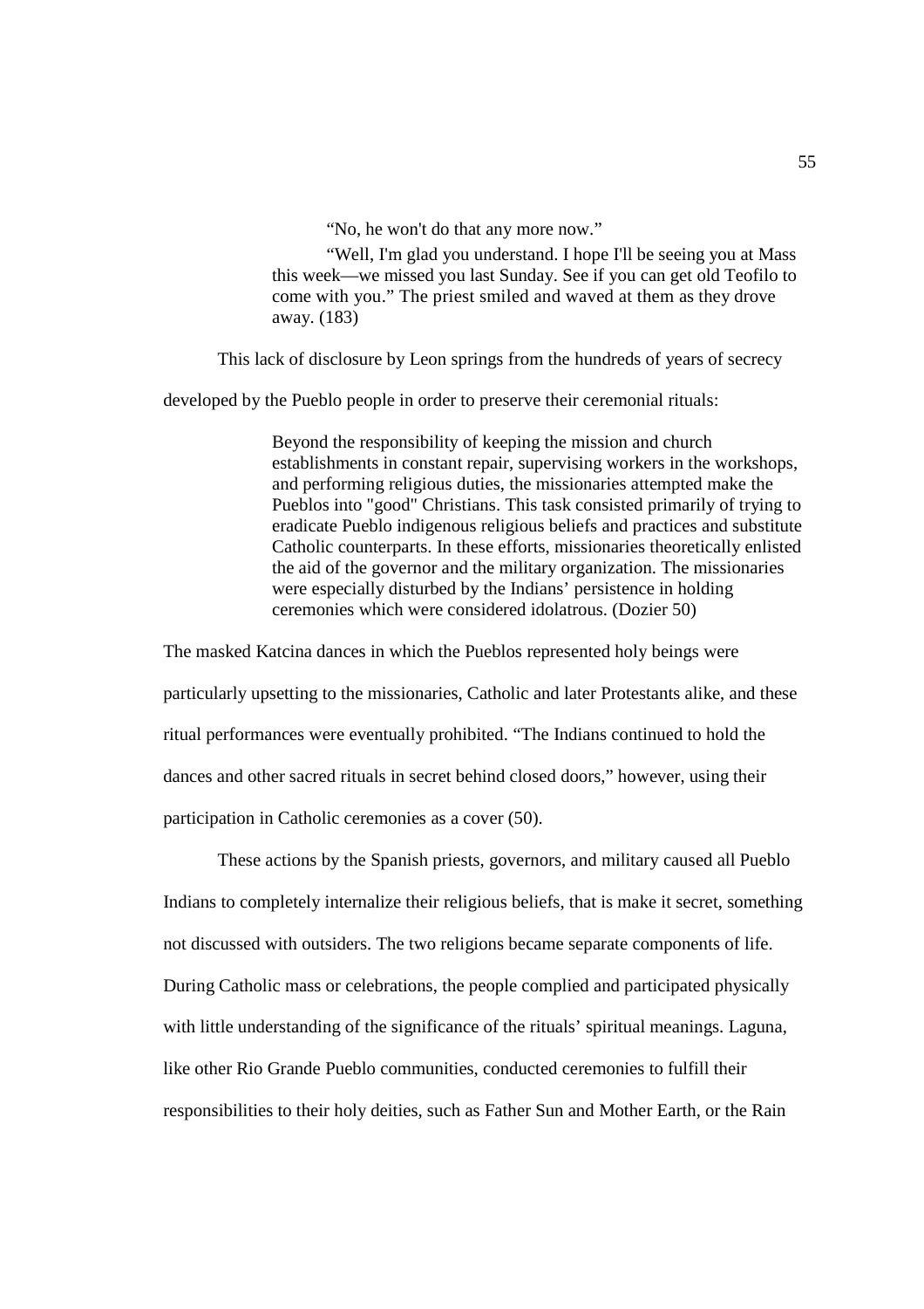> "No, he won't do that any more now."
>
> "Well, I'm glad you understand. I hope I'll be seeing you at Mass this week—we missed you last Sunday. See if you can get old Teofilo to come with you." The priest smiled and waved at them as they drove away. (183)

This lack of disclosure by Leon springs from the hundreds of years of secrecy developed by the Pueblo people in order to preserve their ceremonial rituals:

> Beyond the responsibility of keeping the mission and church establishments in constant repair, supervising workers in the workshops, and performing religious duties, the missionaries attempted make the Pueblos into "good" Christians. This task consisted primarily of trying to eradicate Pueblo indigenous religious beliefs and practices and substitute Catholic counterparts. In these efforts, missionaries theoretically enlisted the aid of the governor and the military organization. The missionaries were especially disturbed by the Indians' persistence in holding ceremonies which were considered idolatrous. (Dozier 50)

The masked Katcina dances in which the Pueblos represented holy beings were particularly upsetting to the missionaries, Catholic and later Protestants alike, and these ritual performances were eventually prohibited. "The Indians continued to hold the dances and other sacred rituals in secret behind closed doors," however, using their participation in Catholic ceremonies as a cover (50).

These actions by the Spanish priests, governors, and military caused all Pueblo Indians to completely internalize their religious beliefs, that is make it secret, something not discussed with outsiders. The two religions became separate components of life. During Catholic mass or celebrations, the people complied and participated physically with little understanding of the significance of the rituals' spiritual meanings. Laguna, like other Rio Grande Pueblo communities, conducted ceremonies to fulfill their responsibilities to their holy deities, such as Father Sun and Mother Earth, or the Rain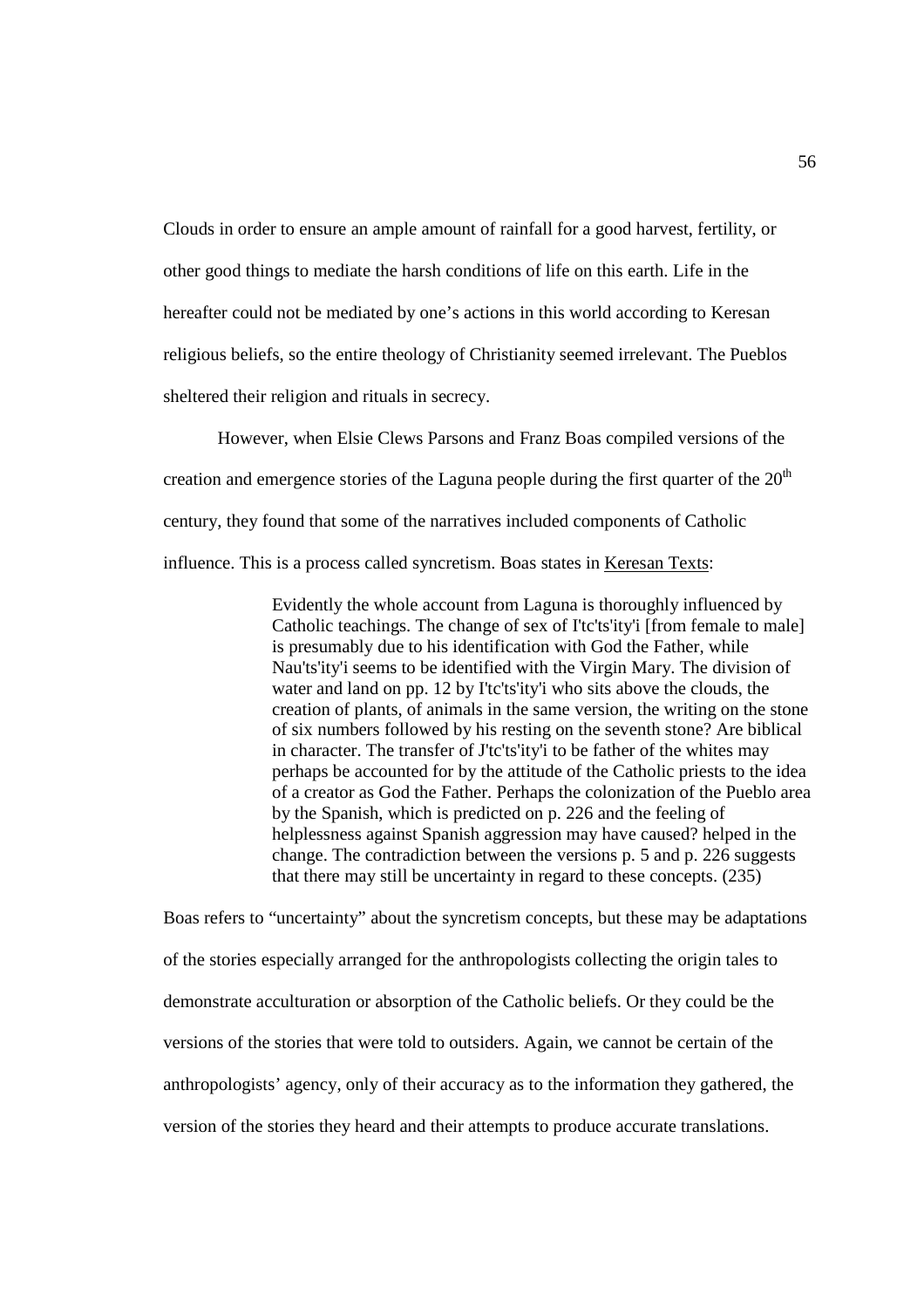Clouds in order to ensure an ample amount of rainfall for a good harvest, fertility, or other good things to mediate the harsh conditions of life on this earth. Life in the hereafter could not be mediated by one's actions in this world according to Keresan religious beliefs, so the entire theology of Christianity seemed irrelevant. The Pueblos sheltered their religion and rituals in secrecy.

However, when Elsie Clews Parsons and Franz Boas compiled versions of the creation and emergence stories of the Laguna people during the first quarter of the 20th century, they found that some of the narratives included components of Catholic influence. This is a process called syncretism. Boas states in Keresan Texts:

> Evidently the whole account from Laguna is thoroughly influenced by Catholic teachings. The change of sex of I'tc'ts'ity'i [from female to male] is presumably due to his identification with God the Father, while Nau'ts'ity'i seems to be identified with the Virgin Mary. The division of water and land on pp. 12 by I'tc'ts'ity'i who sits above the clouds, the creation of plants, of animals in the same version, the writing on the stone of six numbers followed by his resting on the seventh stone? Are biblical in character. The transfer of J'tc'ts'ity'i to be father of the whites may perhaps be accounted for by the attitude of the Catholic priests to the idea of a creator as God the Father. Perhaps the colonization of the Pueblo area by the Spanish, which is predicted on p. 226 and the feeling of helplessness against Spanish aggression may have caused? helped in the change. The contradiction between the versions p. 5 and p. 226 suggests that there may still be uncertainty in regard to these concepts. (235)

Boas refers to "uncertainty" about the syncretism concepts, but these may be adaptations of the stories especially arranged for the anthropologists collecting the origin tales to demonstrate acculturation or absorption of the Catholic beliefs. Or they could be the versions of the stories that were told to outsiders. Again, we cannot be certain of the anthropologists' agency, only of their accuracy as to the information they gathered, the version of the stories they heard and their attempts to produce accurate translations.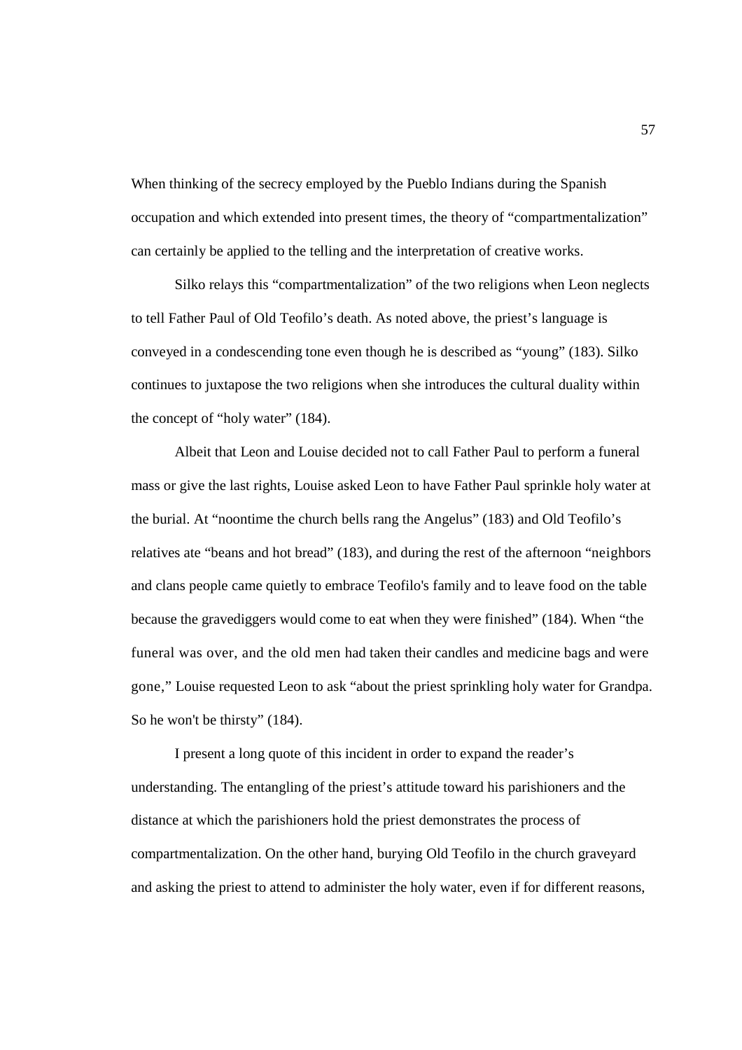When thinking of the secrecy employed by the Pueblo Indians during the Spanish occupation and which extended into present times, the theory of "compartmentalization" can certainly be applied to the telling and the interpretation of creative works.

Silko relays this "compartmentalization" of the two religions when Leon neglects to tell Father Paul of Old Teofilo's death. As noted above, the priest's language is conveyed in a condescending tone even though he is described as "young" (183). Silko continues to juxtapose the two religions when she introduces the cultural duality within the concept of "holy water" (184).

Albeit that Leon and Louise decided not to call Father Paul to perform a funeral mass or give the last rights, Louise asked Leon to have Father Paul sprinkle holy water at the burial. At "noontime the church bells rang the Angelus" (183) and Old Teofilo's relatives ate "beans and hot bread" (183), and during the rest of the afternoon "neighbors and clans people came quietly to embrace Teofilo's family and to leave food on the table because the gravediggers would come to eat when they were finished" (184). When "the funeral was over, and the old men had taken their candles and medicine bags and were gone," Louise requested Leon to ask "about the priest sprinkling holy water for Grandpa. So he won't be thirsty" (184).

I present a long quote of this incident in order to expand the reader's understanding. The entangling of the priest's attitude toward his parishioners and the distance at which the parishioners hold the priest demonstrates the process of compartmentalization. On the other hand, burying Old Teofilo in the church graveyard and asking the priest to attend to administer the holy water, even if for different reasons,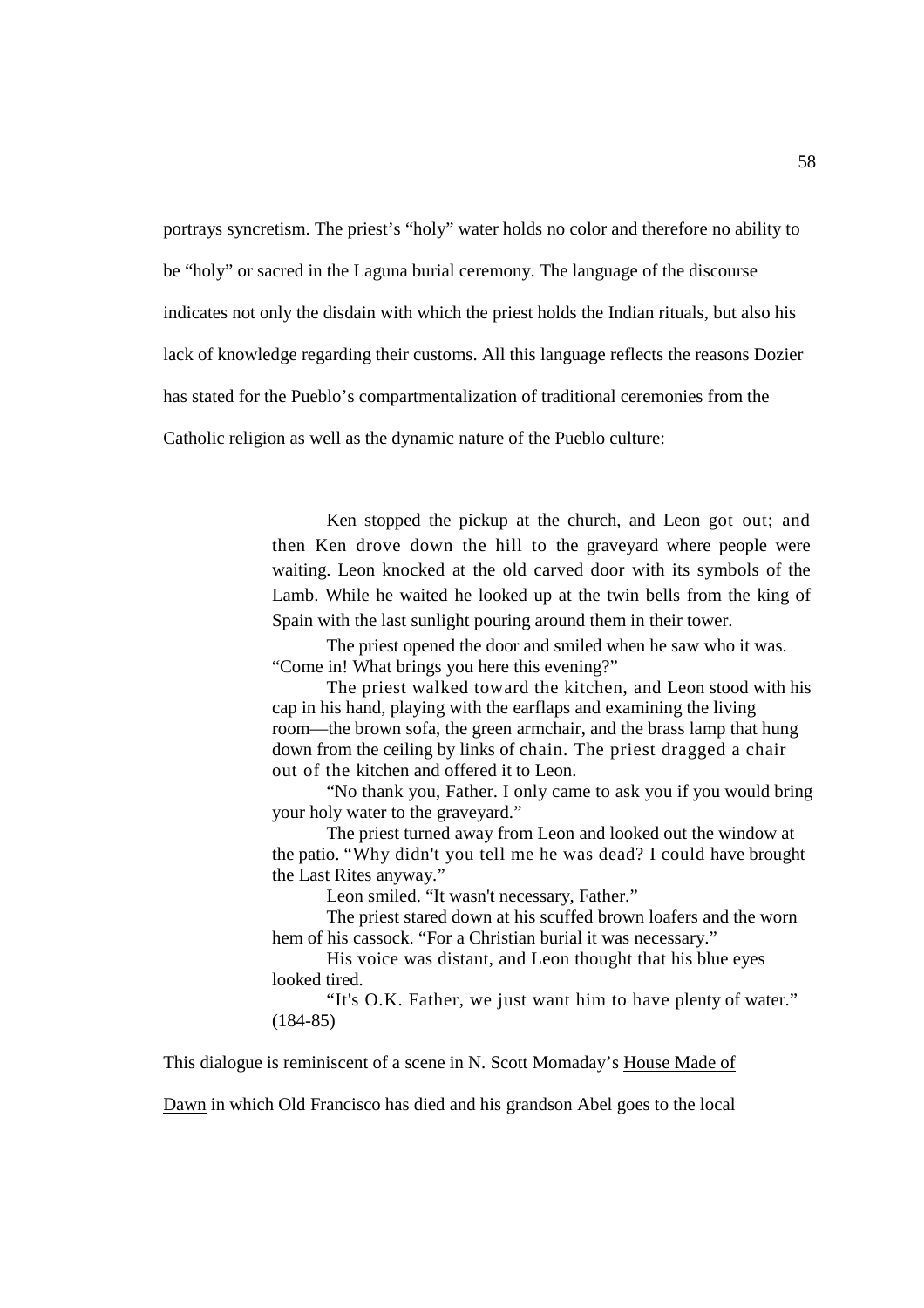portrays syncretism. The priest's "holy" water holds no color and therefore no ability to be "holy" or sacred in the Laguna burial ceremony. The language of the discourse indicates not only the disdain with which the priest holds the Indian rituals, but also his lack of knowledge regarding their customs. All this language reflects the reasons Dozier has stated for the Pueblo's compartmentalization of traditional ceremonies from the Catholic religion as well as the dynamic nature of the Pueblo culture:

> Ken stopped the pickup at the church, and Leon got out; and then Ken drove down the hill to the graveyard where people were waiting. Leon knocked at the old carved door with its symbols of the Lamb. While he waited he looked up at the twin bells from the king of Spain with the last sunlight pouring around them in their tower.
>
> The priest opened the door and smiled when he saw who it was. "Come in! What brings you here this evening?"
>
> The priest walked toward the kitchen, and Leon stood with his cap in his hand, playing with the earflaps and examining the living room—the brown sofa, the green armchair, and the brass lamp that hung down from the ceiling by links of chain. The priest dragged a chair out of the kitchen and offered it to Leon.
>
> "No thank you, Father. I only came to ask you if you would bring your holy water to the graveyard."
>
> The priest turned away from Leon and looked out the window at the patio. "Why didn't you tell me he was dead? I could have brought the Last Rites anyway."
>
> Leon smiled. "It wasn't necessary, Father."
>
> The priest stared down at his scuffed brown loafers and the worn hem of his cassock. "For a Christian burial it was necessary."
>
> His voice was distant, and Leon thought that his blue eyes looked tired.
>
> "It's O.K. Father, we just want him to have plenty of water." (184-85)

This dialogue is reminiscent of a scene in N. Scott Momaday's House Made of Dawn in which Old Francisco has died and his grandson Abel goes to the local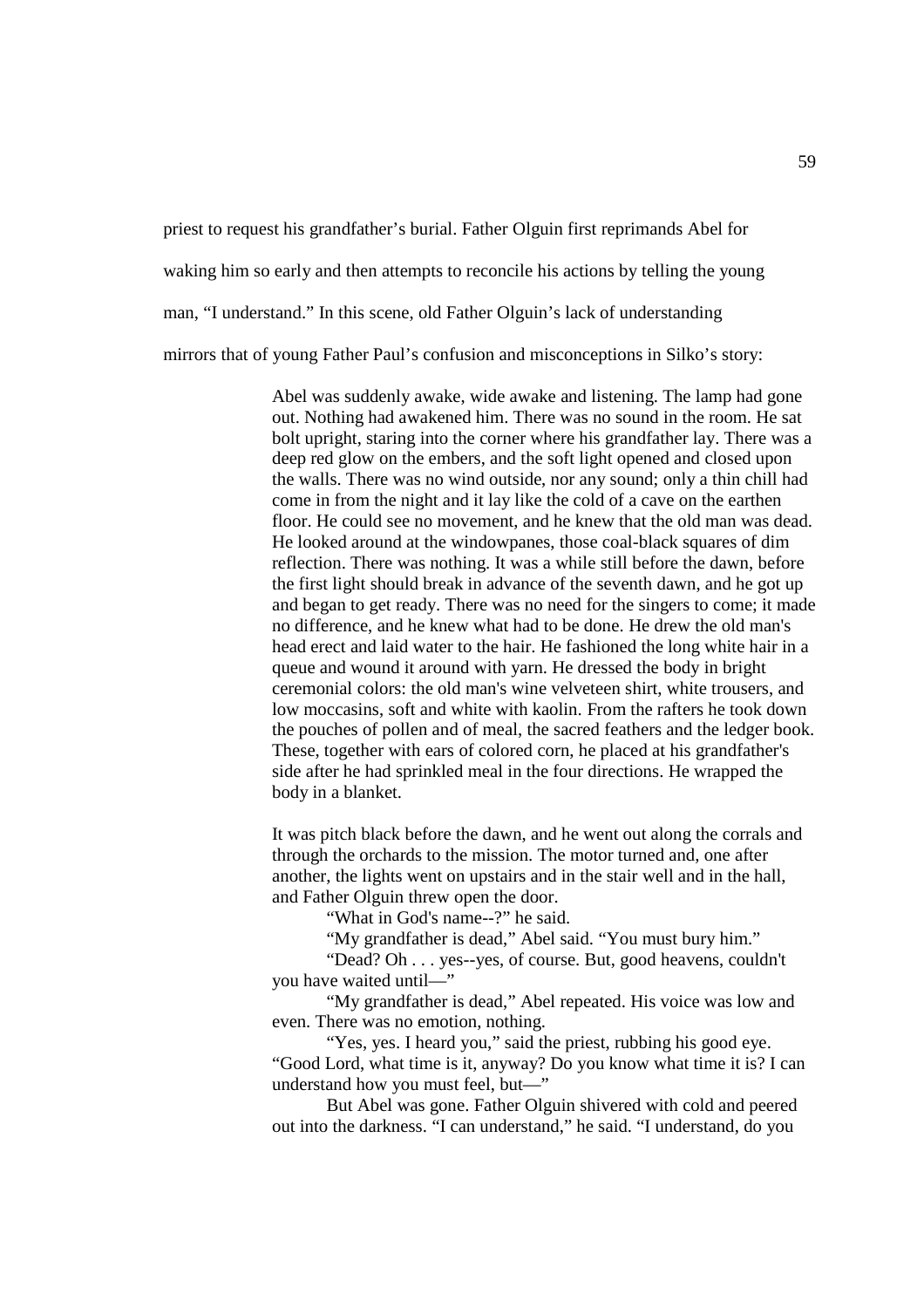priest to request his grandfather's burial. Father Olguin first reprimands Abel for waking him so early and then attempts to reconcile his actions by telling the young man, "I understand." In this scene, old Father Olguin's lack of understanding mirrors that of young Father Paul's confusion and misconceptions in Silko's story:

> Abel was suddenly awake, wide awake and listening. The lamp had gone out. Nothing had awakened him. There was no sound in the room. He sat bolt upright, staring into the corner where his grandfather lay. There was a deep red glow on the embers, and the soft light opened and closed upon the walls. There was no wind outside, nor any sound; only a thin chill had come in from the night and it lay like the cold of a cave on the earthen floor. He could see no movement, and he knew that the old man was dead. He looked around at the windowpanes, those coal-black squares of dim reflection. There was nothing. It was a while still before the dawn, before the first light should break in advance of the seventh dawn, and he got up and began to get ready. There was no need for the singers to come; it made no difference, and he knew what had to be done. He drew the old man's head erect and laid water to the hair. He fashioned the long white hair in a queue and wound it around with yarn. He dressed the body in bright ceremonial colors: the old man's wine velveteen shirt, white trousers, and low moccasins, soft and white with kaolin. From the rafters he took down the pouches of pollen and of meal, the sacred feathers and the ledger book. These, together with ears of colored corn, he placed at his grandfather's side after he had sprinkled meal in the four directions. He wrapped the body in a blanket.
>
> It was pitch black before the dawn, and he went out along the corrals and through the orchards to the mission. The motor turned and, one after another, the lights went on upstairs and in the stair well and in the hall, and Father Olguin threw open the door.
>
> "What in God's name--?" he said.
>
> "My grandfather is dead," Abel said. "You must bury him."
>
> "Dead? Oh . . . yes--yes, of course. But, good heavens, couldn't you have waited until—"
>
> "My grandfather is dead," Abel repeated. His voice was low and even. There was no emotion, nothing.
>
> "Yes, yes. I heard you," said the priest, rubbing his good eye. "Good Lord, what time is it, anyway? Do you know what time it is? I can understand how you must feel, but—"
>
> But Abel was gone. Father Olguin shivered with cold and peered out into the darkness. "I can understand," he said. "I understand, do you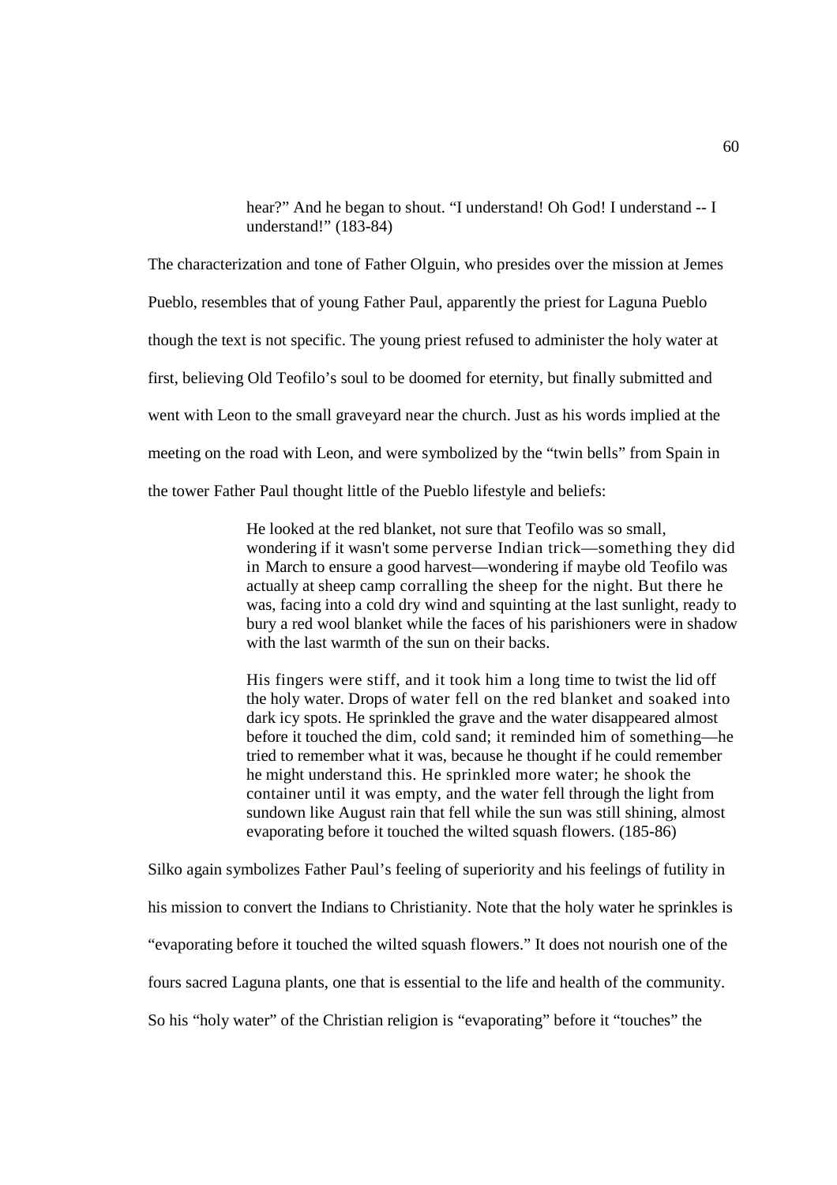> hear?" And he began to shout. "I understand! Oh God! I understand -- I understand!" (183-84)

The characterization and tone of Father Olguin, who presides over the mission at Jemes Pueblo, resembles that of young Father Paul, apparently the priest for Laguna Pueblo though the text is not specific. The young priest refused to administer the holy water at first, believing Old Teofilo's soul to be doomed for eternity, but finally submitted and went with Leon to the small graveyard near the church. Just as his words implied at the meeting on the road with Leon, and were symbolized by the "twin bells" from Spain in the tower Father Paul thought little of the Pueblo lifestyle and beliefs:

> He looked at the red blanket, not sure that Teofilo was so small, wondering if it wasn't some perverse Indian trick—something they did in March to ensure a good harvest—wondering if maybe old Teofilo was actually at sheep camp corralling the sheep for the night. But there he was, facing into a cold dry wind and squinting at the last sunlight, ready to bury a red wool blanket while the faces of his parishioners were in shadow with the last warmth of the sun on their backs.
>
> His fingers were stiff, and it took him a long time to twist the lid off the holy water. Drops of water fell on the red blanket and soaked into dark icy spots. He sprinkled the grave and the water disappeared almost before it touched the dim, cold sand; it reminded him of something—he tried to remember what it was, because he thought if he could remember he might understand this. He sprinkled more water; he shook the container until it was empty, and the water fell through the light from sundown like August rain that fell while the sun was still shining, almost evaporating before it touched the wilted squash flowers. (185-86)

Silko again symbolizes Father Paul's feeling of superiority and his feelings of futility in his mission to convert the Indians to Christianity. Note that the holy water he sprinkles is "evaporating before it touched the wilted squash flowers." It does not nourish one of the fours sacred Laguna plants, one that is essential to the life and health of the community. So his "holy water" of the Christian religion is "evaporating" before it "touches" the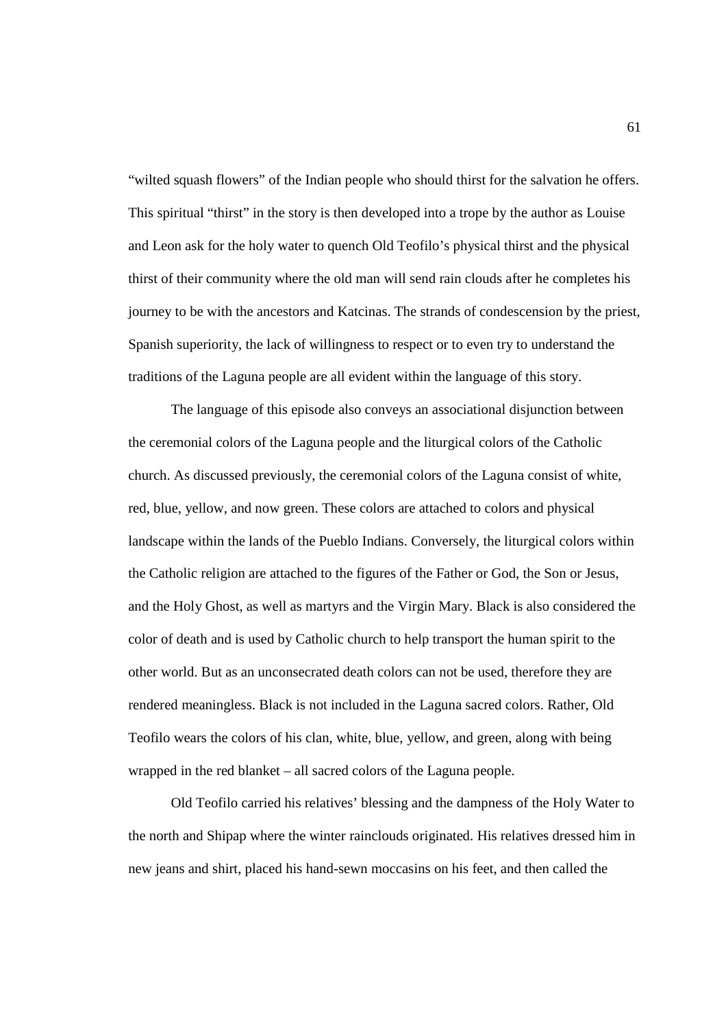"wilted squash flowers" of the Indian people who should thirst for the salvation he offers. This spiritual "thirst" in the story is then developed into a trope by the author as Louise and Leon ask for the holy water to quench Old Teofilo's physical thirst and the physical thirst of their community where the old man will send rain clouds after he completes his journey to be with the ancestors and Katcinas. The strands of condescension by the priest, Spanish superiority, the lack of willingness to respect or to even try to understand the traditions of the Laguna people are all evident within the language of this story.

The language of this episode also conveys an associational disjunction between the ceremonial colors of the Laguna people and the liturgical colors of the Catholic church. As discussed previously, the ceremonial colors of the Laguna consist of white, red, blue, yellow, and now green. These colors are attached to colors and physical landscape within the lands of the Pueblo Indians. Conversely, the liturgical colors within the Catholic religion are attached to the figures of the Father or God, the Son or Jesus, and the Holy Ghost, as well as martyrs and the Virgin Mary. Black is also considered the color of death and is used by Catholic church to help transport the human spirit to the other world. But as an unconsecrated death colors can not be used, therefore they are rendered meaningless. Black is not included in the Laguna sacred colors. Rather, Old Teofilo wears the colors of his clan, white, blue, yellow, and green, along with being wrapped in the red blanket – all sacred colors of the Laguna people.

Old Teofilo carried his relatives' blessing and the dampness of the Holy Water to the north and Shipap where the winter rainclouds originated. His relatives dressed him in new jeans and shirt, placed his hand-sewn moccasins on his feet, and then called the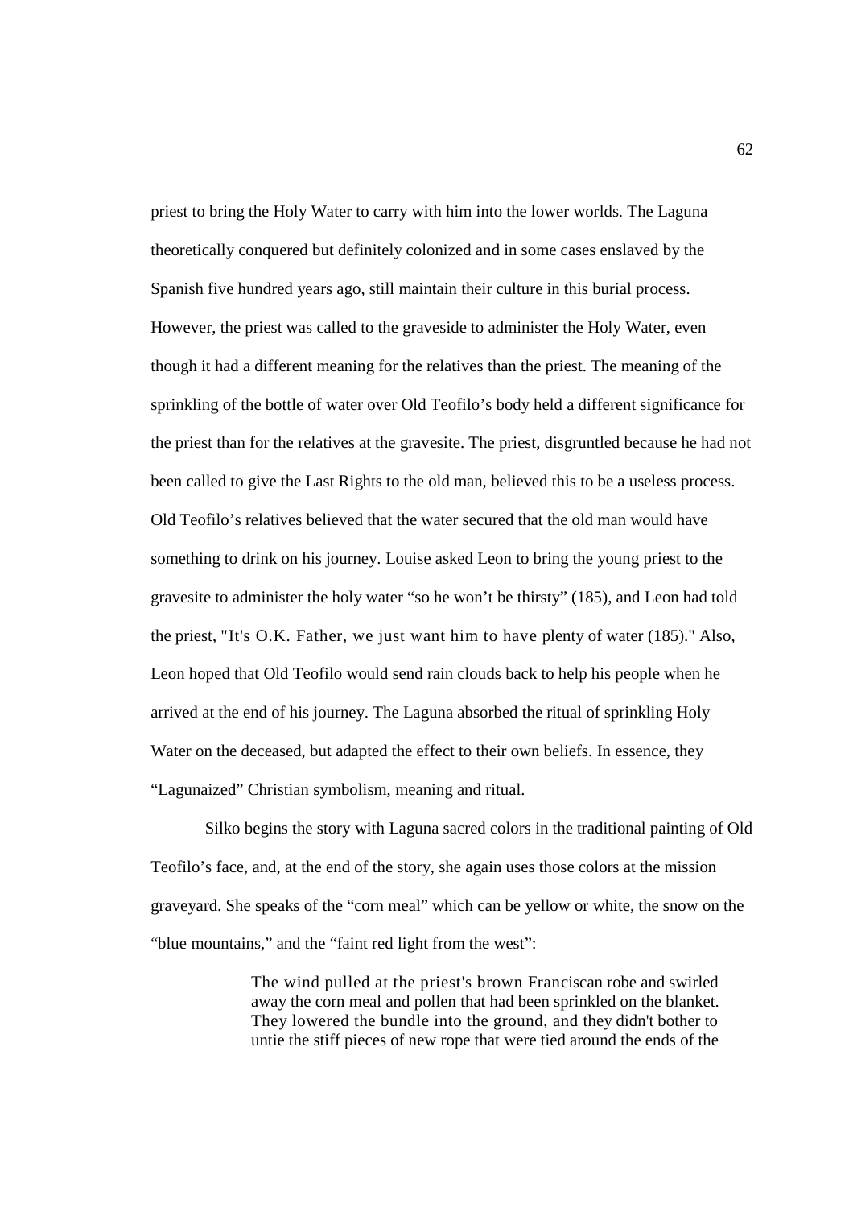priest to bring the Holy Water to carry with him into the lower worlds. The Laguna theoretically conquered but definitely colonized and in some cases enslaved by the Spanish five hundred years ago, still maintain their culture in this burial process. However, the priest was called to the graveside to administer the Holy Water, even though it had a different meaning for the relatives than the priest. The meaning of the sprinkling of the bottle of water over Old Teofilo's body held a different significance for the priest than for the relatives at the gravesite. The priest, disgruntled because he had not been called to give the Last Rights to the old man, believed this to be a useless process. Old Teofilo's relatives believed that the water secured that the old man would have something to drink on his journey. Louise asked Leon to bring the young priest to the gravesite to administer the holy water "so he won't be thirsty" (185), and Leon had told the priest, "It's O.K. Father, we just want him to have plenty of water (185)." Also, Leon hoped that Old Teofilo would send rain clouds back to help his people when he arrived at the end of his journey. The Laguna absorbed the ritual of sprinkling Holy Water on the deceased, but adapted the effect to their own beliefs. In essence, they "Lagunaized" Christian symbolism, meaning and ritual.

Silko begins the story with Laguna sacred colors in the traditional painting of Old Teofilo's face, and, at the end of the story, she again uses those colors at the mission graveyard. She speaks of the "corn meal" which can be yellow or white, the snow on the "blue mountains," and the "faint red light from the west":

> The wind pulled at the priest's brown Franciscan robe and swirled away the corn meal and pollen that had been sprinkled on the blanket. They lowered the bundle into the ground, and they didn't bother to untie the stiff pieces of new rope that were tied around the ends of the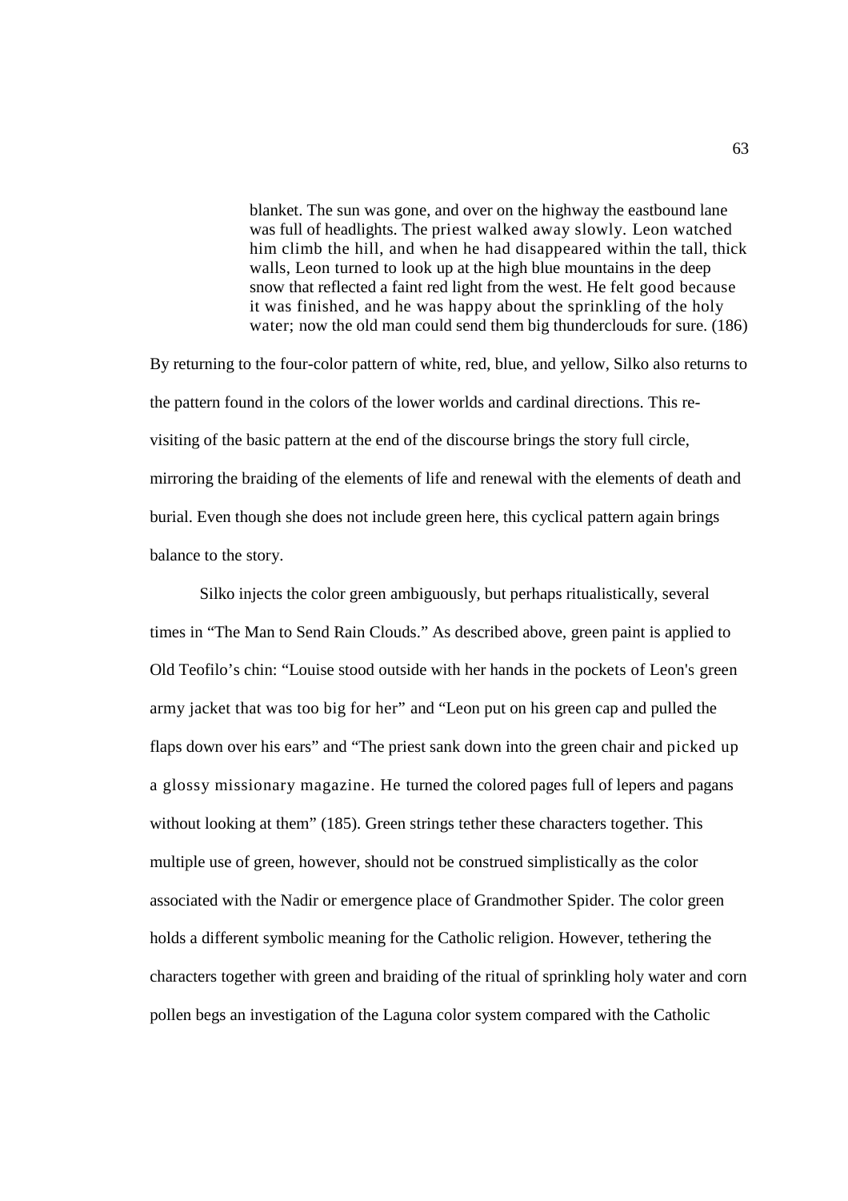> blanket. The sun was gone, and over on the highway the eastbound lane was full of headlights. The priest walked away slowly. Leon watched him climb the hill, and when he had disappeared within the tall, thick walls, Leon turned to look up at the high blue mountains in the deep snow that reflected a faint red light from the west. He felt good because it was finished, and he was happy about the sprinkling of the holy water; now the old man could send them big thunderclouds for sure. (186)

By returning to the four-color pattern of white, red, blue, and yellow, Silko also returns to the pattern found in the colors of the lower worlds and cardinal directions. This re-visiting of the basic pattern at the end of the discourse brings the story full circle, mirroring the braiding of the elements of life and renewal with the elements of death and burial. Even though she does not include green here, this cyclical pattern again brings balance to the story.

Silko injects the color green ambiguously, but perhaps ritualistically, several times in "The Man to Send Rain Clouds." As described above, green paint is applied to Old Teofilo's chin: "Louise stood outside with her hands in the pockets of Leon's green army jacket that was too big for her" and "Leon put on his green cap and pulled the flaps down over his ears" and "The priest sank down into the green chair and picked up a glossy missionary magazine. He turned the colored pages full of lepers and pagans without looking at them" (185). Green strings tether these characters together. This multiple use of green, however, should not be construed simplistically as the color associated with the Nadir or emergence place of Grandmother Spider. The color green holds a different symbolic meaning for the Catholic religion. However, tethering the characters together with green and braiding of the ritual of sprinkling holy water and corn pollen begs an investigation of the Laguna color system compared with the Catholic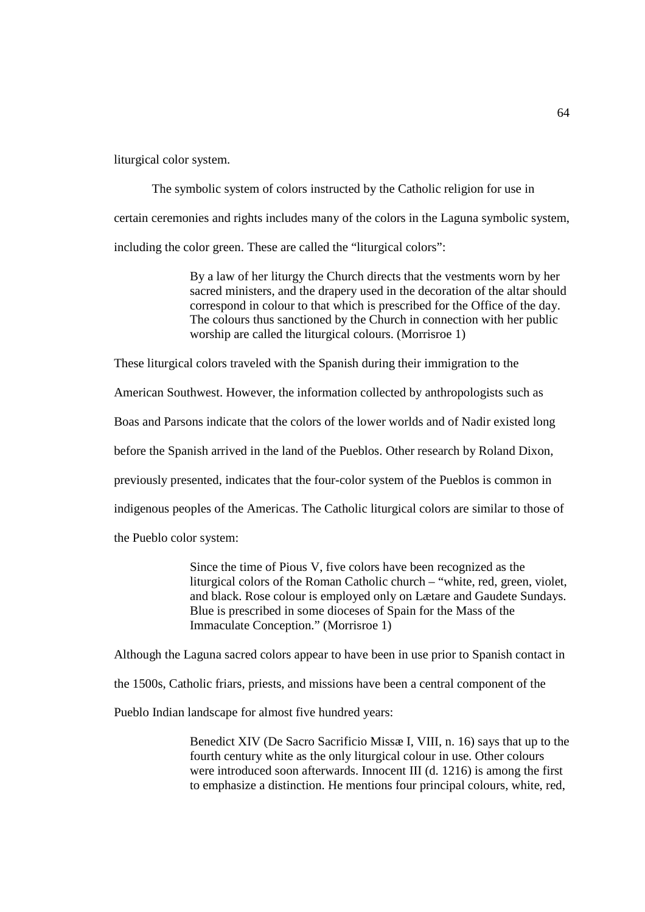liturgical color system.

The symbolic system of colors instructed by the Catholic religion for use in certain ceremonies and rights includes many of the colors in the Laguna symbolic system, including the color green. These are called the "liturgical colors":

> By a law of her liturgy the Church directs that the vestments worn by her sacred ministers, and the drapery used in the decoration of the altar should correspond in colour to that which is prescribed for the Office of the day. The colours thus sanctioned by the Church in connection with her public worship are called the liturgical colours. (Morrisroe 1)

These liturgical colors traveled with the Spanish during their immigration to the American Southwest. However, the information collected by anthropologists such as Boas and Parsons indicate that the colors of the lower worlds and of Nadir existed long before the Spanish arrived in the land of the Pueblos. Other research by Roland Dixon, previously presented, indicates that the four-color system of the Pueblos is common in indigenous peoples of the Americas. The Catholic liturgical colors are similar to those of the Pueblo color system:

> Since the time of Pious V, five colors have been recognized as the liturgical colors of the Roman Catholic church – "white, red, green, violet, and black. Rose colour is employed only on Lætare and Gaudete Sundays. Blue is prescribed in some dioceses of Spain for the Mass of the Immaculate Conception." (Morrisroe 1)

Although the Laguna sacred colors appear to have been in use prior to Spanish contact in the 1500s, Catholic friars, priests, and missions have been a central component of the Pueblo Indian landscape for almost five hundred years:

> Benedict XIV (De Sacro Sacrificio Missæ I, VIII, n. 16) says that up to the fourth century white as the only liturgical colour in use. Other colours were introduced soon afterwards. Innocent III (d. 1216) is among the first to emphasize a distinction. He mentions four principal colours, white, red,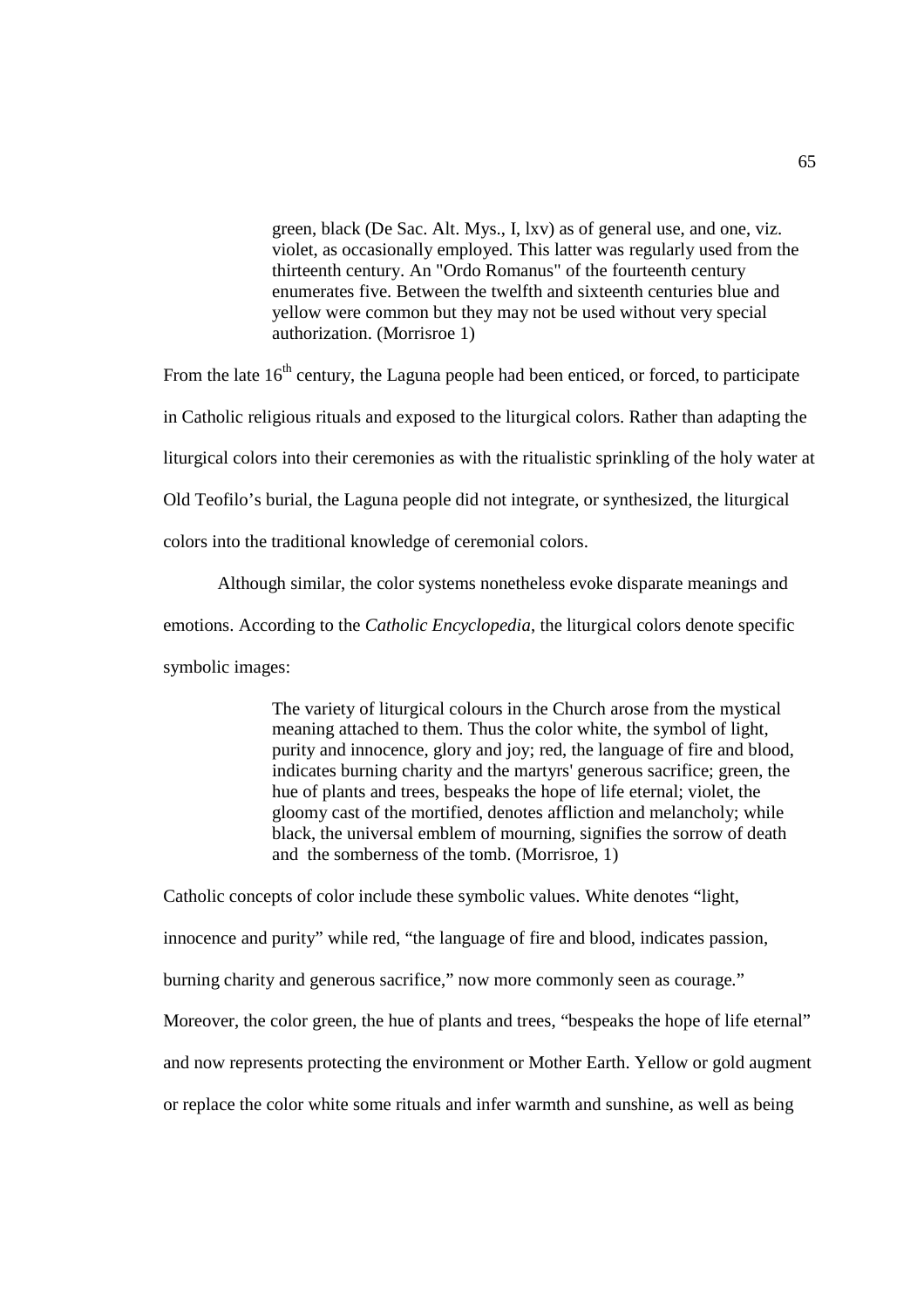> green, black (De Sac. Alt. Mys., I, lxv) as of general use, and one, viz. violet, as occasionally employed. This latter was regularly used from the thirteenth century. An "Ordo Romanus" of the fourteenth century enumerates five. Between the twelfth and sixteenth centuries blue and yellow were common but they may not be used without very special authorization. (Morrisroe 1)

From the late 16th century, the Laguna people had been enticed, or forced, to participate in Catholic religious rituals and exposed to the liturgical colors. Rather than adapting the liturgical colors into their ceremonies as with the ritualistic sprinkling of the holy water at Old Teofilo's burial, the Laguna people did not integrate, or synthesized, the liturgical colors into the traditional knowledge of ceremonial colors.

Although similar, the color systems nonetheless evoke disparate meanings and emotions. According to the *Catholic Encyclopedia*, the liturgical colors denote specific symbolic images:

> The variety of liturgical colours in the Church arose from the mystical meaning attached to them. Thus the color white, the symbol of light, purity and innocence, glory and joy; red, the language of fire and blood, indicates burning charity and the martyrs' generous sacrifice; green, the hue of plants and trees, bespeaks the hope of life eternal; violet, the gloomy cast of the mortified, denotes affliction and melancholy; while black, the universal emblem of mourning, signifies the sorrow of death and the somberness of the tomb. (Morrisroe, 1)

Catholic concepts of color include these symbolic values. White denotes "light, innocence and purity" while red, "the language of fire and blood, indicates passion, burning charity and generous sacrifice," now more commonly seen as courage." Moreover, the color green, the hue of plants and trees, "bespeaks the hope of life eternal" and now represents protecting the environment or Mother Earth. Yellow or gold augment or replace the color white some rituals and infer warmth and sunshine, as well as being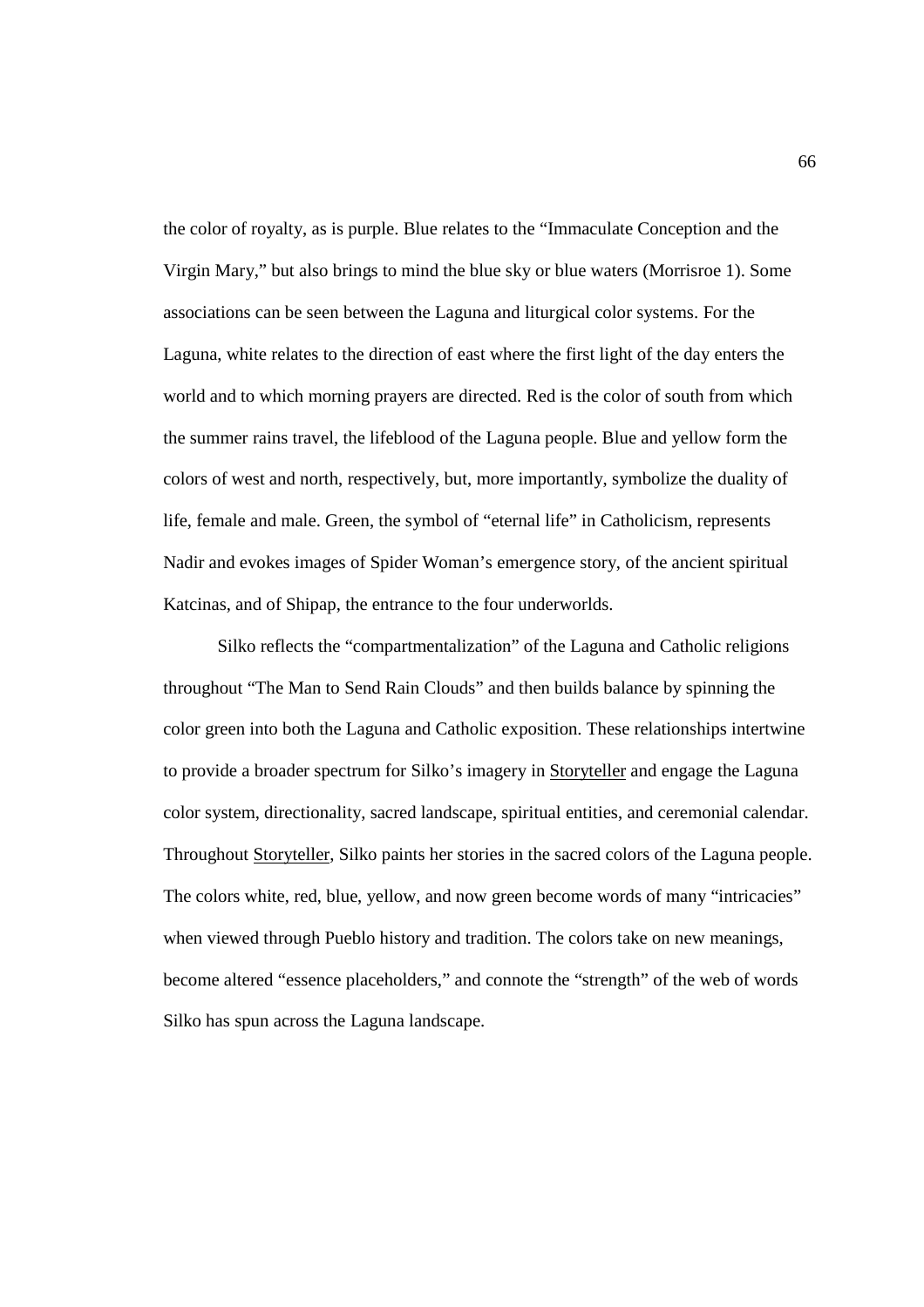the color of royalty, as is purple. Blue relates to the "Immaculate Conception and the Virgin Mary," but also brings to mind the blue sky or blue waters (Morrisroe 1). Some associations can be seen between the Laguna and liturgical color systems. For the Laguna, white relates to the direction of east where the first light of the day enters the world and to which morning prayers are directed. Red is the color of south from which the summer rains travel, the lifeblood of the Laguna people. Blue and yellow form the colors of west and north, respectively, but, more importantly, symbolize the duality of life, female and male. Green, the symbol of "eternal life" in Catholicism, represents Nadir and evokes images of Spider Woman's emergence story, of the ancient spiritual Katcinas, and of Shipap, the entrance to the four underworlds.

Silko reflects the "compartmentalization" of the Laguna and Catholic religions throughout "The Man to Send Rain Clouds" and then builds balance by spinning the color green into both the Laguna and Catholic exposition. These relationships intertwine to provide a broader spectrum for Silko's imagery in <u>Storyteller</u> and engage the Laguna color system, directionality, sacred landscape, spiritual entities, and ceremonial calendar. Throughout <u>Storyteller</u>, Silko paints her stories in the sacred colors of the Laguna people. The colors white, red, blue, yellow, and now green become words of many "intricacies" when viewed through Pueblo history and tradition. The colors take on new meanings, become altered "essence placeholders," and connote the "strength" of the web of words Silko has spun across the Laguna landscape.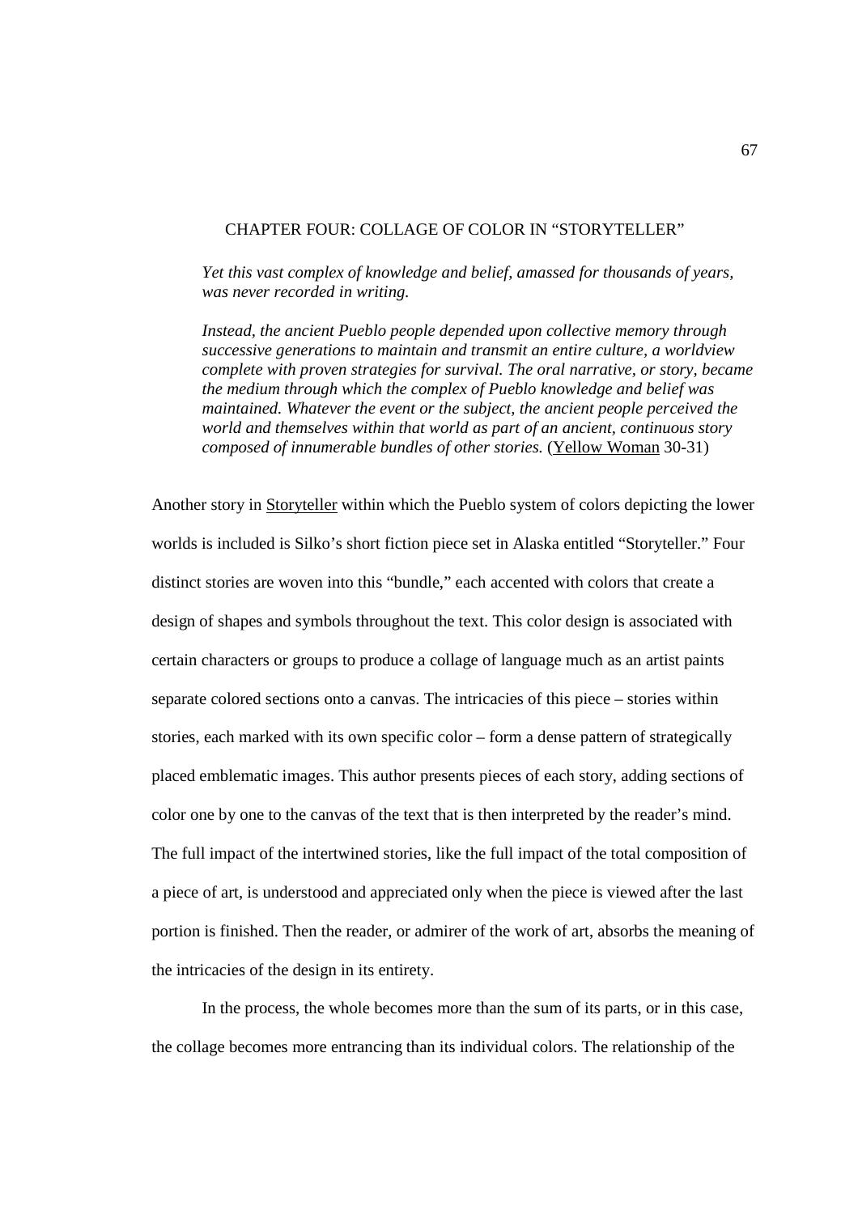# CHAPTER FOUR: COLLAGE OF COLOR IN "STORYTELLER"

> *Yet this vast complex of knowledge and belief, amassed for thousands of years, was never recorded in writing.*
>
> *Instead, the ancient Pueblo people depended upon collective memory through successive generations to maintain and transmit an entire culture, a worldview complete with proven strategies for survival. The oral narrative, or story, became the medium through which the complex of Pueblo knowledge and belief was maintained. Whatever the event or the subject, the ancient people perceived the world and themselves within that world as part of an ancient, continuous story composed of innumerable bundles of other stories.* (Yellow Woman 30-31)

Another story in Storyteller within which the Pueblo system of colors depicting the lower worlds is included is Silko's short fiction piece set in Alaska entitled "Storyteller." Four distinct stories are woven into this "bundle," each accented with colors that create a design of shapes and symbols throughout the text. This color design is associated with certain characters or groups to produce a collage of language much as an artist paints separate colored sections onto a canvas. The intricacies of this piece – stories within stories, each marked with its own specific color – form a dense pattern of strategically placed emblematic images. This author presents pieces of each story, adding sections of color one by one to the canvas of the text that is then interpreted by the reader's mind. The full impact of the intertwined stories, like the full impact of the total composition of a piece of art, is understood and appreciated only when the piece is viewed after the last portion is finished. Then the reader, or admirer of the work of art, absorbs the meaning of the intricacies of the design in its entirety.

In the process, the whole becomes more than the sum of its parts, or in this case, the collage becomes more entrancing than its individual colors. The relationship of the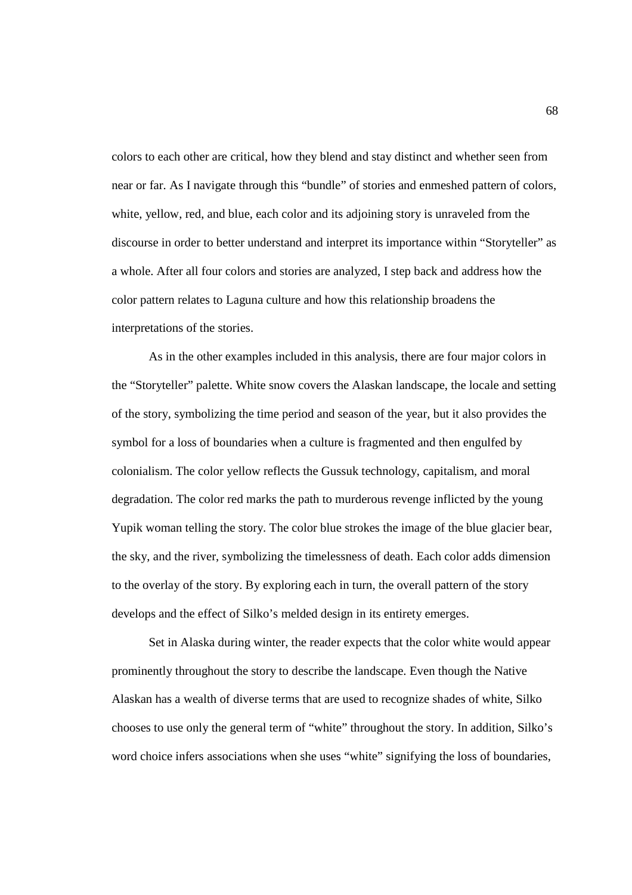colors to each other are critical, how they blend and stay distinct and whether seen from near or far. As I navigate through this "bundle" of stories and enmeshed pattern of colors, white, yellow, red, and blue, each color and its adjoining story is unraveled from the discourse in order to better understand and interpret its importance within "Storyteller" as a whole. After all four colors and stories are analyzed, I step back and address how the color pattern relates to Laguna culture and how this relationship broadens the interpretations of the stories.

As in the other examples included in this analysis, there are four major colors in the "Storyteller" palette. White snow covers the Alaskan landscape, the locale and setting of the story, symbolizing the time period and season of the year, but it also provides the symbol for a loss of boundaries when a culture is fragmented and then engulfed by colonialism. The color yellow reflects the Gussuk technology, capitalism, and moral degradation. The color red marks the path to murderous revenge inflicted by the young Yupik woman telling the story. The color blue strokes the image of the blue glacier bear, the sky, and the river, symbolizing the timelessness of death. Each color adds dimension to the overlay of the story. By exploring each in turn, the overall pattern of the story develops and the effect of Silko's melded design in its entirety emerges.

Set in Alaska during winter, the reader expects that the color white would appear prominently throughout the story to describe the landscape. Even though the Native Alaskan has a wealth of diverse terms that are used to recognize shades of white, Silko chooses to use only the general term of "white" throughout the story. In addition, Silko's word choice infers associations when she uses "white" signifying the loss of boundaries,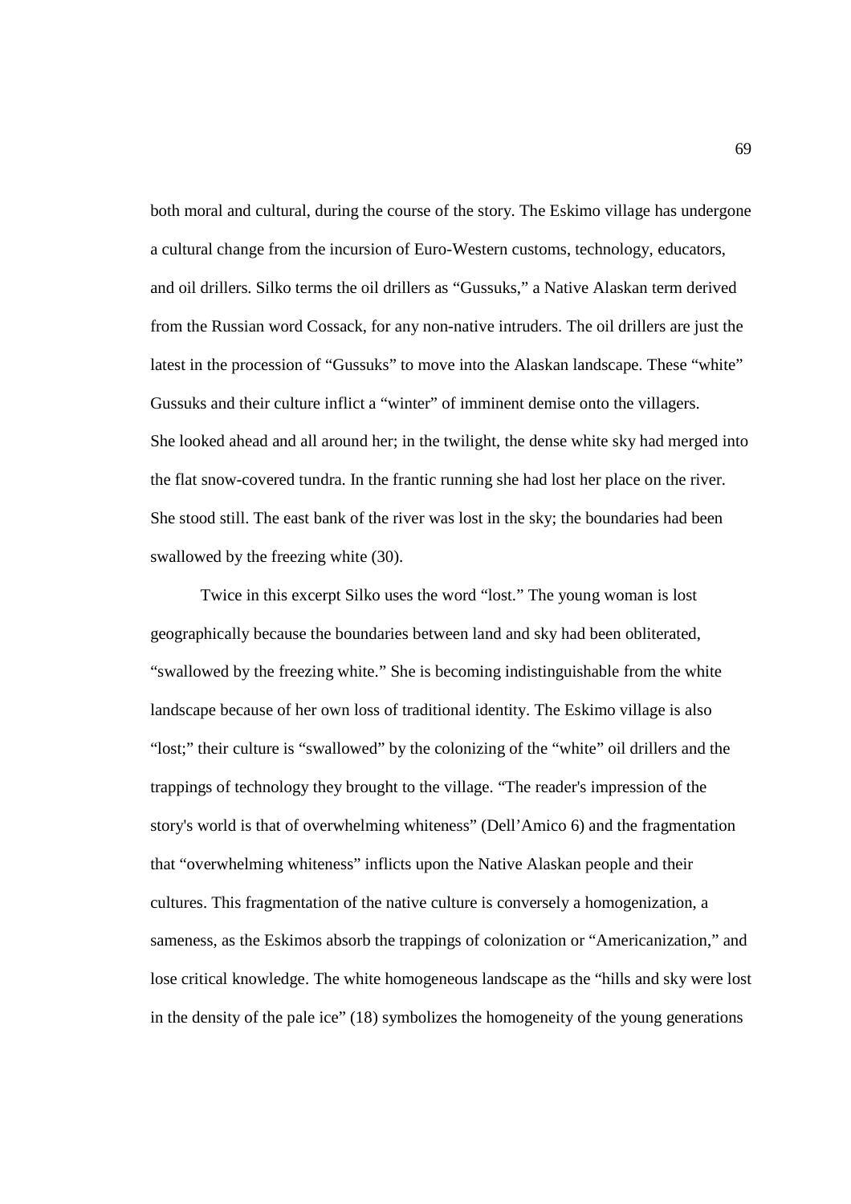both moral and cultural, during the course of the story. The Eskimo village has undergone a cultural change from the incursion of Euro-Western customs, technology, educators, and oil drillers. Silko terms the oil drillers as "Gussuks," a Native Alaskan term derived from the Russian word Cossack, for any non-native intruders. The oil drillers are just the latest in the procession of "Gussuks" to move into the Alaskan landscape. These "white" Gussuks and their culture inflict a "winter" of imminent demise onto the villagers.

She looked ahead and all around her; in the twilight, the dense white sky had merged into the flat snow-covered tundra. In the frantic running she had lost her place on the river. She stood still. The east bank of the river was lost in the sky; the boundaries had been swallowed by the freezing white (30).

Twice in this excerpt Silko uses the word "lost." The young woman is lost geographically because the boundaries between land and sky had been obliterated, "swallowed by the freezing white." She is becoming indistinguishable from the white landscape because of her own loss of traditional identity. The Eskimo village is also "lost;" their culture is "swallowed" by the colonizing of the "white" oil drillers and the trappings of technology they brought to the village. "The reader's impression of the story's world is that of overwhelming whiteness" (Dell'Amico 6) and the fragmentation that "overwhelming whiteness" inflicts upon the Native Alaskan people and their cultures. This fragmentation of the native culture is conversely a homogenization, a sameness, as the Eskimos absorb the trappings of colonization or "Americanization," and lose critical knowledge. The white homogeneous landscape as the "hills and sky were lost in the density of the pale ice" (18) symbolizes the homogeneity of the young generations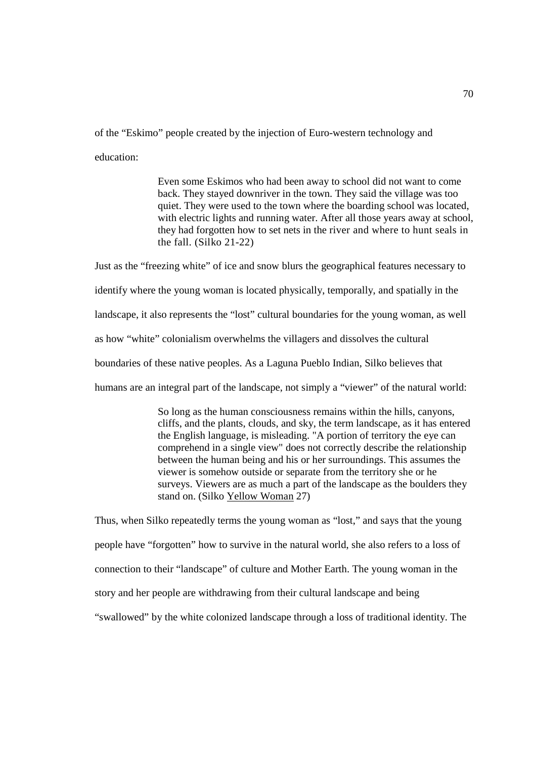of the "Eskimo" people created by the injection of Euro-western technology and education:

> Even some Eskimos who had been away to school did not want to come back. They stayed downriver in the town. They said the village was too quiet. They were used to the town where the boarding school was located, with electric lights and running water. After all those years away at school, they had forgotten how to set nets in the river and where to hunt seals in the fall. (Silko 21-22)

Just as the "freezing white" of ice and snow blurs the geographical features necessary to identify where the young woman is located physically, temporally, and spatially in the landscape, it also represents the "lost" cultural boundaries for the young woman, as well as how "white" colonialism overwhelms the villagers and dissolves the cultural boundaries of these native peoples. As a Laguna Pueblo Indian, Silko believes that humans are an integral part of the landscape, not simply a "viewer" of the natural world:

> So long as the human consciousness remains within the hills, canyons, cliffs, and the plants, clouds, and sky, the term landscape, as it has entered the English language, is misleading. "A portion of territory the eye can comprehend in a single view" does not correctly describe the relationship between the human being and his or her surroundings. This assumes the viewer is somehow outside or separate from the territory she or he surveys. Viewers are as much a part of the landscape as the boulders they stand on. (Silko <u>Yellow Woman</u> 27)

Thus, when Silko repeatedly terms the young woman as "lost," and says that the young people have "forgotten" how to survive in the natural world, she also refers to a loss of connection to their "landscape" of culture and Mother Earth. The young woman in the story and her people are withdrawing from their cultural landscape and being "swallowed" by the white colonized landscape through a loss of traditional identity. The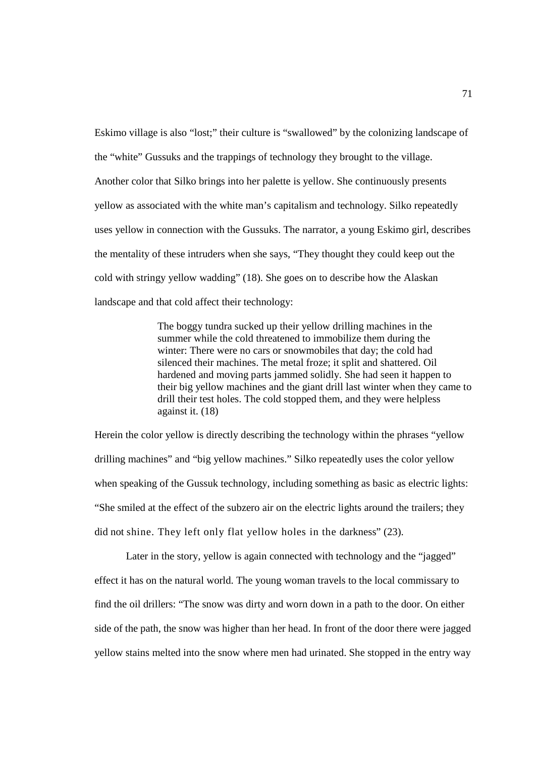Eskimo village is also "lost;" their culture is "swallowed" by the colonizing landscape of the "white" Gussuks and the trappings of technology they brought to the village. Another color that Silko brings into her palette is yellow. She continuously presents yellow as associated with the white man's capitalism and technology. Silko repeatedly uses yellow in connection with the Gussuks. The narrator, a young Eskimo girl, describes the mentality of these intruders when she says, "They thought they could keep out the cold with stringy yellow wadding" (18). She goes on to describe how the Alaskan landscape and that cold affect their technology:

> The boggy tundra sucked up their yellow drilling machines in the summer while the cold threatened to immobilize them during the winter: There were no cars or snowmobiles that day; the cold had silenced their machines. The metal froze; it split and shattered. Oil hardened and moving parts jammed solidly. She had seen it happen to their big yellow machines and the giant drill last winter when they came to drill their test holes. The cold stopped them, and they were helpless against it. (18)

Herein the color yellow is directly describing the technology within the phrases "yellow drilling machines" and "big yellow machines." Silko repeatedly uses the color yellow when speaking of the Gussuk technology, including something as basic as electric lights: "She smiled at the effect of the subzero air on the electric lights around the trailers; they did not shine. They left only flat yellow holes in the darkness" (23).

Later in the story, yellow is again connected with technology and the "jagged" effect it has on the natural world. The young woman travels to the local commissary to find the oil drillers: "The snow was dirty and worn down in a path to the door. On either side of the path, the snow was higher than her head. In front of the door there were jagged yellow stains melted into the snow where men had urinated. She stopped in the entry way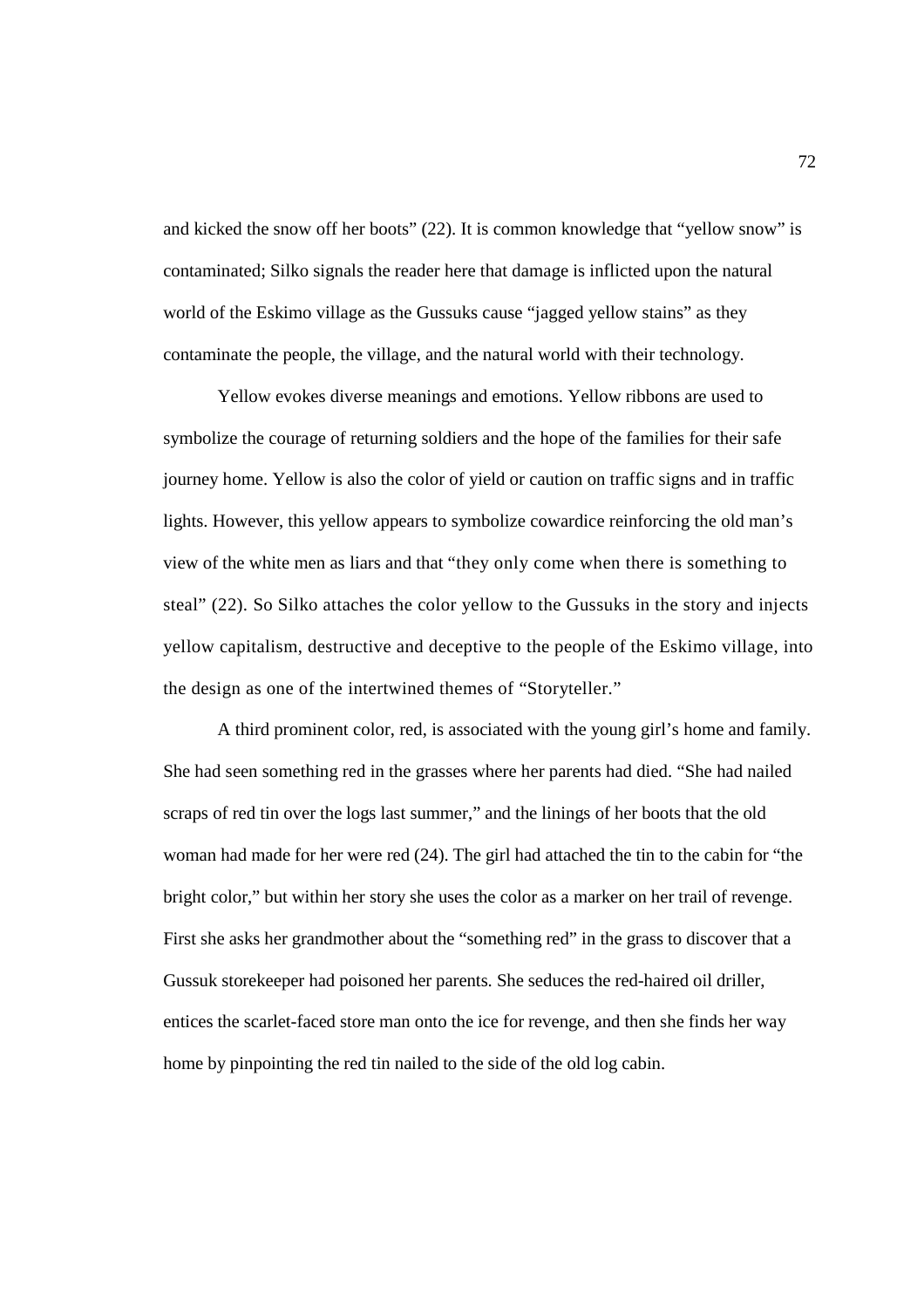and kicked the snow off her boots" (22). It is common knowledge that "yellow snow" is contaminated; Silko signals the reader here that damage is inflicted upon the natural world of the Eskimo village as the Gussuks cause "jagged yellow stains" as they contaminate the people, the village, and the natural world with their technology.

Yellow evokes diverse meanings and emotions. Yellow ribbons are used to symbolize the courage of returning soldiers and the hope of the families for their safe journey home. Yellow is also the color of yield or caution on traffic signs and in traffic lights. However, this yellow appears to symbolize cowardice reinforcing the old man's view of the white men as liars and that "they only come when there is something to steal" (22). So Silko attaches the color yellow to the Gussuks in the story and injects yellow capitalism, destructive and deceptive to the people of the Eskimo village, into the design as one of the intertwined themes of "Storyteller."

A third prominent color, red, is associated with the young girl's home and family. She had seen something red in the grasses where her parents had died. "She had nailed scraps of red tin over the logs last summer," and the linings of her boots that the old woman had made for her were red (24). The girl had attached the tin to the cabin for "the bright color," but within her story she uses the color as a marker on her trail of revenge. First she asks her grandmother about the "something red" in the grass to discover that a Gussuk storekeeper had poisoned her parents. She seduces the red-haired oil driller, entices the scarlet-faced store man onto the ice for revenge, and then she finds her way home by pinpointing the red tin nailed to the side of the old log cabin.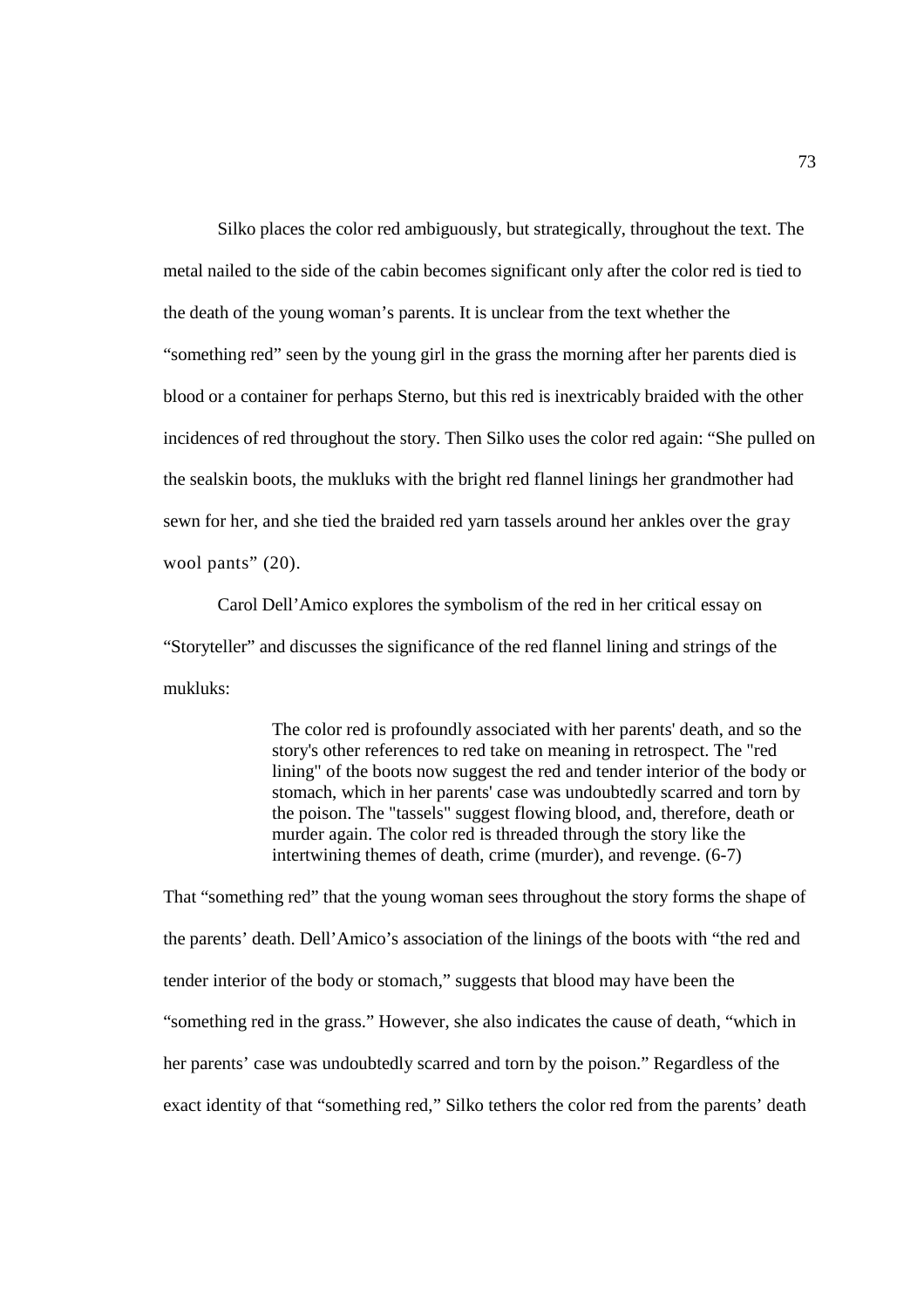Silko places the color red ambiguously, but strategically, throughout the text. The metal nailed to the side of the cabin becomes significant only after the color red is tied to the death of the young woman's parents. It is unclear from the text whether the "something red" seen by the young girl in the grass the morning after her parents died is blood or a container for perhaps Sterno, but this red is inextricably braided with the other incidences of red throughout the story. Then Silko uses the color red again: "She pulled on the sealskin boots, the mukluks with the bright red flannel linings her grandmother had sewn for her, and she tied the braided red yarn tassels around her ankles over the gray wool pants" (20).

Carol Dell'Amico explores the symbolism of the red in her critical essay on "Storyteller" and discusses the significance of the red flannel lining and strings of the mukluks:

> The color red is profoundly associated with her parents' death, and so the story's other references to red take on meaning in retrospect. The "red lining" of the boots now suggest the red and tender interior of the body or stomach, which in her parents' case was undoubtedly scarred and torn by the poison. The "tassels" suggest flowing blood, and, therefore, death or murder again. The color red is threaded through the story like the intertwining themes of death, crime (murder), and revenge. (6-7)

That "something red" that the young woman sees throughout the story forms the shape of the parents' death. Dell'Amico's association of the linings of the boots with "the red and tender interior of the body or stomach," suggests that blood may have been the "something red in the grass." However, she also indicates the cause of death, "which in her parents' case was undoubtedly scarred and torn by the poison." Regardless of the exact identity of that "something red," Silko tethers the color red from the parents' death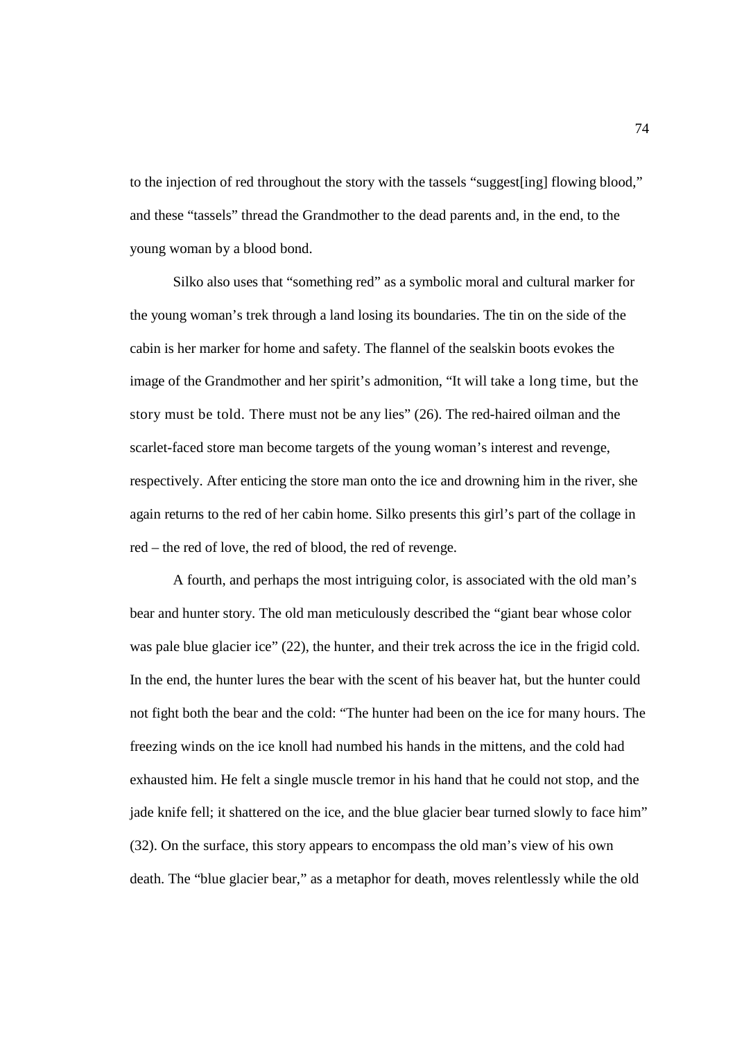to the injection of red throughout the story with the tassels "suggest[ing] flowing blood," and these "tassels" thread the Grandmother to the dead parents and, in the end, to the young woman by a blood bond.

Silko also uses that "something red" as a symbolic moral and cultural marker for the young woman's trek through a land losing its boundaries. The tin on the side of the cabin is her marker for home and safety. The flannel of the sealskin boots evokes the image of the Grandmother and her spirit's admonition, "It will take a long time, but the story must be told. There must not be any lies" (26). The red-haired oilman and the scarlet-faced store man become targets of the young woman's interest and revenge, respectively. After enticing the store man onto the ice and drowning him in the river, she again returns to the red of her cabin home. Silko presents this girl's part of the collage in red – the red of love, the red of blood, the red of revenge.

A fourth, and perhaps the most intriguing color, is associated with the old man's bear and hunter story. The old man meticulously described the "giant bear whose color was pale blue glacier ice" (22), the hunter, and their trek across the ice in the frigid cold. In the end, the hunter lures the bear with the scent of his beaver hat, but the hunter could not fight both the bear and the cold: "The hunter had been on the ice for many hours. The freezing winds on the ice knoll had numbed his hands in the mittens, and the cold had exhausted him. He felt a single muscle tremor in his hand that he could not stop, and the jade knife fell; it shattered on the ice, and the blue glacier bear turned slowly to face him" (32). On the surface, this story appears to encompass the old man's view of his own death. The "blue glacier bear," as a metaphor for death, moves relentlessly while the old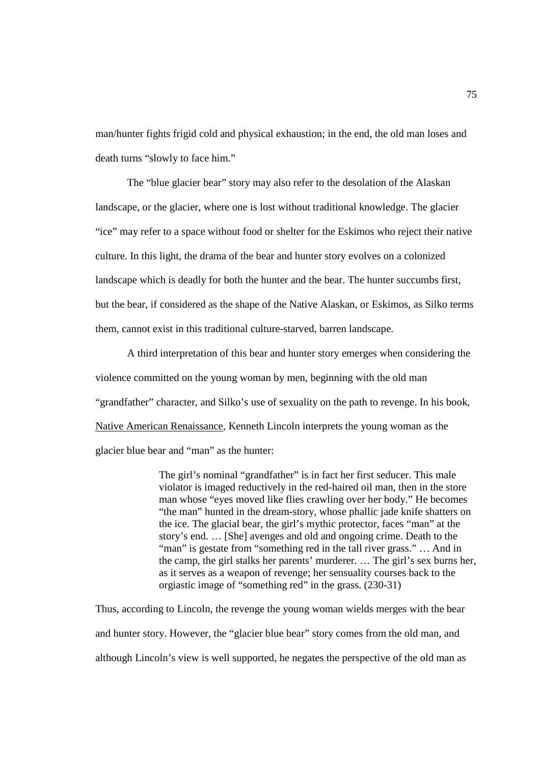man/hunter fights frigid cold and physical exhaustion; in the end, the old man loses and death turns "slowly to face him."

The "blue glacier bear" story may also refer to the desolation of the Alaskan landscape, or the glacier, where one is lost without traditional knowledge. The glacier "ice" may refer to a space without food or shelter for the Eskimos who reject their native culture. In this light, the drama of the bear and hunter story evolves on a colonized landscape which is deadly for both the hunter and the bear. The hunter succumbs first, but the bear, if considered as the shape of the Native Alaskan, or Eskimos, as Silko terms them, cannot exist in this traditional culture-starved, barren landscape.

A third interpretation of this bear and hunter story emerges when considering the violence committed on the young woman by men, beginning with the old man "grandfather" character, and Silko's use of sexuality on the path to revenge. In his book, Native American Renaissance, Kenneth Lincoln interprets the young woman as the glacier blue bear and "man" as the hunter:

> The girl's nominal "grandfather" is in fact her first seducer. This male violator is imaged reductively in the red-haired oil man, then in the store man whose "eyes moved like flies crawling over her body." He becomes "the man" hunted in the dream-story, whose phallic jade knife shatters on the ice. The glacial bear, the girl's mythic protector, faces "man" at the story's end. … [She] avenges and old and ongoing crime. Death to the "man" is gestate from "something red in the tall river grass." … And in the camp, the girl stalks her parents' murderer. … The girl's sex burns her, as it serves as a weapon of revenge; her sensuality courses back to the orgiastic image of "something red" in the grass. (230-31)

Thus, according to Lincoln, the revenge the young woman wields merges with the bear and hunter story. However, the "glacier blue bear" story comes from the old man, and although Lincoln's view is well supported, he negates the perspective of the old man as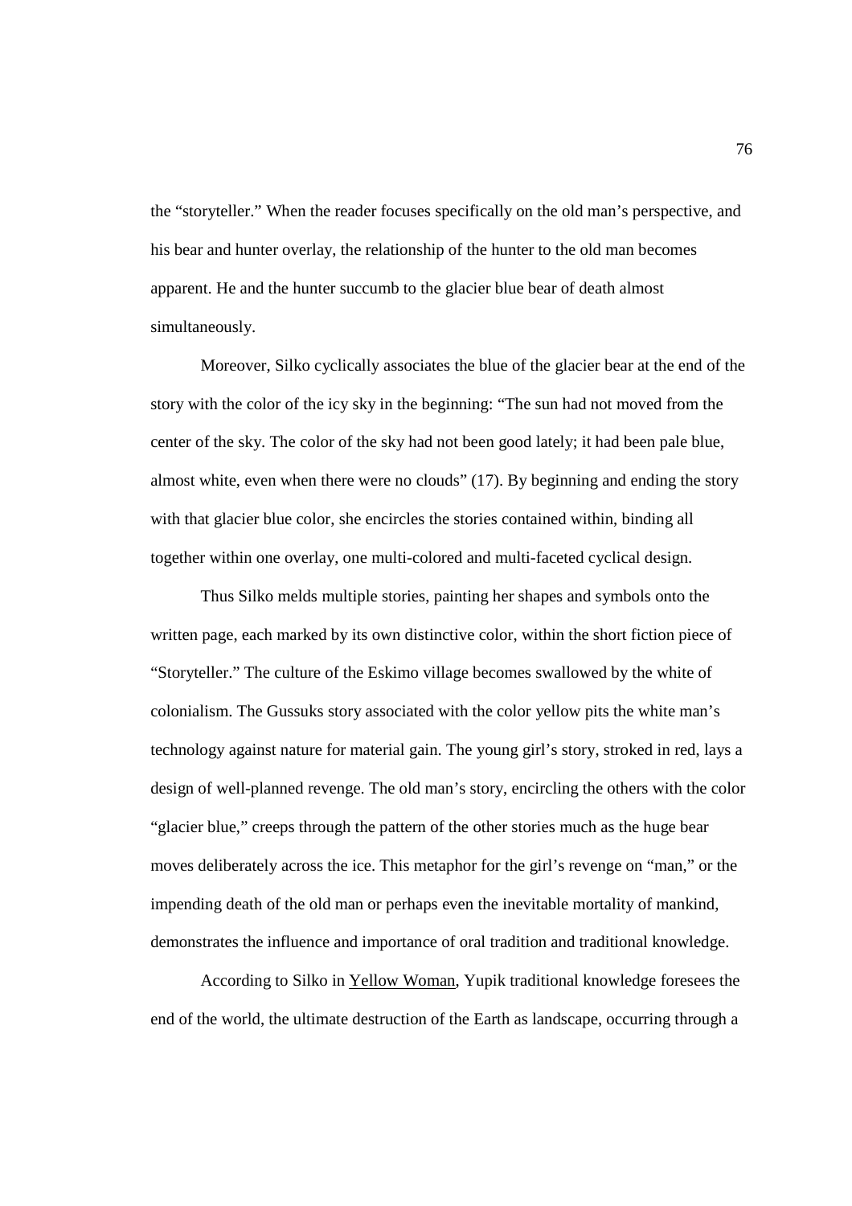the "storyteller." When the reader focuses specifically on the old man's perspective, and his bear and hunter overlay, the relationship of the hunter to the old man becomes apparent. He and the hunter succumb to the glacier blue bear of death almost simultaneously.

Moreover, Silko cyclically associates the blue of the glacier bear at the end of the story with the color of the icy sky in the beginning: "The sun had not moved from the center of the sky. The color of the sky had not been good lately; it had been pale blue, almost white, even when there were no clouds" (17). By beginning and ending the story with that glacier blue color, she encircles the stories contained within, binding all together within one overlay, one multi-colored and multi-faceted cyclical design.

Thus Silko melds multiple stories, painting her shapes and symbols onto the written page, each marked by its own distinctive color, within the short fiction piece of "Storyteller." The culture of the Eskimo village becomes swallowed by the white of colonialism. The Gussuks story associated with the color yellow pits the white man's technology against nature for material gain. The young girl's story, stroked in red, lays a design of well-planned revenge. The old man's story, encircling the others with the color "glacier blue," creeps through the pattern of the other stories much as the huge bear moves deliberately across the ice. This metaphor for the girl's revenge on "man," or the impending death of the old man or perhaps even the inevitable mortality of mankind, demonstrates the influence and importance of oral tradition and traditional knowledge.

According to Silko in <u>Yellow Woman</u>, Yupik traditional knowledge foresees the end of the world, the ultimate destruction of the Earth as landscape, occurring through a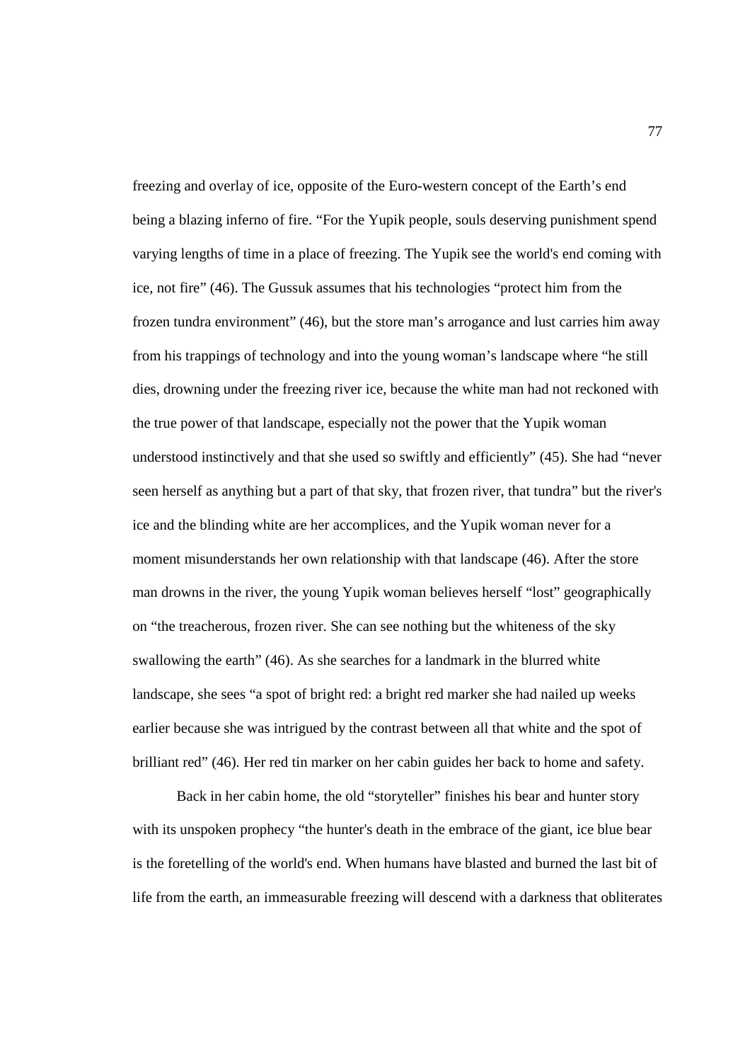freezing and overlay of ice, opposite of the Euro-western concept of the Earth's end being a blazing inferno of fire. "For the Yupik people, souls deserving punishment spend varying lengths of time in a place of freezing. The Yupik see the world's end coming with ice, not fire" (46). The Gussuk assumes that his technologies "protect him from the frozen tundra environment" (46), but the store man's arrogance and lust carries him away from his trappings of technology and into the young woman's landscape where "he still dies, drowning under the freezing river ice, because the white man had not reckoned with the true power of that landscape, especially not the power that the Yupik woman understood instinctively and that she used so swiftly and efficiently" (45). She had "never seen herself as anything but a part of that sky, that frozen river, that tundra" but the river's ice and the blinding white are her accomplices, and the Yupik woman never for a moment misunderstands her own relationship with that landscape (46). After the store man drowns in the river, the young Yupik woman believes herself "lost" geographically on "the treacherous, frozen river. She can see nothing but the whiteness of the sky swallowing the earth" (46). As she searches for a landmark in the blurred white landscape, she sees "a spot of bright red: a bright red marker she had nailed up weeks earlier because she was intrigued by the contrast between all that white and the spot of brilliant red" (46). Her red tin marker on her cabin guides her back to home and safety.

Back in her cabin home, the old "storyteller" finishes his bear and hunter story with its unspoken prophecy "the hunter's death in the embrace of the giant, ice blue bear is the foretelling of the world's end. When humans have blasted and burned the last bit of life from the earth, an immeasurable freezing will descend with a darkness that obliterates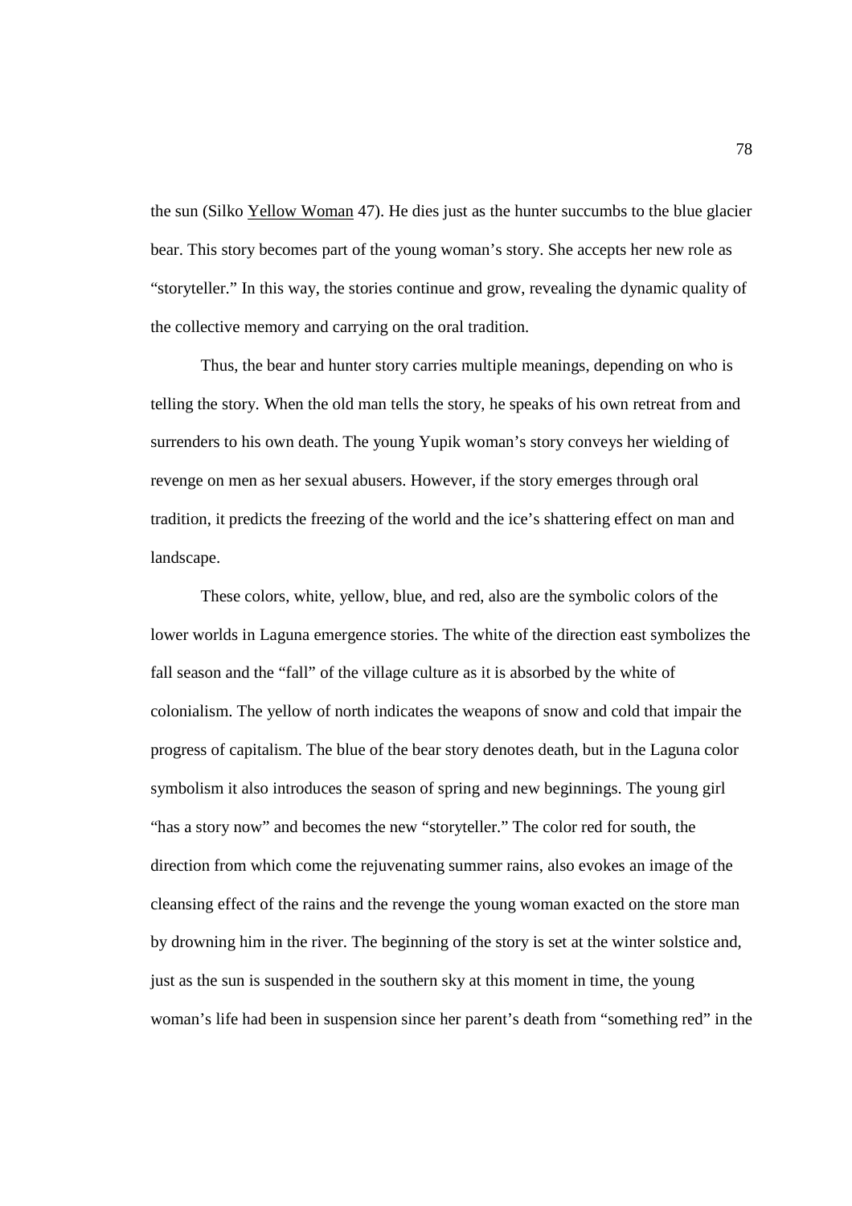the sun (Silko Yellow Woman 47). He dies just as the hunter succumbs to the blue glacier bear. This story becomes part of the young woman's story. She accepts her new role as "storyteller." In this way, the stories continue and grow, revealing the dynamic quality of the collective memory and carrying on the oral tradition.

Thus, the bear and hunter story carries multiple meanings, depending on who is telling the story. When the old man tells the story, he speaks of his own retreat from and surrenders to his own death. The young Yupik woman's story conveys her wielding of revenge on men as her sexual abusers. However, if the story emerges through oral tradition, it predicts the freezing of the world and the ice's shattering effect on man and landscape.

These colors, white, yellow, blue, and red, also are the symbolic colors of the lower worlds in Laguna emergence stories. The white of the direction east symbolizes the fall season and the "fall" of the village culture as it is absorbed by the white of colonialism. The yellow of north indicates the weapons of snow and cold that impair the progress of capitalism. The blue of the bear story denotes death, but in the Laguna color symbolism it also introduces the season of spring and new beginnings. The young girl "has a story now" and becomes the new "storyteller." The color red for south, the direction from which come the rejuvenating summer rains, also evokes an image of the cleansing effect of the rains and the revenge the young woman exacted on the store man by drowning him in the river. The beginning of the story is set at the winter solstice and, just as the sun is suspended in the southern sky at this moment in time, the young woman's life had been in suspension since her parent's death from "something red" in the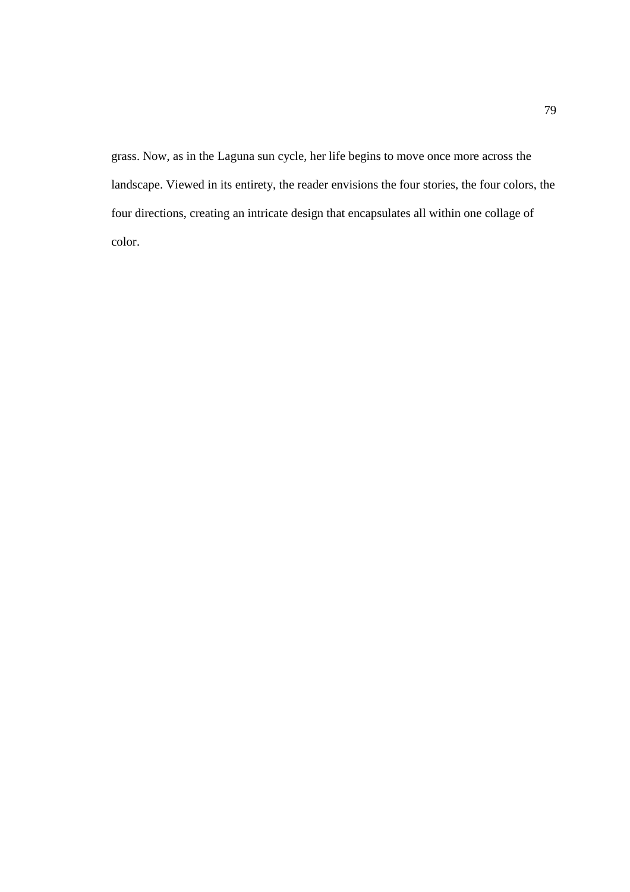grass. Now, as in the Laguna sun cycle, her life begins to move once more across the landscape. Viewed in its entirety, the reader envisions the four stories, the four colors, the four directions, creating an intricate design that encapsulates all within one collage of color.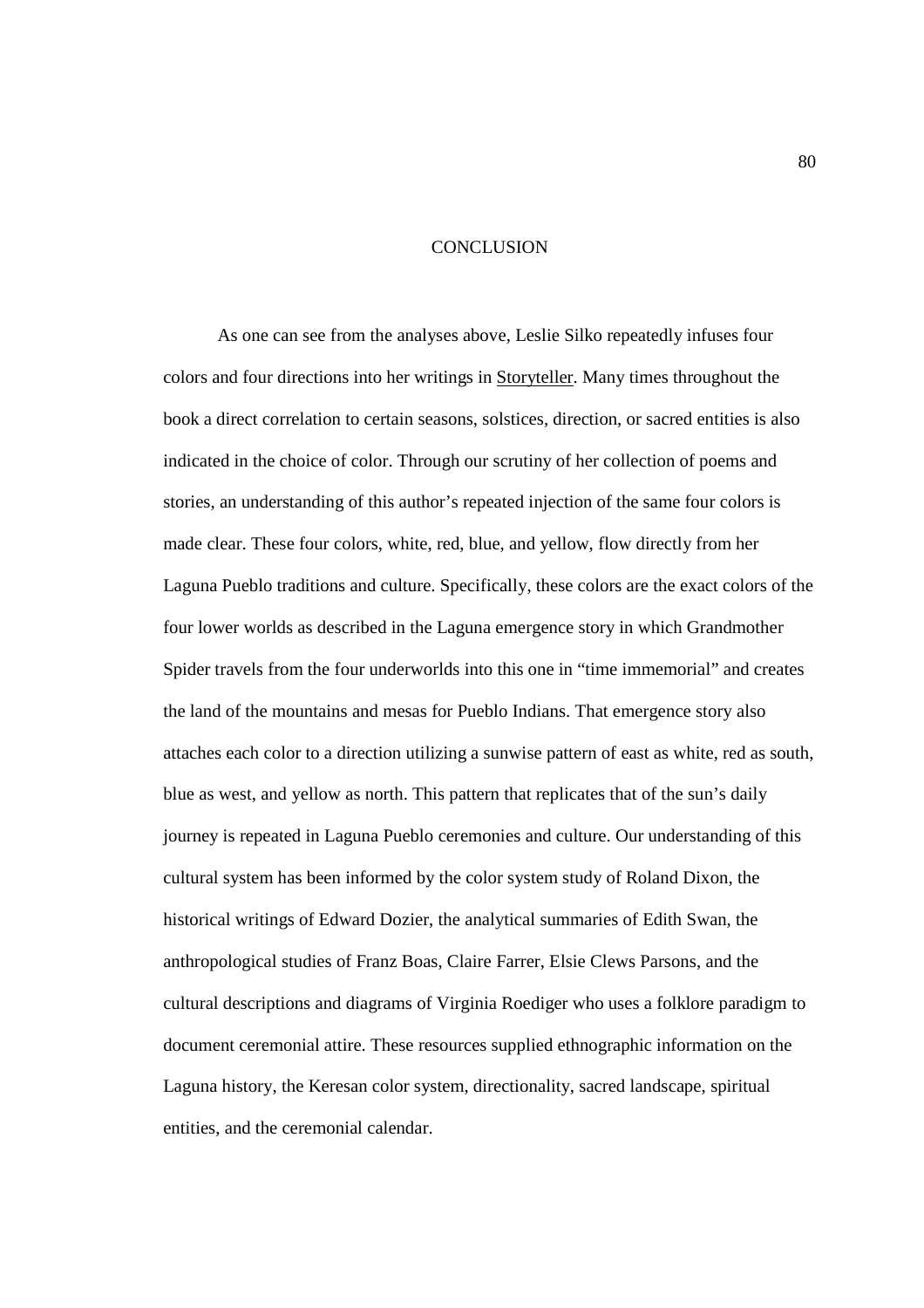# CONCLUSION

As one can see from the analyses above, Leslie Silko repeatedly infuses four colors and four directions into her writings in Storyteller. Many times throughout the book a direct correlation to certain seasons, solstices, direction, or sacred entities is also indicated in the choice of color. Through our scrutiny of her collection of poems and stories, an understanding of this author's repeated injection of the same four colors is made clear. These four colors, white, red, blue, and yellow, flow directly from her Laguna Pueblo traditions and culture. Specifically, these colors are the exact colors of the four lower worlds as described in the Laguna emergence story in which Grandmother Spider travels from the four underworlds into this one in "time immemorial" and creates the land of the mountains and mesas for Pueblo Indians. That emergence story also attaches each color to a direction utilizing a sunwise pattern of east as white, red as south, blue as west, and yellow as north. This pattern that replicates that of the sun's daily journey is repeated in Laguna Pueblo ceremonies and culture. Our understanding of this cultural system has been informed by the color system study of Roland Dixon, the historical writings of Edward Dozier, the analytical summaries of Edith Swan, the anthropological studies of Franz Boas, Claire Farrer, Elsie Clews Parsons, and the cultural descriptions and diagrams of Virginia Roediger who uses a folklore paradigm to document ceremonial attire. These resources supplied ethnographic information on the Laguna history, the Keresan color system, directionality, sacred landscape, spiritual entities, and the ceremonial calendar.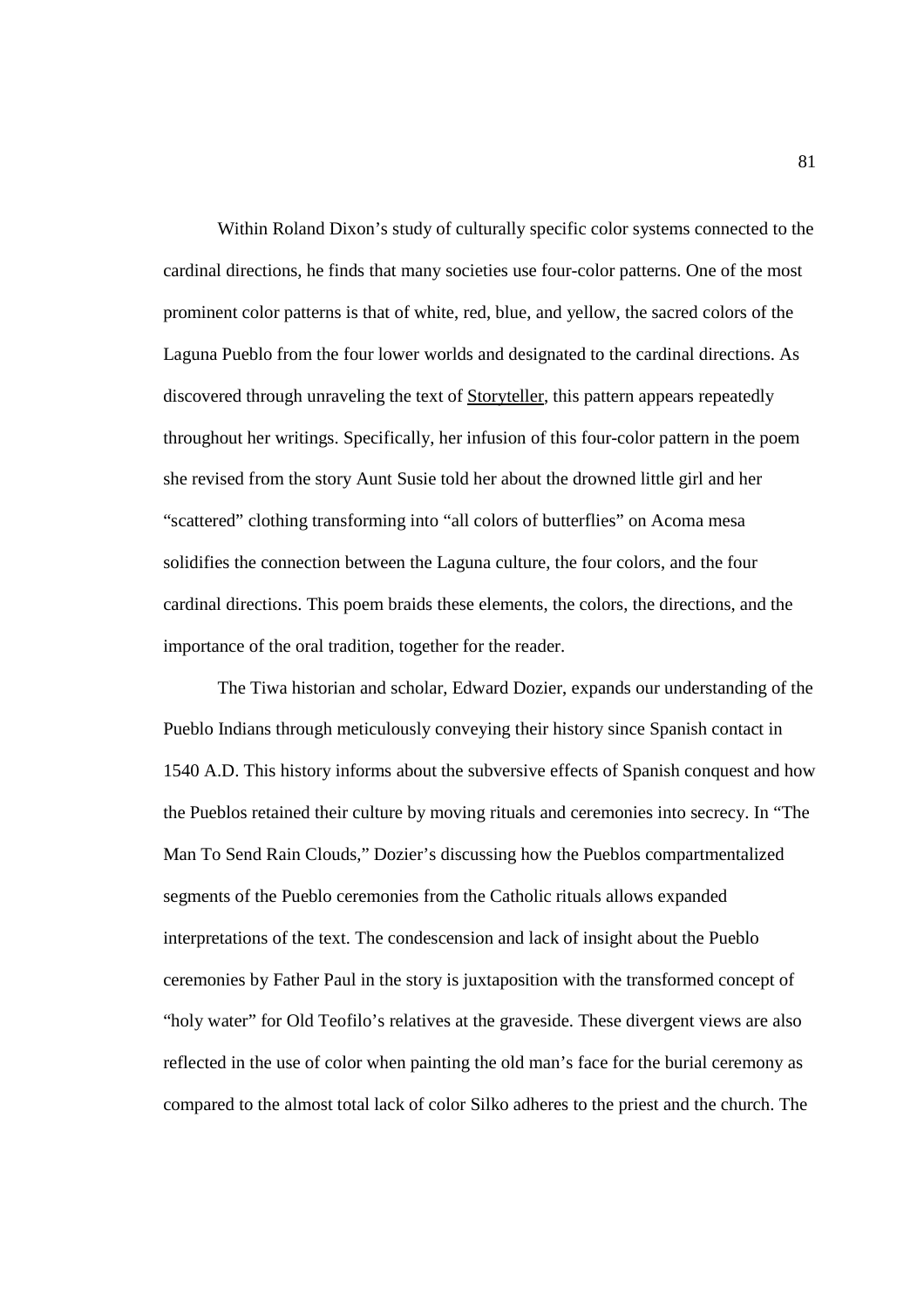Within Roland Dixon's study of culturally specific color systems connected to the cardinal directions, he finds that many societies use four-color patterns. One of the most prominent color patterns is that of white, red, blue, and yellow, the sacred colors of the Laguna Pueblo from the four lower worlds and designated to the cardinal directions. As discovered through unraveling the text of Storyteller, this pattern appears repeatedly throughout her writings. Specifically, her infusion of this four-color pattern in the poem she revised from the story Aunt Susie told her about the drowned little girl and her "scattered" clothing transforming into "all colors of butterflies" on Acoma mesa solidifies the connection between the Laguna culture, the four colors, and the four cardinal directions. This poem braids these elements, the colors, the directions, and the importance of the oral tradition, together for the reader.

The Tiwa historian and scholar, Edward Dozier, expands our understanding of the Pueblo Indians through meticulously conveying their history since Spanish contact in 1540 A.D. This history informs about the subversive effects of Spanish conquest and how the Pueblos retained their culture by moving rituals and ceremonies into secrecy. In "The Man To Send Rain Clouds," Dozier's discussing how the Pueblos compartmentalized segments of the Pueblo ceremonies from the Catholic rituals allows expanded interpretations of the text. The condescension and lack of insight about the Pueblo ceremonies by Father Paul in the story is juxtaposition with the transformed concept of "holy water" for Old Teofilo's relatives at the graveside. These divergent views are also reflected in the use of color when painting the old man's face for the burial ceremony as compared to the almost total lack of color Silko adheres to the priest and the church. The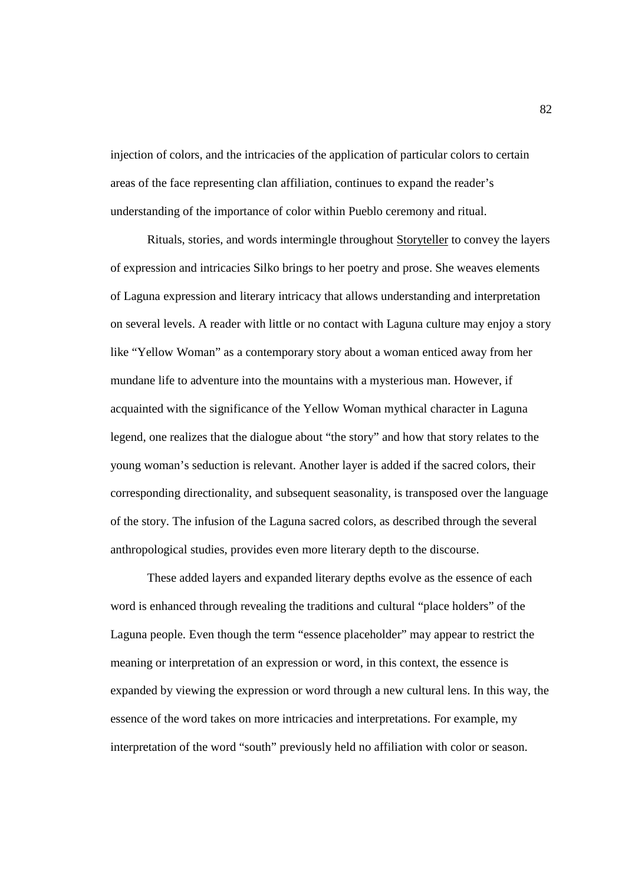injection of colors, and the intricacies of the application of particular colors to certain areas of the face representing clan affiliation, continues to expand the reader's understanding of the importance of color within Pueblo ceremony and ritual.

Rituals, stories, and words intermingle throughout Storyteller to convey the layers of expression and intricacies Silko brings to her poetry and prose. She weaves elements of Laguna expression and literary intricacy that allows understanding and interpretation on several levels. A reader with little or no contact with Laguna culture may enjoy a story like "Yellow Woman" as a contemporary story about a woman enticed away from her mundane life to adventure into the mountains with a mysterious man. However, if acquainted with the significance of the Yellow Woman mythical character in Laguna legend, one realizes that the dialogue about "the story" and how that story relates to the young woman's seduction is relevant. Another layer is added if the sacred colors, their corresponding directionality, and subsequent seasonality, is transposed over the language of the story. The infusion of the Laguna sacred colors, as described through the several anthropological studies, provides even more literary depth to the discourse.

These added layers and expanded literary depths evolve as the essence of each word is enhanced through revealing the traditions and cultural "place holders" of the Laguna people. Even though the term "essence placeholder" may appear to restrict the meaning or interpretation of an expression or word, in this context, the essence is expanded by viewing the expression or word through a new cultural lens. In this way, the essence of the word takes on more intricacies and interpretations. For example, my interpretation of the word "south" previously held no affiliation with color or season.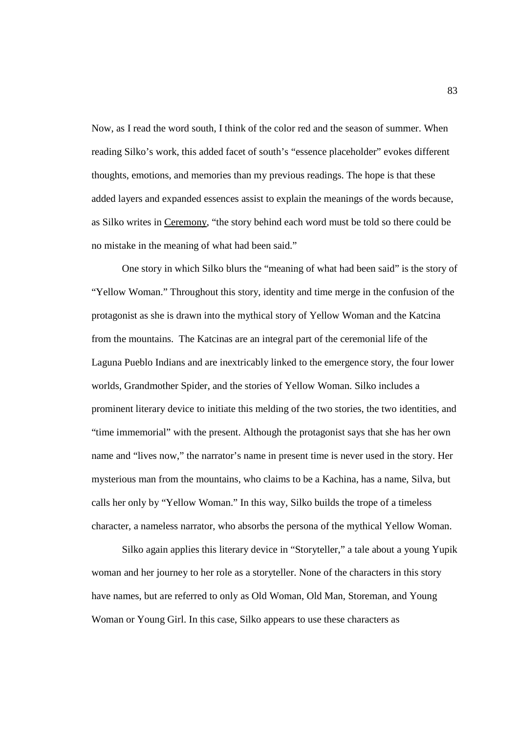Now, as I read the word south, I think of the color red and the season of summer. When reading Silko's work, this added facet of south's "essence placeholder" evokes different thoughts, emotions, and memories than my previous readings. The hope is that these added layers and expanded essences assist to explain the meanings of the words because, as Silko writes in Ceremony, "the story behind each word must be told so there could be no mistake in the meaning of what had been said."

One story in which Silko blurs the "meaning of what had been said" is the story of "Yellow Woman." Throughout this story, identity and time merge in the confusion of the protagonist as she is drawn into the mythical story of Yellow Woman and the Katcina from the mountains. The Katcinas are an integral part of the ceremonial life of the Laguna Pueblo Indians and are inextricably linked to the emergence story, the four lower worlds, Grandmother Spider, and the stories of Yellow Woman. Silko includes a prominent literary device to initiate this melding of the two stories, the two identities, and "time immemorial" with the present. Although the protagonist says that she has her own name and "lives now," the narrator's name in present time is never used in the story. Her mysterious man from the mountains, who claims to be a Kachina, has a name, Silva, but calls her only by "Yellow Woman." In this way, Silko builds the trope of a timeless character, a nameless narrator, who absorbs the persona of the mythical Yellow Woman.

Silko again applies this literary device in "Storyteller," a tale about a young Yupik woman and her journey to her role as a storyteller. None of the characters in this story have names, but are referred to only as Old Woman, Old Man, Storeman, and Young Woman or Young Girl. In this case, Silko appears to use these characters as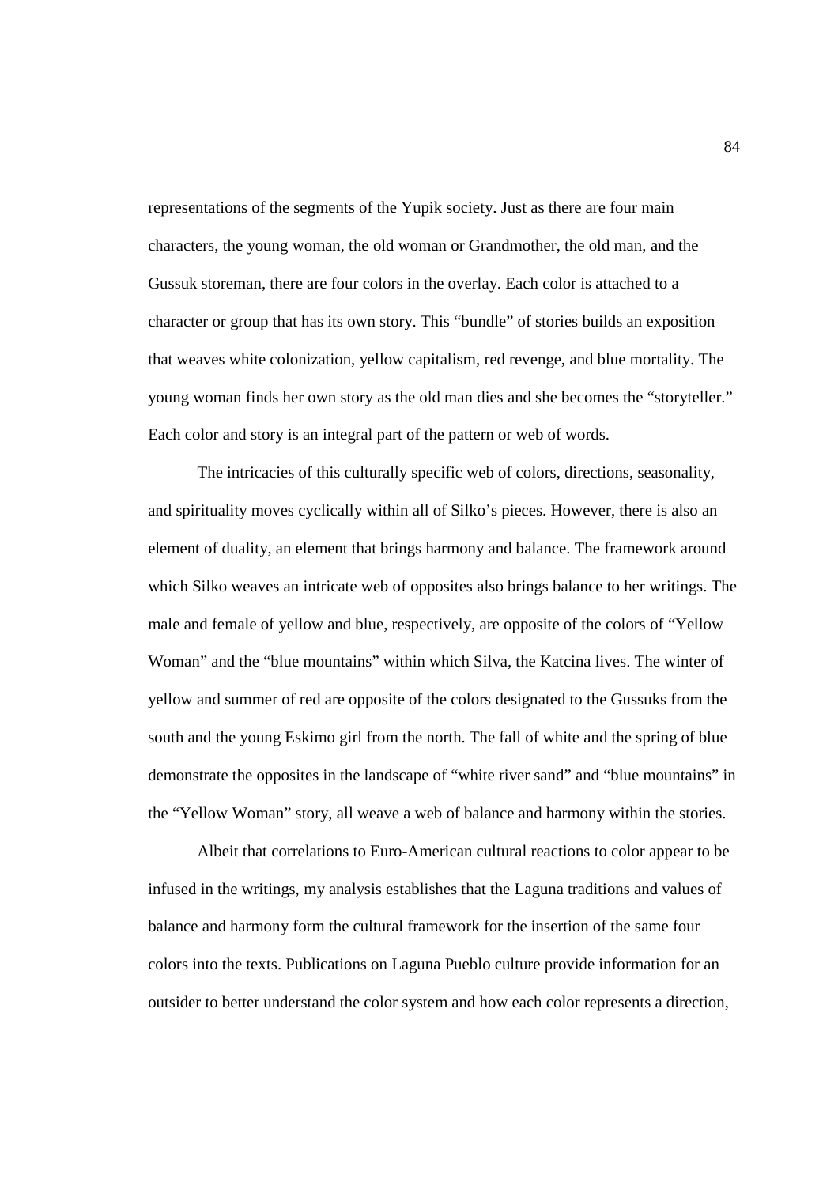representations of the segments of the Yupik society. Just as there are four main characters, the young woman, the old woman or Grandmother, the old man, and the Gussuk storeman, there are four colors in the overlay. Each color is attached to a character or group that has its own story. This "bundle" of stories builds an exposition that weaves white colonization, yellow capitalism, red revenge, and blue mortality. The young woman finds her own story as the old man dies and she becomes the "storyteller." Each color and story is an integral part of the pattern or web of words.

The intricacies of this culturally specific web of colors, directions, seasonality, and spirituality moves cyclically within all of Silko's pieces. However, there is also an element of duality, an element that brings harmony and balance. The framework around which Silko weaves an intricate web of opposites also brings balance to her writings. The male and female of yellow and blue, respectively, are opposite of the colors of "Yellow Woman" and the "blue mountains" within which Silva, the Katcina lives. The winter of yellow and summer of red are opposite of the colors designated to the Gussuks from the south and the young Eskimo girl from the north. The fall of white and the spring of blue demonstrate the opposites in the landscape of "white river sand" and "blue mountains" in the "Yellow Woman" story, all weave a web of balance and harmony within the stories.

Albeit that correlations to Euro-American cultural reactions to color appear to be infused in the writings, my analysis establishes that the Laguna traditions and values of balance and harmony form the cultural framework for the insertion of the same four colors into the texts. Publications on Laguna Pueblo culture provide information for an outsider to better understand the color system and how each color represents a direction,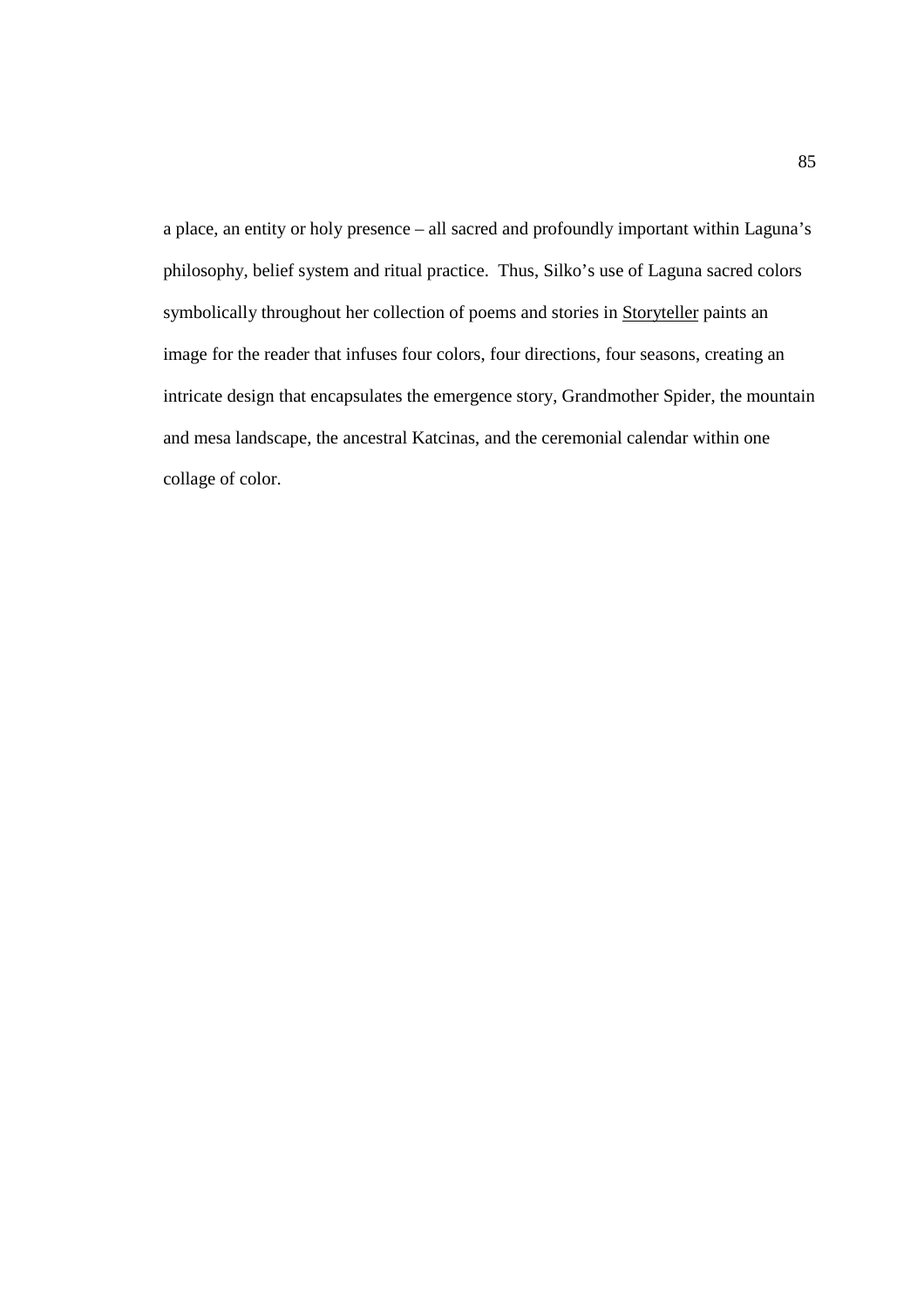a place, an entity or holy presence – all sacred and profoundly important within Laguna's philosophy, belief system and ritual practice. Thus, Silko's use of Laguna sacred colors symbolically throughout her collection of poems and stories in <u>Storyteller</u> paints an image for the reader that infuses four colors, four directions, four seasons, creating an intricate design that encapsulates the emergence story, Grandmother Spider, the mountain and mesa landscape, the ancestral Katcinas, and the ceremonial calendar within one collage of color.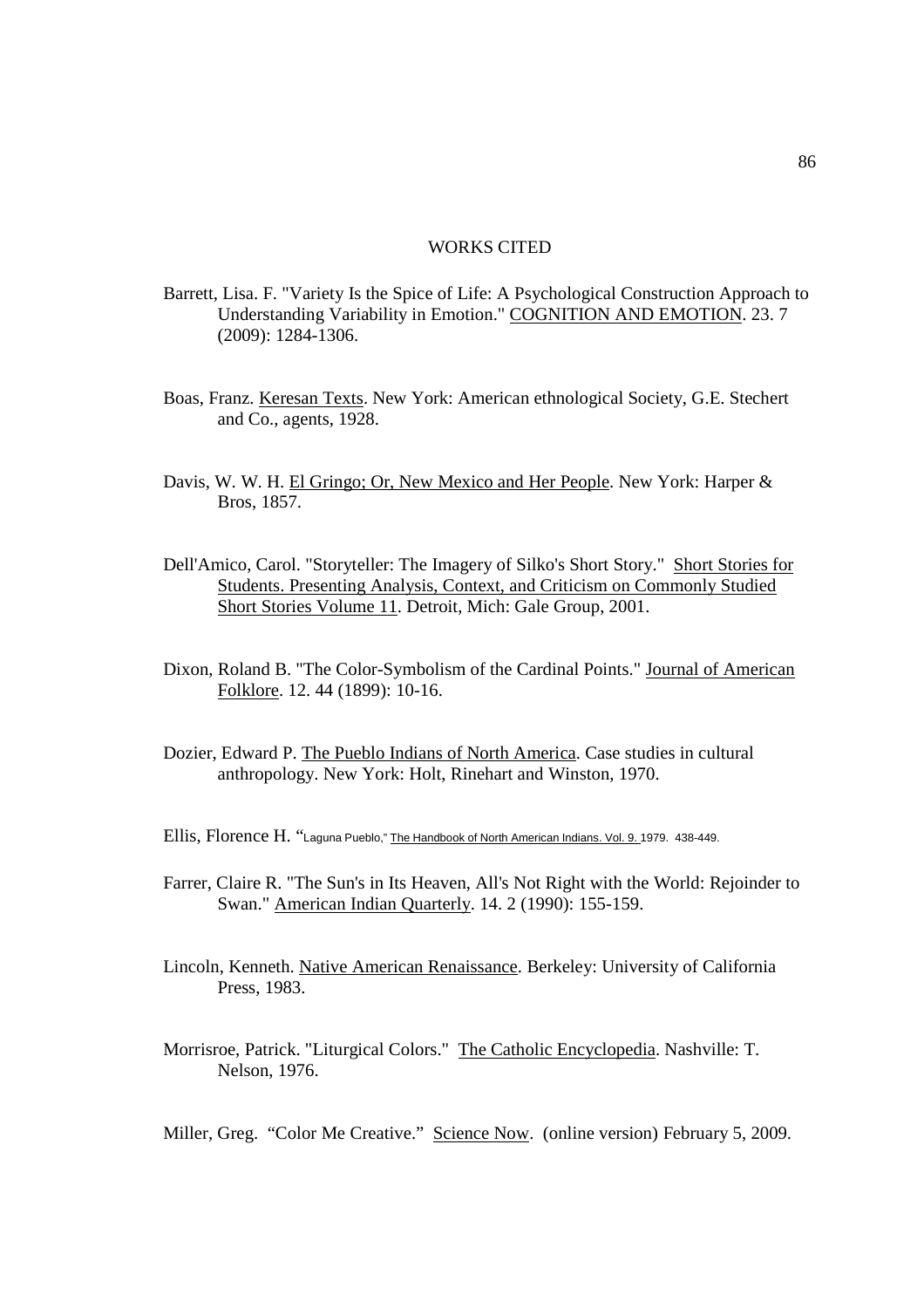# WORKS CITED

Barrett, Lisa. F. "Variety Is the Spice of Life: A Psychological Construction Approach to Understanding Variability in Emotion." COGNITION AND EMOTION. 23. 7 (2009): 1284-1306.

Boas, Franz. Keresan Texts. New York: American ethnological Society, G.E. Stechert and Co., agents, 1928.

Davis, W. W. H. El Gringo; Or, New Mexico and Her People. New York: Harper & Bros, 1857.

Dell'Amico, Carol. "Storyteller: The Imagery of Silko's Short Story." Short Stories for Students. Presenting Analysis, Context, and Criticism on Commonly Studied Short Stories Volume 11. Detroit, Mich: Gale Group, 2001.

Dixon, Roland B. "The Color-Symbolism of the Cardinal Points." Journal of American Folklore. 12. 44 (1899): 10-16.

Dozier, Edward P. The Pueblo Indians of North America. Case studies in cultural anthropology. New York: Holt, Rinehart and Winston, 1970.

Ellis, Florence H. "Laguna Pueblo," The Handbook of North American Indians. Vol. 9. 1979. 438-449.

Farrer, Claire R. "The Sun's in Its Heaven, All's Not Right with the World: Rejoinder to Swan." American Indian Quarterly. 14. 2 (1990): 155-159.

Lincoln, Kenneth. Native American Renaissance. Berkeley: University of California Press, 1983.

Morrisroe, Patrick. "Liturgical Colors." The Catholic Encyclopedia. Nashville: T. Nelson, 1976.

Miller, Greg. "Color Me Creative." Science Now. (online version) February 5, 2009.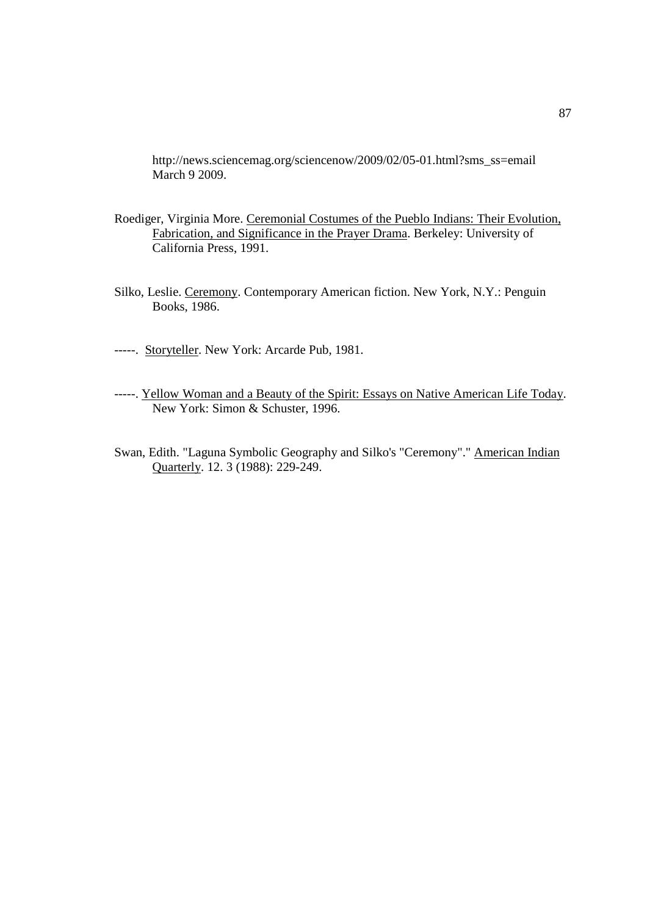http://news.sciencemag.org/sciencenow/2009/02/05-01.html?sms_ss=email March 9 2009.

Roediger, Virginia More. Ceremonial Costumes of the Pueblo Indians: Their Evolution, Fabrication, and Significance in the Prayer Drama. Berkeley: University of California Press, 1991.

Silko, Leslie. Ceremony. Contemporary American fiction. New York, N.Y.: Penguin Books, 1986.

-----. Storyteller. New York: Arcarde Pub, 1981.

-----. Yellow Woman and a Beauty of the Spirit: Essays on Native American Life Today. New York: Simon & Schuster, 1996.

Swan, Edith. "Laguna Symbolic Geography and Silko's "Ceremony"." American Indian Quarterly. 12. 3 (1988): 229-249.